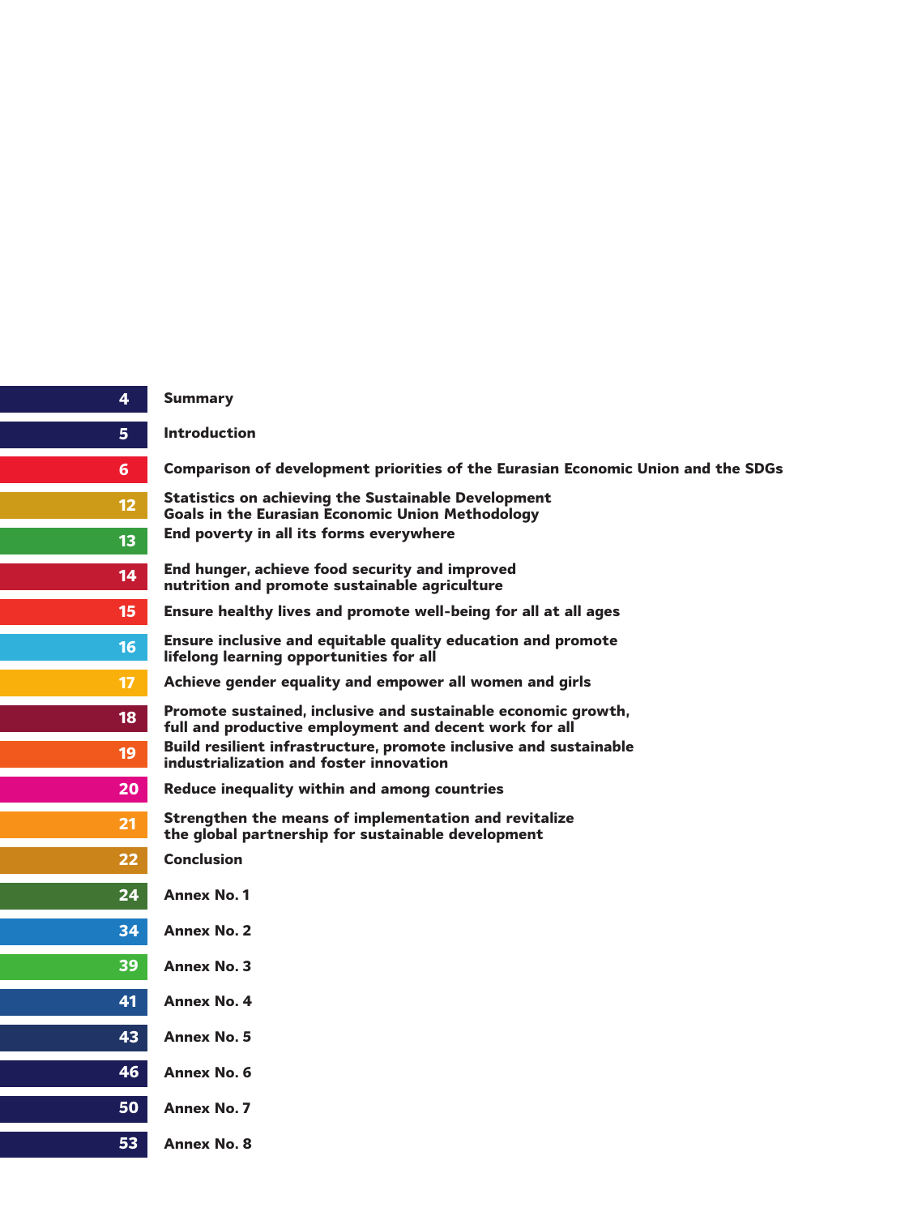| Page | Section |
|---|---|
| 4 | Summary |
| 5 | Introduction |
| 6 | Comparison of development priorities of the Eurasian Economic Union and the SDGs |
| 12 | Statistics on achieving the Sustainable Development Goals in the Eurasian Economic Union Methodology |
| 13 | End poverty in all its forms everywhere |
| 14 | End hunger, achieve food security and improved nutrition and promote sustainable agriculture |
| 15 | Ensure healthy lives and promote well-being for all at all ages |
| 16 | Ensure inclusive and equitable quality education and promote lifelong learning opportunities for all |
| 17 | Achieve gender equality and empower all women and girls |
| 18 | Promote sustained, inclusive and sustainable economic growth, full and productive employment and decent work for all |
| 19 | Build resilient infrastructure, promote inclusive and sustainable industrialization and foster innovation |
| 20 | Reduce inequality within and among countries |
| 21 | Strengthen the means of implementation and revitalize the global partnership for sustainable development |
| 22 | Conclusion |
| 24 | Annex No. 1 |
| 34 | Annex No. 2 |
| 39 | Annex No. 3 |
| 41 | Annex No. 4 |
| 43 | Annex No. 5 |
| 46 | Annex No. 6 |
| 50 | Annex No. 7 |
| 53 | Annex No. 8 |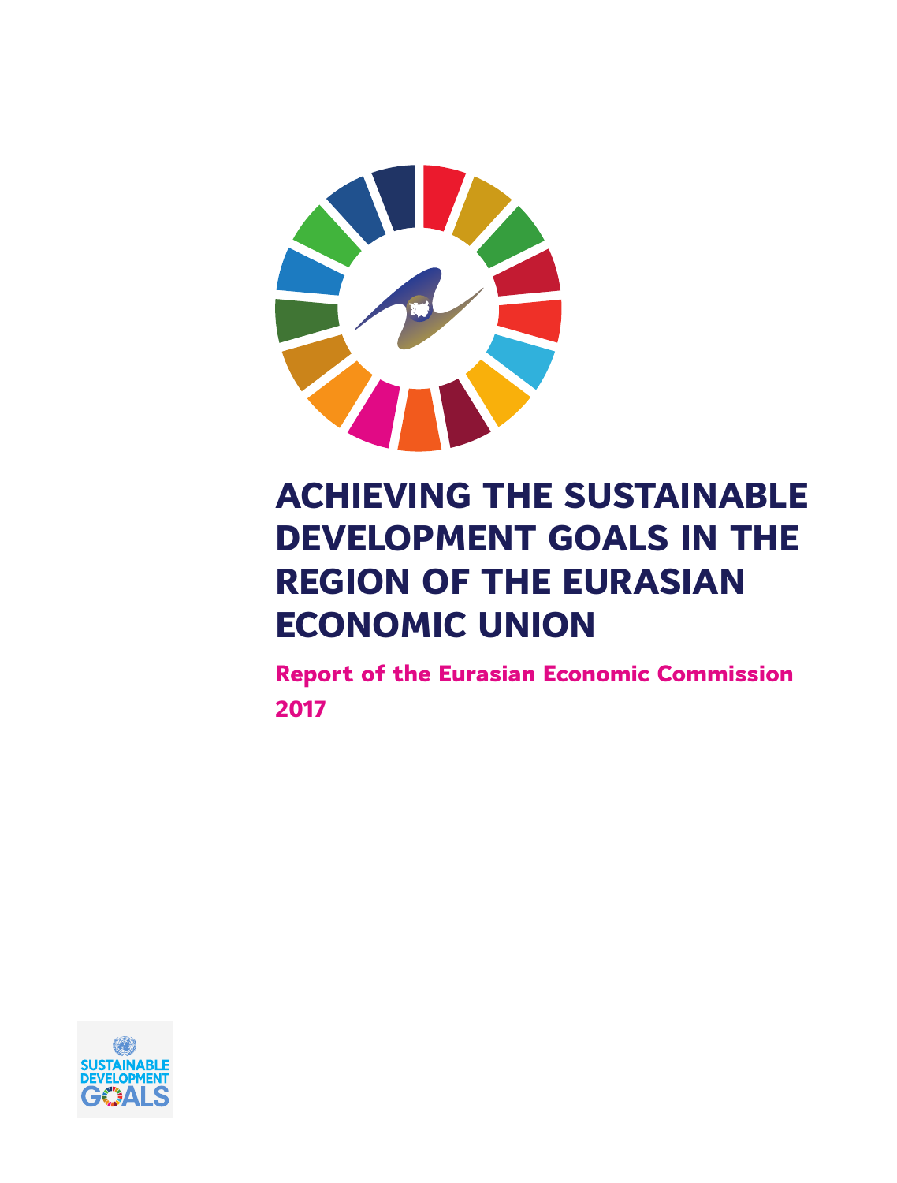# ACHIEVING THE SUSTAINABLE DEVELOPMENT GOALS IN THE REGION OF THE EURASIAN ECONOMIC UNION

**Report of the Eurasian Economic Commission**

**2017**

SUSTAINABLE DEVELOPMENT GOALS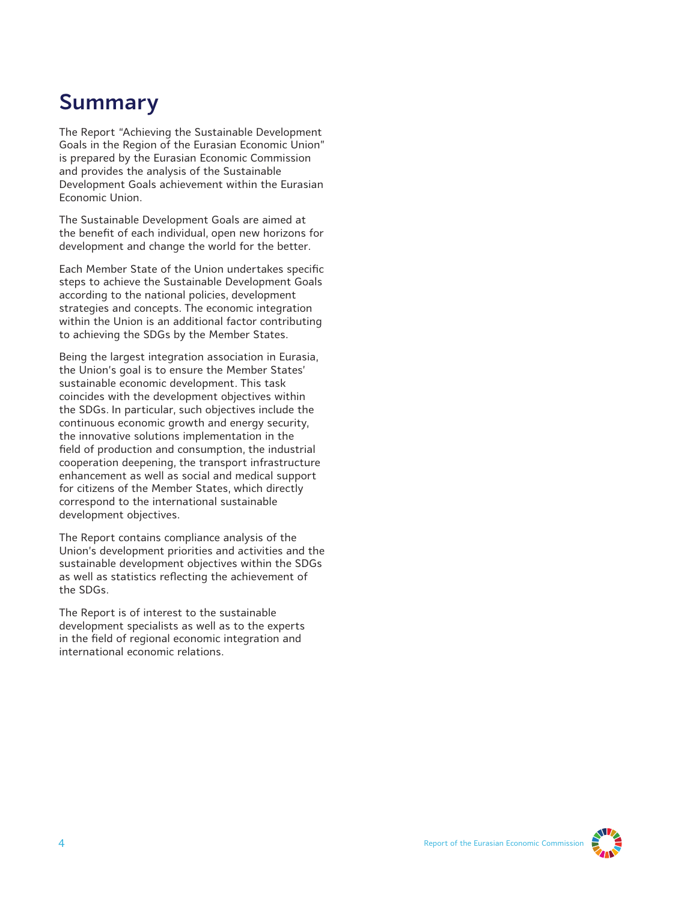# Summary

The Report "Achieving the Sustainable Development Goals in the Region of the Eurasian Economic Union" is prepared by the Eurasian Economic Commission and provides the analysis of the Sustainable Development Goals achievement within the Eurasian Economic Union.

The Sustainable Development Goals are aimed at the benefit of each individual, open new horizons for development and change the world for the better.

Each Member State of the Union undertakes specific steps to achieve the Sustainable Development Goals according to the national policies, development strategies and concepts. The economic integration within the Union is an additional factor contributing to achieving the SDGs by the Member States.

Being the largest integration association in Eurasia, the Union's goal is to ensure the Member States' sustainable economic development. This task coincides with the development objectives within the SDGs. In particular, such objectives include the continuous economic growth and energy security, the innovative solutions implementation in the field of production and consumption, the industrial cooperation deepening, the transport infrastructure enhancement as well as social and medical support for citizens of the Member States, which directly correspond to the international sustainable development objectives.

The Report contains compliance analysis of the Union's development priorities and activities and the sustainable development objectives within the SDGs as well as statistics reflecting the achievement of the SDGs.

The Report is of interest to the sustainable development specialists as well as to the experts in the field of regional economic integration and international economic relations.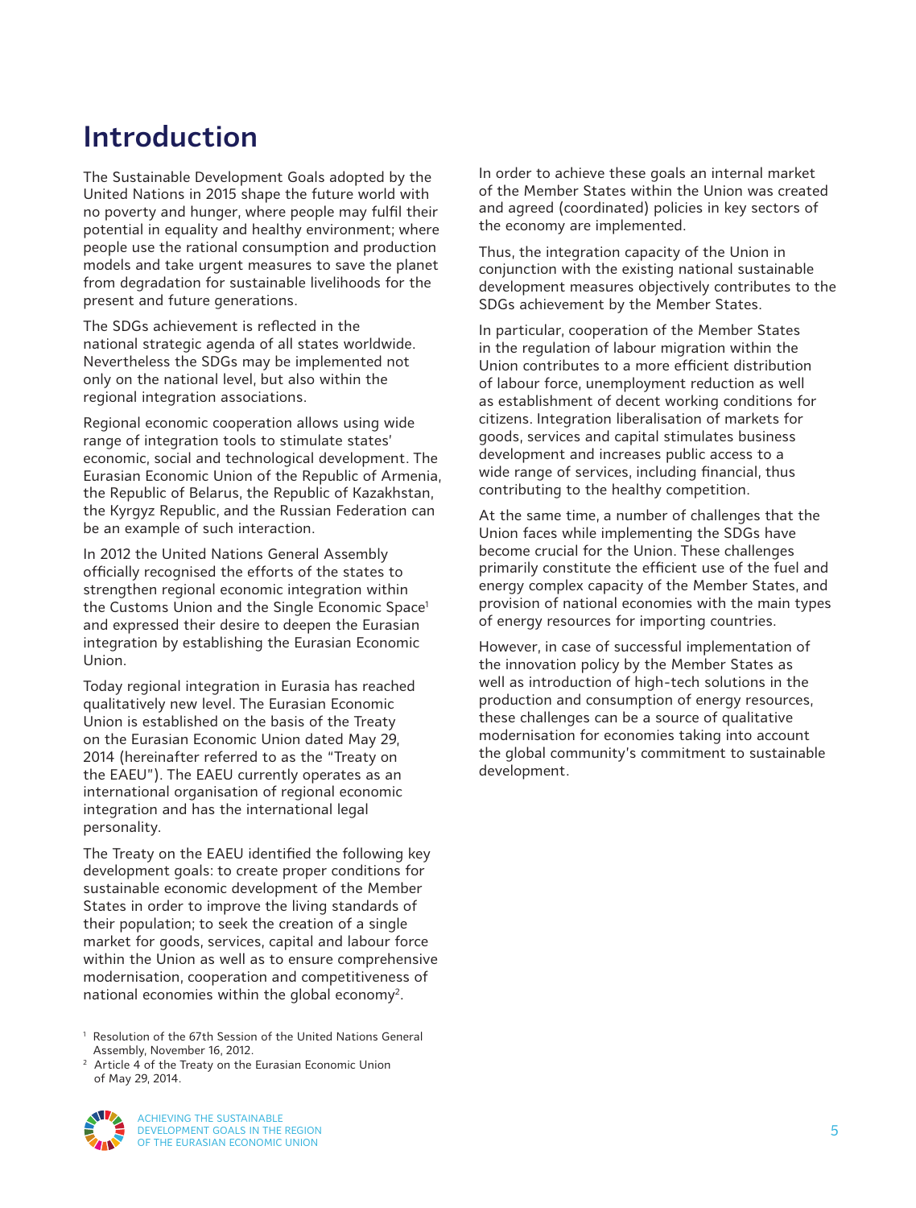# Introduction

The Sustainable Development Goals adopted by the United Nations in 2015 shape the future world with no poverty and hunger, where people may fulfil their potential in equality and healthy environment; where people use the rational consumption and production models and take urgent measures to save the planet from degradation for sustainable livelihoods for the present and future generations.

The SDGs achievement is reflected in the national strategic agenda of all states worldwide. Nevertheless the SDGs may be implemented not only on the national level, but also within the regional integration associations.

Regional economic cooperation allows using wide range of integration tools to stimulate states' economic, social and technological development. The Eurasian Economic Union of the Republic of Armenia, the Republic of Belarus, the Republic of Kazakhstan, the Kyrgyz Republic, and the Russian Federation can be an example of such interaction.

In 2012 the United Nations General Assembly officially recognised the efforts of the states to strengthen regional economic integration within the Customs Union and the Single Economic Space[1] and expressed their desire to deepen the Eurasian integration by establishing the Eurasian Economic Union.

Today regional integration in Eurasia has reached qualitatively new level. The Eurasian Economic Union is established on the basis of the Treaty on the Eurasian Economic Union dated May 29, 2014 (hereinafter referred to as the "Treaty on the EAEU"). The EAEU currently operates as an international organisation of regional economic integration and has the international legal personality.

The Treaty on the EAEU identified the following key development goals: to create proper conditions for sustainable economic development of the Member States in order to improve the living standards of their population; to seek the creation of a single market for goods, services, capital and labour force within the Union as well as to ensure comprehensive modernisation, cooperation and competitiveness of national economies within the global economy[2].

In order to achieve these goals an internal market of the Member States within the Union was created and agreed (coordinated) policies in key sectors of the economy are implemented.

Thus, the integration capacity of the Union in conjunction with the existing national sustainable development measures objectively contributes to the SDGs achievement by the Member States.

In particular, cooperation of the Member States in the regulation of labour migration within the Union contributes to a more efficient distribution of labour force, unemployment reduction as well as establishment of decent working conditions for citizens. Integration liberalisation of markets for goods, services and capital stimulates business development and increases public access to a wide range of services, including financial, thus contributing to the healthy competition.

At the same time, a number of challenges that the Union faces while implementing the SDGs have become crucial for the Union. These challenges primarily constitute the efficient use of the fuel and energy complex capacity of the Member States, and provision of national economies with the main types of energy resources for importing countries.

However, in case of successful implementation of the innovation policy by the Member States as well as introduction of high-tech solutions in the production and consumption of energy resources, these challenges can be a source of qualitative modernisation for economies taking into account the global community's commitment to sustainable development.

[1] Resolution of the 67th Session of the United Nations General Assembly, November 16, 2012.

[2] Article 4 of the Treaty on the Eurasian Economic Union of May 29, 2014.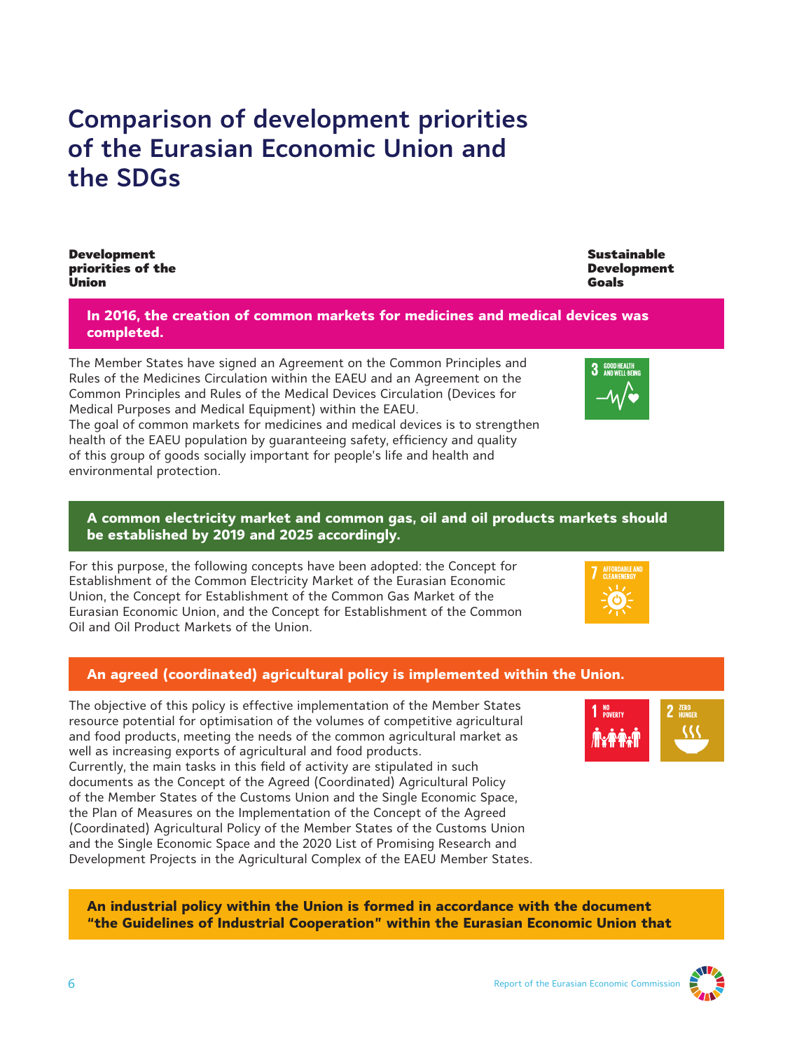# Comparison of development priorities of the Eurasian Economic Union and the SDGs

**Development priorities of the Union** | **Sustainable Development Goals**

**In 2016, the creation of common markets for medicines and medical devices was completed.**

The Member States have signed an Agreement on the Common Principles and Rules of the Medicines Circulation within the EAEU and an Agreement on the Common Principles and Rules of the Medical Devices Circulation (Devices for Medical Purposes and Medical Equipment) within the EAEU.
The goal of common markets for medicines and medical devices is to strengthen health of the EAEU population by guaranteeing safety, efficiency and quality of this group of goods socially important for people's life and health and environmental protection.

3 GOOD HEALTH AND WELL-BEING

**A common electricity market and common gas, oil and oil products markets should be established by 2019 and 2025 accordingly.**

For this purpose, the following concepts have been adopted: the Concept for Establishment of the Common Electricity Market of the Eurasian Economic Union, the Concept for Establishment of the Common Gas Market of the Eurasian Economic Union, and the Concept for Establishment of the Common Oil and Oil Product Markets of the Union.

7 AFFORDABLE AND CLEAN ENERGY

**An agreed (coordinated) agricultural policy is implemented within the Union.**

The objective of this policy is effective implementation of the Member States resource potential for optimisation of the volumes of competitive agricultural and food products, meeting the needs of the common agricultural market as well as increasing exports of agricultural and food products.
Currently, the main tasks in this field of activity are stipulated in such documents as the Concept of the Agreed (Coordinated) Agricultural Policy of the Member States of the Customs Union and the Single Economic Space, the Plan of Measures on the Implementation of the Concept of the Agreed (Coordinated) Agricultural Policy of the Member States of the Customs Union and the Single Economic Space and the 2020 List of Promising Research and Development Projects in the Agricultural Complex of the EAEU Member States.

1 NO POVERTY | 2 ZERO HUNGER

**An industrial policy within the Union is formed in accordance with the document "the Guidelines of Industrial Cooperation" within the Eurasian Economic Union that**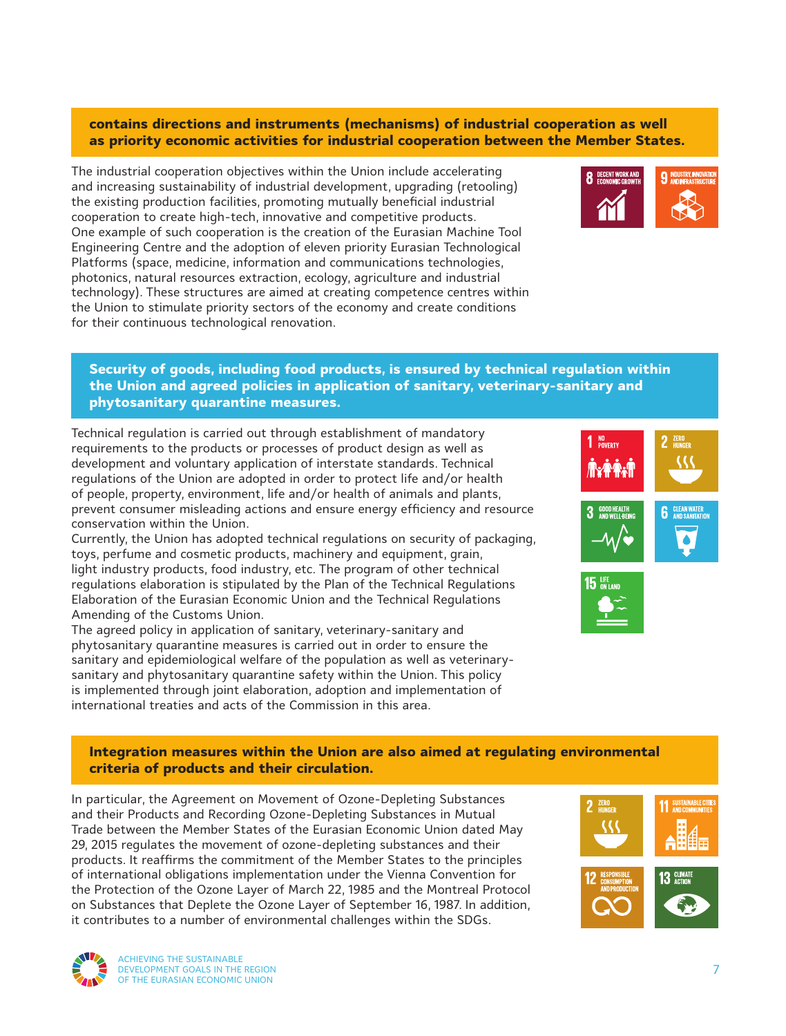**contains directions and instruments (mechanisms) of industrial cooperation as well as priority economic activities for industrial cooperation between the Member States.**

The industrial cooperation objectives within the Union include accelerating and increasing sustainability of industrial development, upgrading (retooling) the existing production facilities, promoting mutually beneficial industrial cooperation to create high-tech, innovative and competitive products.
One example of such cooperation is the creation of the Eurasian Machine Tool Engineering Centre and the adoption of eleven priority Eurasian Technological Platforms (space, medicine, information and communications technologies, photonics, natural resources extraction, ecology, agriculture and industrial technology). These structures are aimed at creating competence centres within the Union to stimulate priority sectors of the economy and create conditions for their continuous technological renovation.

**Security of goods, including food products, is ensured by technical regulation within the Union and agreed policies in application of sanitary, veterinary-sanitary and phytosanitary quarantine measures.**

Technical regulation is carried out through establishment of mandatory requirements to the products or processes of product design as well as development and voluntary application of interstate standards. Technical regulations of the Union are adopted in order to protect life and/or health of people, property, environment, life and/or health of animals and plants, prevent consumer misleading actions and ensure energy efficiency and resource conservation within the Union.
Currently, the Union has adopted technical regulations on security of packaging, toys, perfume and cosmetic products, machinery and equipment, grain, light industry products, food industry, etc. The program of other technical regulations elaboration is stipulated by the Plan of the Technical Regulations Elaboration of the Eurasian Economic Union and the Technical Regulations Amending of the Customs Union.
The agreed policy in application of sanitary, veterinary-sanitary and phytosanitary quarantine measures is carried out in order to ensure the sanitary and epidemiological welfare of the population as well as veterinary-sanitary and phytosanitary quarantine safety within the Union. This policy is implemented through joint elaboration, adoption and implementation of international treaties and acts of the Commission in this area.

**Integration measures within the Union are also aimed at regulating environmental criteria of products and their circulation.**

In particular, the Agreement on Movement of Ozone-Depleting Substances and their Products and Recording Ozone-Depleting Substances in Mutual Trade between the Member States of the Eurasian Economic Union dated May 29, 2015 regulates the movement of ozone-depleting substances and their products. It reaffirms the commitment of the Member States to the principles of international obligations implementation under the Vienna Convention for the Protection of the Ozone Layer of March 22, 1985 and the Montreal Protocol on Substances that Deplete the Ozone Layer of September 16, 1987. In addition, it contributes to a number of environmental challenges within the SDGs.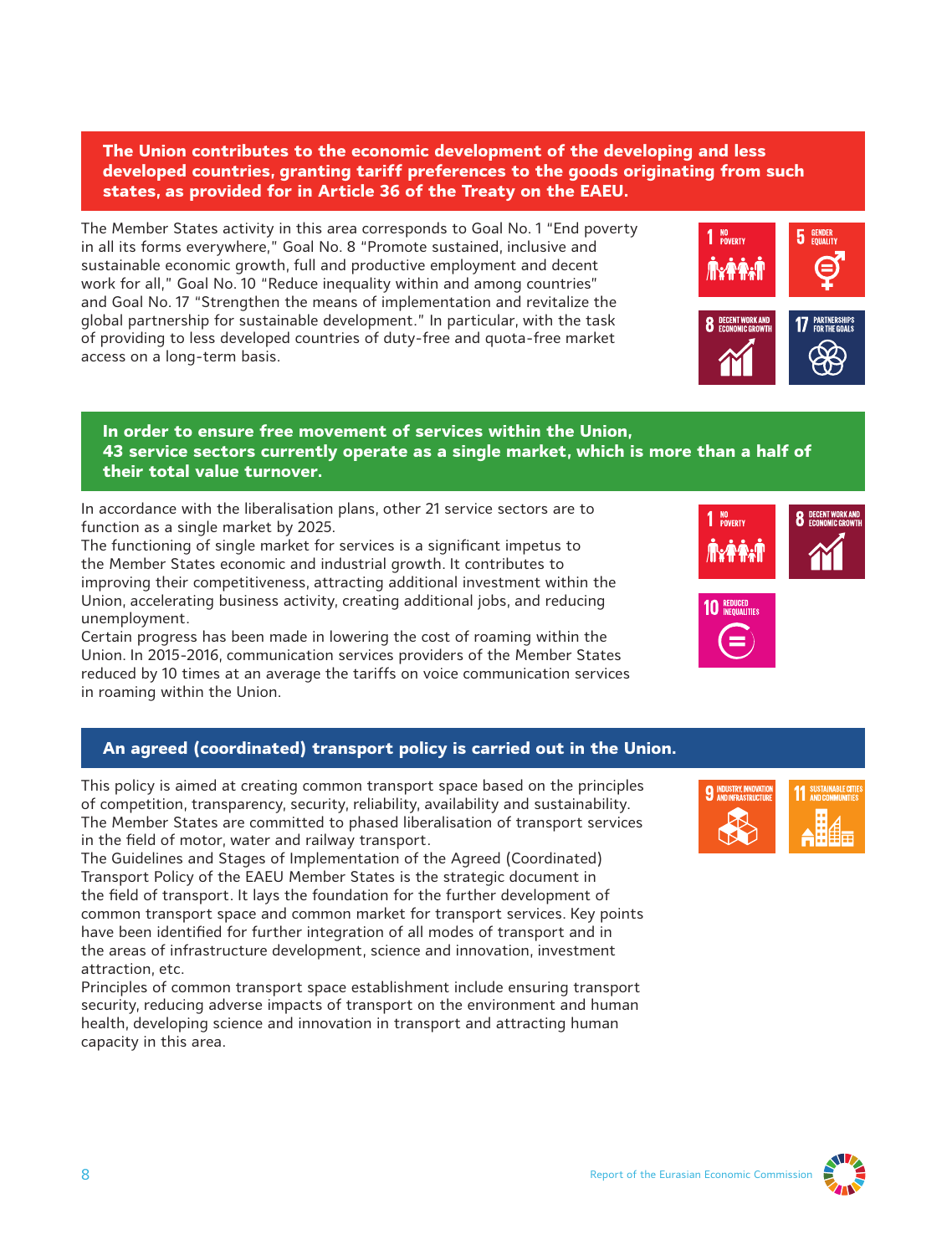## The Union contributes to the economic development of the developing and less developed countries, granting tariff preferences to the goods originating from such states, as provided for in Article 36 of the Treaty on the EAEU.

The Member States activity in this area corresponds to Goal No. 1 "End poverty in all its forms everywhere," Goal No. 8 "Promote sustained, inclusive and sustainable economic growth, full and productive employment and decent work for all," Goal No. 10 "Reduce inequality within and among countries" and Goal No. 17 "Strengthen the means of implementation and revitalize the global partnership for sustainable development." In particular, with the task of providing to less developed countries of duty-free and quota-free market access on a long-term basis.

1 NO POVERTY | 5 GENDER EQUALITY | 8 DECENT WORK AND ECONOMIC GROWTH | 17 PARTNERSHIPS FOR THE GOALS

## In order to ensure free movement of services within the Union, 43 service sectors currently operate as a single market, which is more than a half of their total value turnover.

In accordance with the liberalisation plans, other 21 service sectors are to function as a single market by 2025.

The functioning of single market for services is a significant impetus to the Member States economic and industrial growth. It contributes to improving their competitiveness, attracting additional investment within the Union, accelerating business activity, creating additional jobs, and reducing unemployment.

Certain progress has been made in lowering the cost of roaming within the Union. In 2015-2016, communication services providers of the Member States reduced by 10 times at an average the tariffs on voice communication services in roaming within the Union.

1 NO POVERTY | 8 DECENT WORK AND ECONOMIC GROWTH | 10 REDUCED INEQUALITIES

## An agreed (coordinated) transport policy is carried out in the Union.

This policy is aimed at creating common transport space based on the principles of competition, transparency, security, reliability, availability and sustainability. The Member States are committed to phased liberalisation of transport services in the field of motor, water and railway transport.

The Guidelines and Stages of Implementation of the Agreed (Coordinated) Transport Policy of the EAEU Member States is the strategic document in the field of transport. It lays the foundation for the further development of common transport space and common market for transport services. Key points have been identified for further integration of all modes of transport and in the areas of infrastructure development, science and innovation, investment attraction, etc.

Principles of common transport space establishment include ensuring transport security, reducing adverse impacts of transport on the environment and human health, developing science and innovation in transport and attracting human capacity in this area.

9 INDUSTRY, INNOVATION AND INFRASTRUCTURE | 11 SUSTAINABLE CITIES AND COMMUNITIES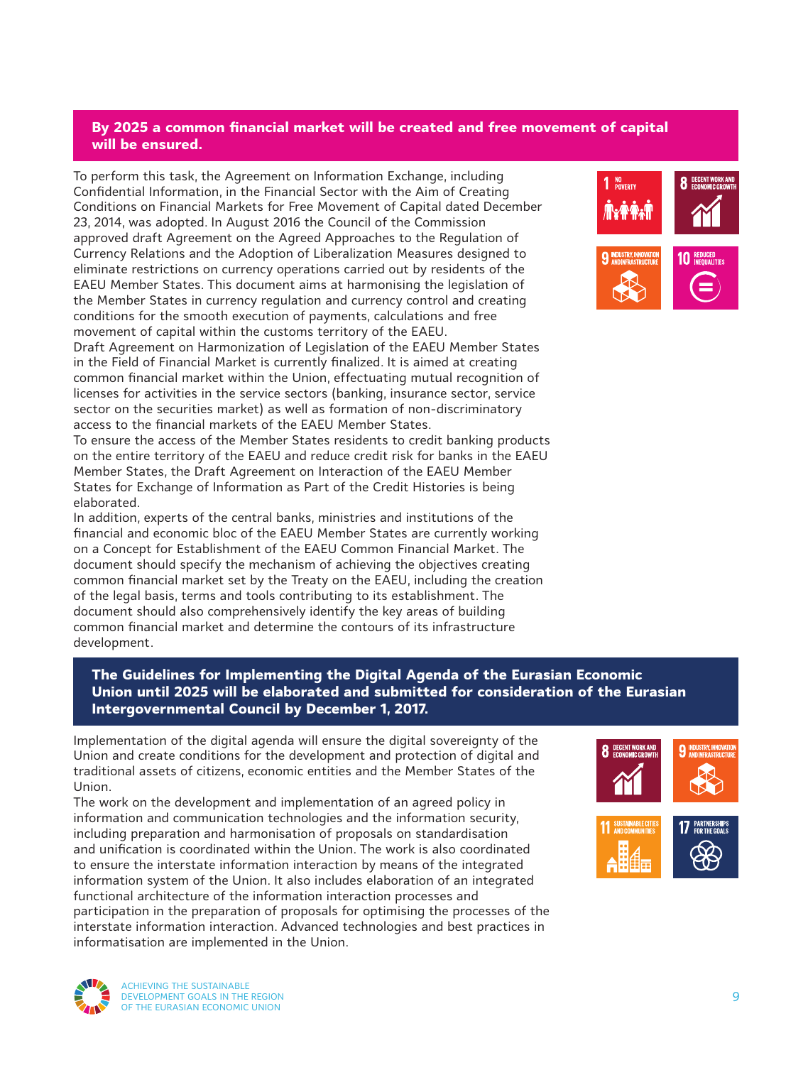**By 2025 a common financial market will be created and free movement of capital will be ensured.**

To perform this task, the Agreement on Information Exchange, including Confidential Information, in the Financial Sector with the Aim of Creating Conditions on Financial Markets for Free Movement of Capital dated December 23, 2014, was adopted. In August 2016 the Council of the Commission approved draft Agreement on the Agreed Approaches to the Regulation of Currency Relations and the Adoption of Liberalization Measures designed to eliminate restrictions on currency operations carried out by residents of the EAEU Member States. This document aims at harmonising the legislation of the Member States in currency regulation and currency control and creating conditions for the smooth execution of payments, calculations and free movement of capital within the customs territory of the EAEU.

Draft Agreement on Harmonization of Legislation of the EAEU Member States in the Field of Financial Market is currently finalized. It is aimed at creating common financial market within the Union, effectuating mutual recognition of licenses for activities in the service sectors (banking, insurance sector, service sector on the securities market) as well as formation of non-discriminatory access to the financial markets of the EAEU Member States.

To ensure the access of the Member States residents to credit banking products on the entire territory of the EAEU and reduce credit risk for banks in the EAEU Member States, the Draft Agreement on Interaction of the EAEU Member States for Exchange of Information as Part of the Credit Histories is being elaborated.

In addition, experts of the central banks, ministries and institutions of the financial and economic bloc of the EAEU Member States are currently working on a Concept for Establishment of the EAEU Common Financial Market. The document should specify the mechanism of achieving the objectives creating common financial market set by the Treaty on the EAEU, including the creation of the legal basis, terms and tools contributing to its establishment. The document should also comprehensively identify the key areas of building common financial market and determine the contours of its infrastructure development.

1 NO POVERTY | 8 DECENT WORK AND ECONOMIC GROWTH | 9 INDUSTRY, INNOVATION AND INFRASTRUCTURE | 10 REDUCED INEQUALITIES

**The Guidelines for Implementing the Digital Agenda of the Eurasian Economic Union until 2025 will be elaborated and submitted for consideration of the Eurasian Intergovernmental Council by December 1, 2017.**

Implementation of the digital agenda will ensure the digital sovereignty of the Union and create conditions for the development and protection of digital and traditional assets of citizens, economic entities and the Member States of the Union.

The work on the development and implementation of an agreed policy in information and communication technologies and the information security, including preparation and harmonisation of proposals on standardisation and unification is coordinated within the Union. The work is also coordinated to ensure the interstate information interaction by means of the integrated information system of the Union. It also includes elaboration of an integrated functional architecture of the information interaction processes and participation in the preparation of proposals for optimising the processes of the interstate information interaction. Advanced technologies and best practices in informatisation are implemented in the Union.

8 DECENT WORK AND ECONOMIC GROWTH | 9 INDUSTRY, INNOVATION AND INFRASTRUCTURE | 11 SUSTAINABLE CITIES AND COMMUNITIES | 17 PARTNERSHIPS FOR THE GOALS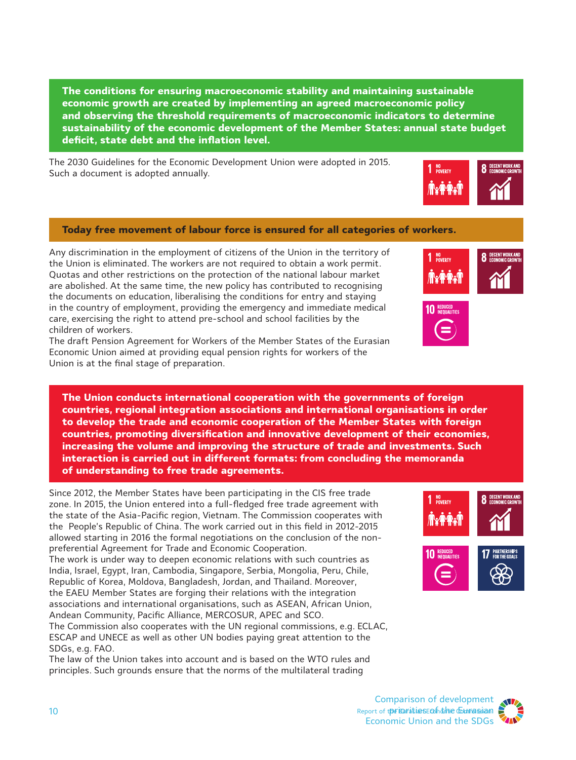**The conditions for ensuring macroeconomic stability and maintaining sustainable economic growth are created by implementing an agreed macroeconomic policy and observing the threshold requirements of macroeconomic indicators to determine sustainability of the economic development of the Member States: annual state budget deficit, state debt and the inflation level.**

The 2030 Guidelines for the Economic Development Union were adopted in 2015. Such a document is adopted annually.

1 NO POVERTY | 8 DECENT WORK AND ECONOMIC GROWTH

**Today free movement of labour force is ensured for all categories of workers.**

Any discrimination in the employment of citizens of the Union in the territory of the Union is eliminated. The workers are not required to obtain a work permit. Quotas and other restrictions on the protection of the national labour market are abolished. At the same time, the new policy has contributed to recognising the documents on education, liberalising the conditions for entry and staying in the country of employment, providing the emergency and immediate medical care, exercising the right to attend pre-school and school facilities by the children of workers.
The draft Pension Agreement for Workers of the Member States of the Eurasian Economic Union aimed at providing equal pension rights for workers of the Union is at the final stage of preparation.

1 NO POVERTY | 8 DECENT WORK AND ECONOMIC GROWTH | 10 REDUCED INEQUALITIES

**The Union conducts international cooperation with the governments of foreign countries, regional integration associations and international organisations in order to develop the trade and economic cooperation of the Member States with foreign countries, promoting diversification and innovative development of their economies, increasing the volume and improving the structure of trade and investments. Such interaction is carried out in different formats: from concluding the memoranda of understanding to free trade agreements.**

Since 2012, the Member States have been participating in the CIS free trade zone. In 2015, the Union entered into a full-fledged free trade agreement with the state of the Asia-Pacific region, Vietnam. The Commission cooperates with the People's Republic of China. The work carried out in this field in 2012-2015 allowed starting in 2016 the formal negotiations on the conclusion of the non-preferential Agreement for Trade and Economic Cooperation.
The work is under way to deepen economic relations with such countries as India, Israel, Egypt, Iran, Cambodia, Singapore, Serbia, Mongolia, Peru, Chile, Republic of Korea, Moldova, Bangladesh, Jordan, and Thailand. Moreover, the EAEU Member States are forging their relations with the integration associations and international organisations, such as ASEAN, African Union, Andean Community, Pacific Alliance, MERCOSUR, APEC and SCO.
The Commission also cooperates with the UN regional commissions, e.g. ECLAC, ESCAP and UNECE as well as other UN bodies paying great attention to the SDGs, e.g. FAO.
The law of the Union takes into account and is based on the WTO rules and principles. Such grounds ensure that the norms of the multilateral trading

1 NO POVERTY | 8 DECENT WORK AND ECONOMIC GROWTH | 10 REDUCED INEQUALITIES | 17 PARTNERSHIPS FOR THE GOALS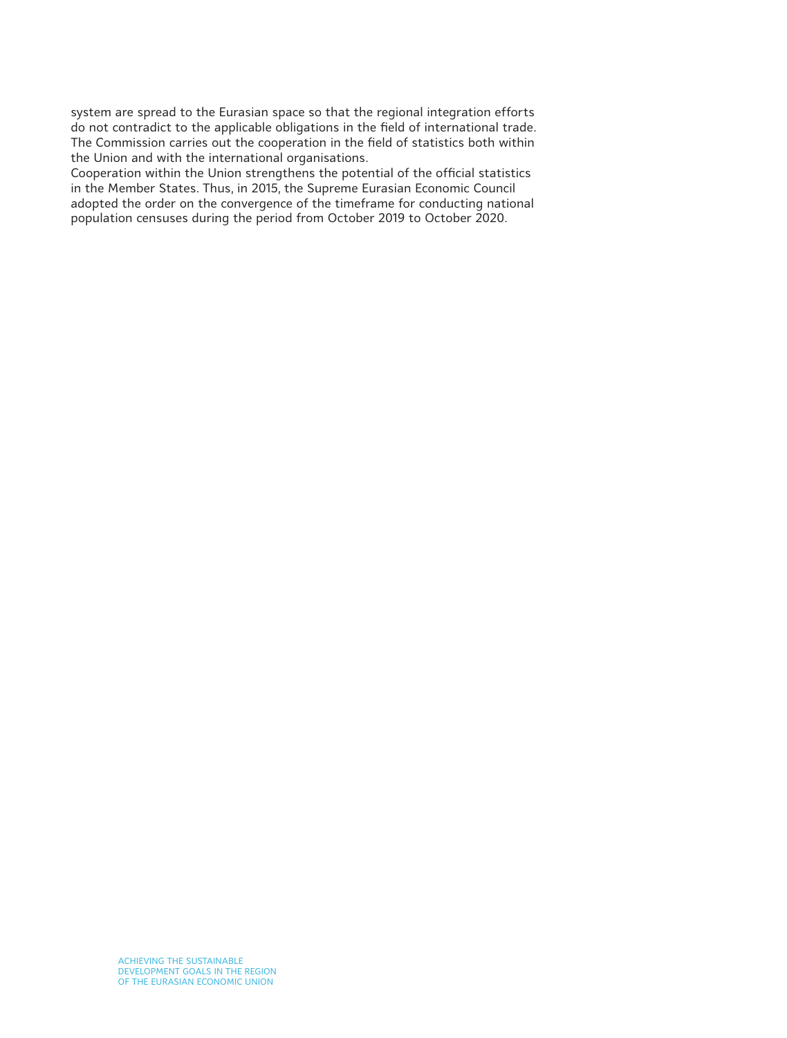system are spread to the Eurasian space so that the regional integration efforts do not contradict to the applicable obligations in the field of international trade. The Commission carries out the cooperation in the field of statistics both within the Union and with the international organisations.

Cooperation within the Union strengthens the potential of the official statistics in the Member States. Thus, in 2015, the Supreme Eurasian Economic Council adopted the order on the convergence of the timeframe for conducting national population censuses during the period from October 2019 to October 2020.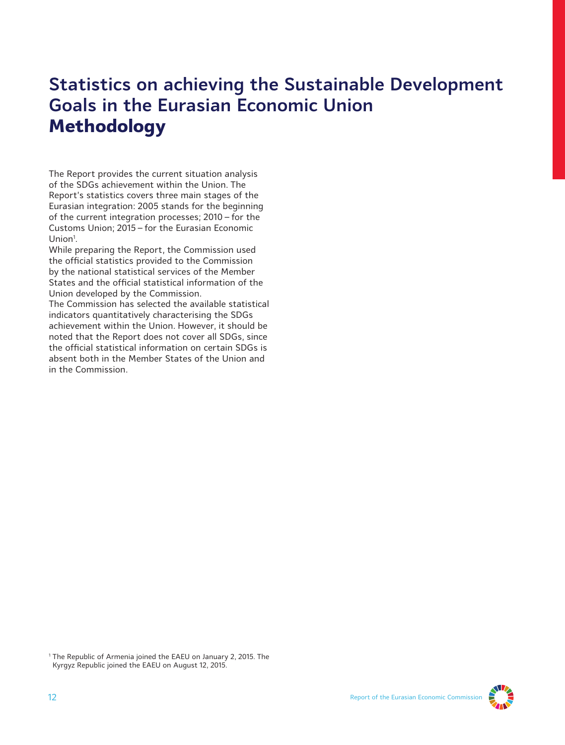# Statistics on achieving the Sustainable Development Goals in the Eurasian Economic Union **Methodology**

The Report provides the current situation analysis of the SDGs achievement within the Union. The Report's statistics covers three main stages of the Eurasian integration: 2005 stands for the beginning of the current integration processes; 2010 – for the Customs Union; 2015 – for the Eurasian Economic Union[1].

While preparing the Report, the Commission used the official statistics provided to the Commission by the national statistical services of the Member States and the official statistical information of the Union developed by the Commission.

The Commission has selected the available statistical indicators quantitatively characterising the SDGs achievement within the Union. However, it should be noted that the Report does not cover all SDGs, since the official statistical information on certain SDGs is absent both in the Member States of the Union and in the Commission.

[1] The Republic of Armenia joined the EAEU on January 2, 2015. The Kyrgyz Republic joined the EAEU on August 12, 2015.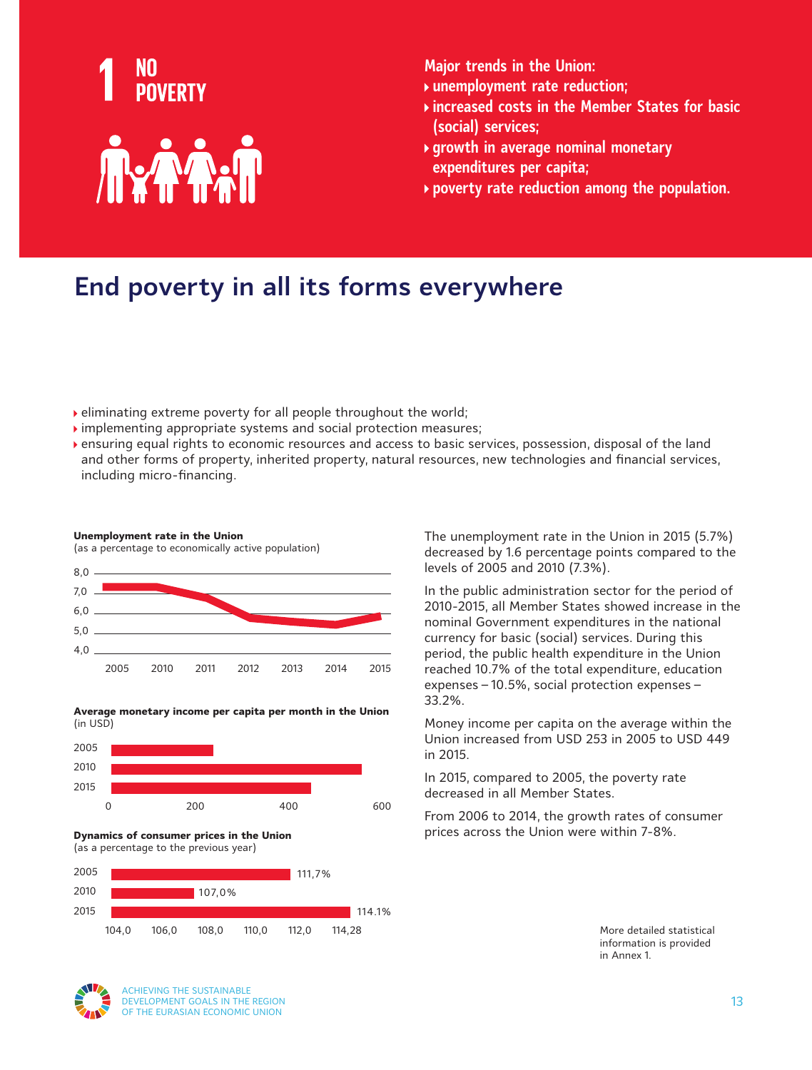# 1 NO POVERTY

**Major trends in the Union:**

- unemployment rate reduction;
- increased costs in the Member States for basic (social) services;
- growth in average nominal monetary expenditures per capita;
- poverty rate reduction among the population.

## End poverty in all its forms everywhere

- eliminating extreme poverty for all people throughout the world;
- implementing appropriate systems and social protection measures;
- ensuring equal rights to economic resources and access to basic services, possession, disposal of the land and other forms of property, inherited property, natural resources, new technologies and financial services, including micro-financing.

**Unemployment rate in the Union**
(as a percentage to economically active population)

8,0
7,0
6,0
5,0
4,0

2005 2010 2011 2012 2013 2014 2015

**Average monetary income per capita per month in the Union**
(in USD)

2005
2010
2015

0 200 400 600

**Dynamics of consumer prices in the Union**
(as a percentage to the previous year)

| Year | Value |
|---|---|
| 2005 | 111,7% |
| 2010 | 107,0% |
| 2015 | 114.1% |

104,0 106,0 108,0 110,0 112,0 114,28

The unemployment rate in the Union in 2015 (5.7%) decreased by 1.6 percentage points compared to the levels of 2005 and 2010 (7.3%).

In the public administration sector for the period of 2010-2015, all Member States showed increase in the nominal Government expenditures in the national currency for basic (social) services. During this period, the public health expenditure in the Union reached 10.7% of the total expenditure, education expenses – 10.5%, social protection expenses – 33.2%.

Money income per capita on the average within the Union increased from USD 253 in 2005 to USD 449 in 2015.

In 2015, compared to 2005, the poverty rate decreased in all Member States.

From 2006 to 2014, the growth rates of consumer prices across the Union were within 7-8%.

More detailed statistical information is provided in Annex 1.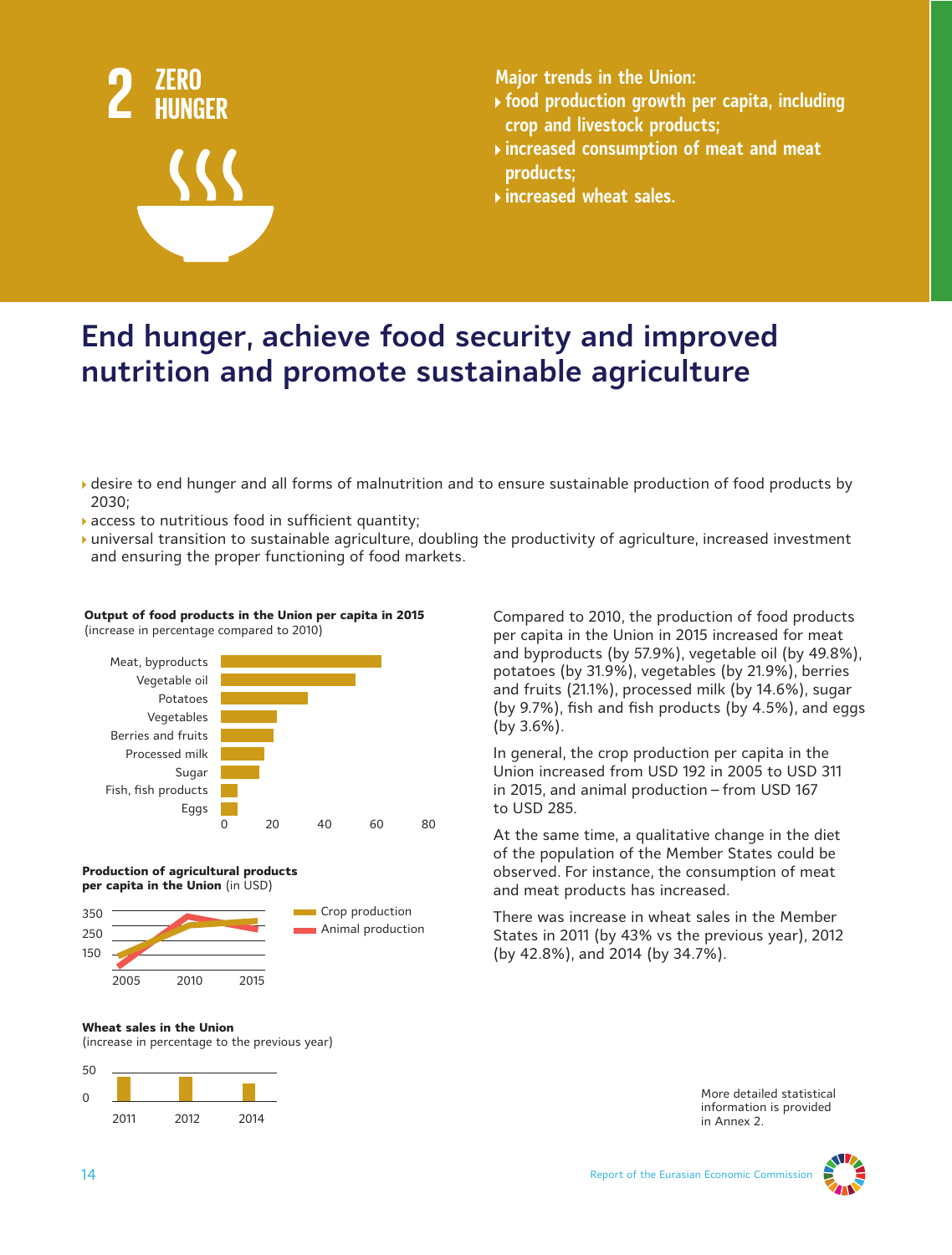# 2 ZERO HUNGER

**Major trends in the Union:**

- food production growth per capita, including crop and livestock products;
- increased consumption of meat and meat products;
- increased wheat sales.

## End hunger, achieve food security and improved nutrition and promote sustainable agriculture

- desire to end hunger and all forms of malnutrition and to ensure sustainable production of food products by 2030;
- access to nutritious food in sufficient quantity;
- universal transition to sustainable agriculture, doubling the productivity of agriculture, increased investment and ensuring the proper functioning of food markets.

**Output of food products in the Union per capita in 2015**
(increase in percentage compared to 2010)

| Product | Increase, % |
|---|---|
| Meat, byproducts | 57.9 |
| Vegetable oil | 49.8 |
| Potatoes | 31.9 |
| Vegetables | 21.9 |
| Berries and fruits | 21.1 |
| Processed milk | 14.6 |
| Sugar | 9.7 |
| Fish, fish products | 4.5 |
| Eggs | 3.6 |

**Production of agricultural products per capita in the Union** (in USD)

Crop production; Animal production (2005, 2010, 2015)

**Wheat sales in the Union**
(increase in percentage to the previous year)

| 2011 | 2012 | 2014 |
|---|---|---|
| 43 | 42.8 | 34.7 |

Compared to 2010, the production of food products per capita in the Union in 2015 increased for meat and byproducts (by 57.9%), vegetable oil (by 49.8%), potatoes (by 31.9%), vegetables (by 21.9%), berries and fruits (21.1%), processed milk (by 14.6%), sugar (by 9.7%), fish and fish products (by 4.5%), and eggs (by 3.6%).

In general, the crop production per capita in the Union increased from USD 192 in 2005 to USD 311 in 2015, and animal production – from USD 167 to USD 285.

At the same time, a qualitative change in the diet of the population of the Member States could be observed. For instance, the consumption of meat and meat products has increased.

There was increase in wheat sales in the Member States in 2011 (by 43% vs the previous year), 2012 (by 42.8%), and 2014 (by 34.7%).

More detailed statistical information is provided in Annex 2.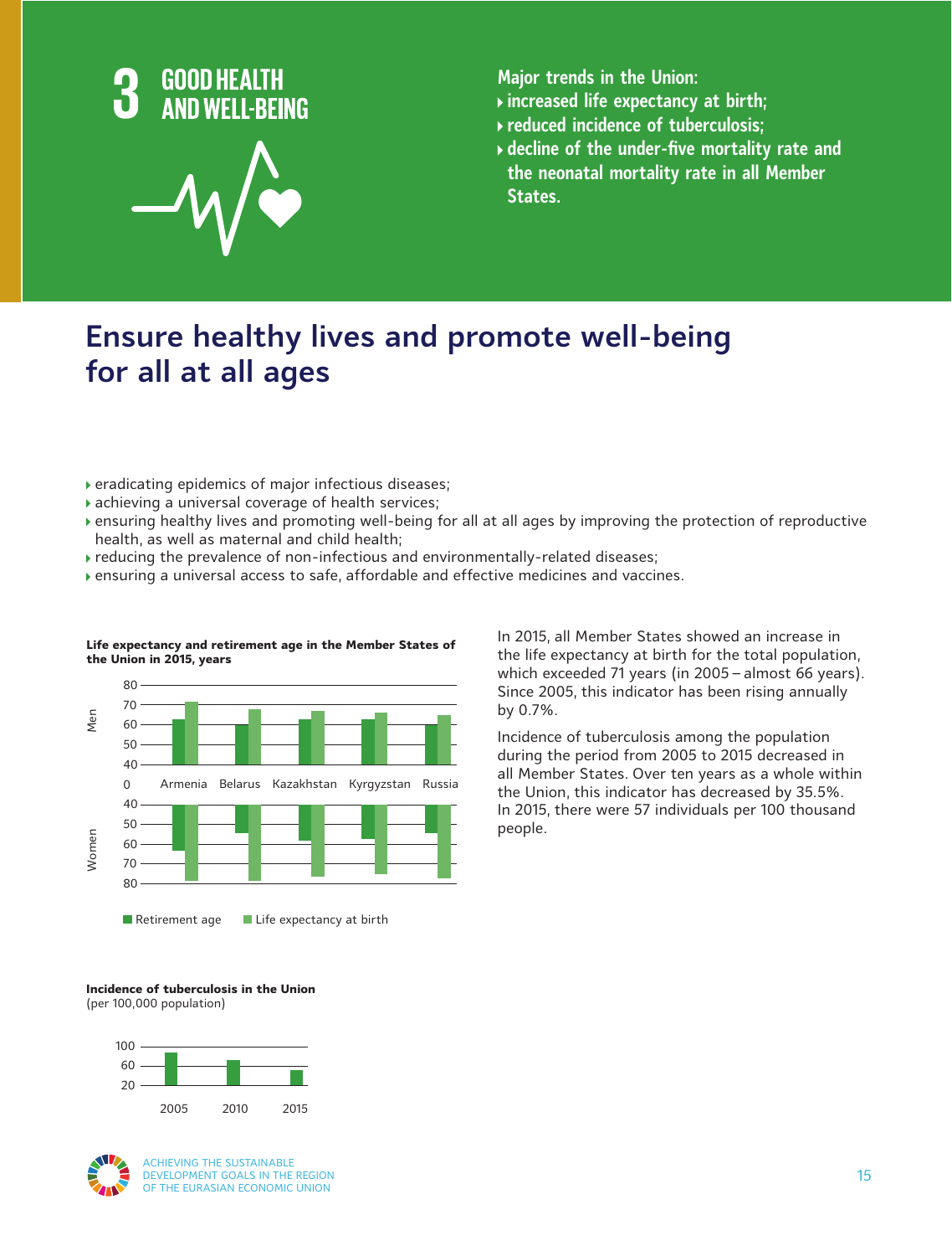# 3 GOOD HEALTH AND WELL-BEING

**Major trends in the Union:**

- increased life expectancy at birth;
- reduced incidence of tuberculosis;
- decline of the under-five mortality rate and the neonatal mortality rate in all Member States.

## Ensure healthy lives and promote well-being for all at all ages

- eradicating epidemics of major infectious diseases;
- achieving a universal coverage of health services;
- ensuring healthy lives and promoting well-being for all at all ages by improving the protection of reproductive health, as well as maternal and child health;
- reducing the prevalence of non-infectious and environmentally-related diseases;
- ensuring a universal access to safe, affordable and effective medicines and vaccines.

**Life expectancy and retirement age in the Member States of the Union in 2015, years**

Men / Women — Armenia, Belarus, Kazakhstan, Kyrgyzstan, Russia

Retirement age | Life expectancy at birth

In 2015, all Member States showed an increase in the life expectancy at birth for the total population, which exceeded 71 years (in 2005 – almost 66 years). Since 2005, this indicator has been rising annually by 0.7%.

Incidence of tuberculosis among the population during the period from 2005 to 2015 decreased in all Member States. Over ten years as a whole within the Union, this indicator has decreased by 35.5%. In 2015, there were 57 individuals per 100 thousand people.

**Incidence of tuberculosis in the Union**
(per 100,000 population)

2005, 2010, 2015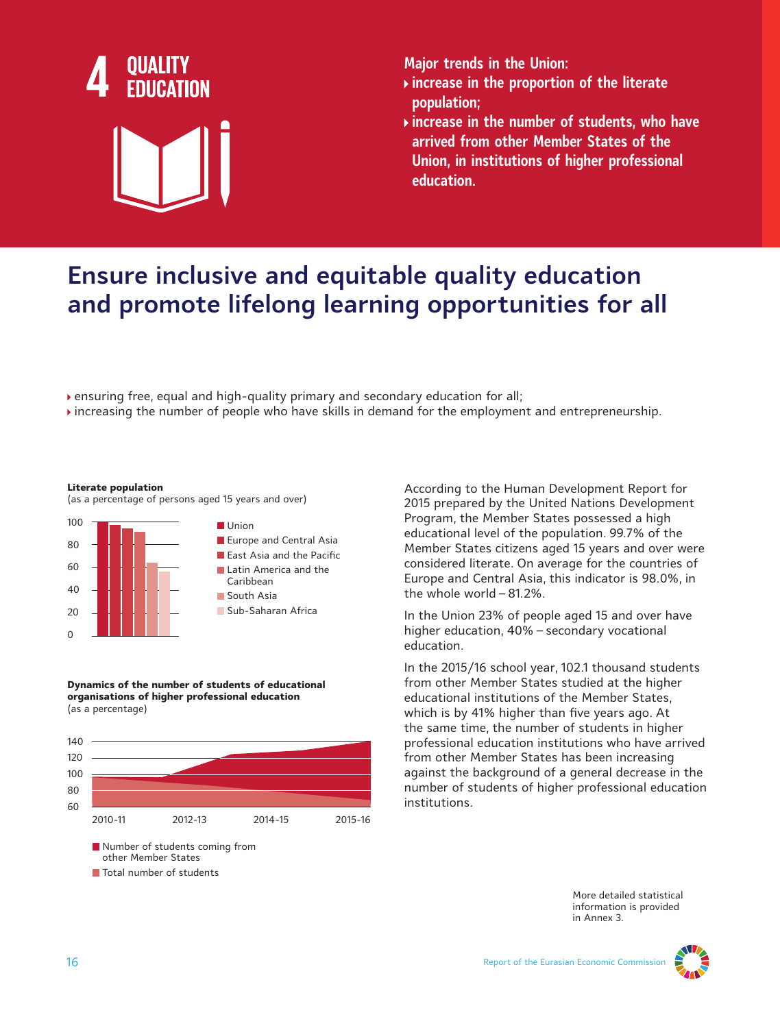# 4 QUALITY EDUCATION

**Major trends in the Union:**

- **increase in the proportion of the literate population;**
- **increase in the number of students, who have arrived from other Member States of the Union, in institutions of higher professional education.**

## Ensure inclusive and equitable quality education and promote lifelong learning opportunities for all

- ensuring free, equal and high-quality primary and secondary education for all;
- increasing the number of people who have skills in demand for the employment and entrepreneurship.

**Literate population**
(as a percentage of persons aged 15 years and over)

- Union
- Europe and Central Asia
- East Asia and the Pacific
- Latin America and the Caribbean
- South Asia
- Sub-Saharan Africa

**Dynamics of the number of students of educational organisations of higher professional education**
(as a percentage)

- Number of students coming from other Member States
- Total number of students

According to the Human Development Report for 2015 prepared by the United Nations Development Program, the Member States possessed a high educational level of the population. 99.7% of the Member States citizens aged 15 years and over were considered literate. On average for the countries of Europe and Central Asia, this indicator is 98.0%, in the whole world – 81.2%.

In the Union 23% of people aged 15 and over have higher education, 40% – secondary vocational education.

In the 2015/16 school year, 102.1 thousand students from other Member States studied at the higher educational institutions of the Member States, which is by 41% higher than five years ago. At the same time, the number of students in higher professional education institutions who have arrived from other Member States has been increasing against the background of a general decrease in the number of students of higher professional education institutions.

More detailed statistical information is provided in Annex 3.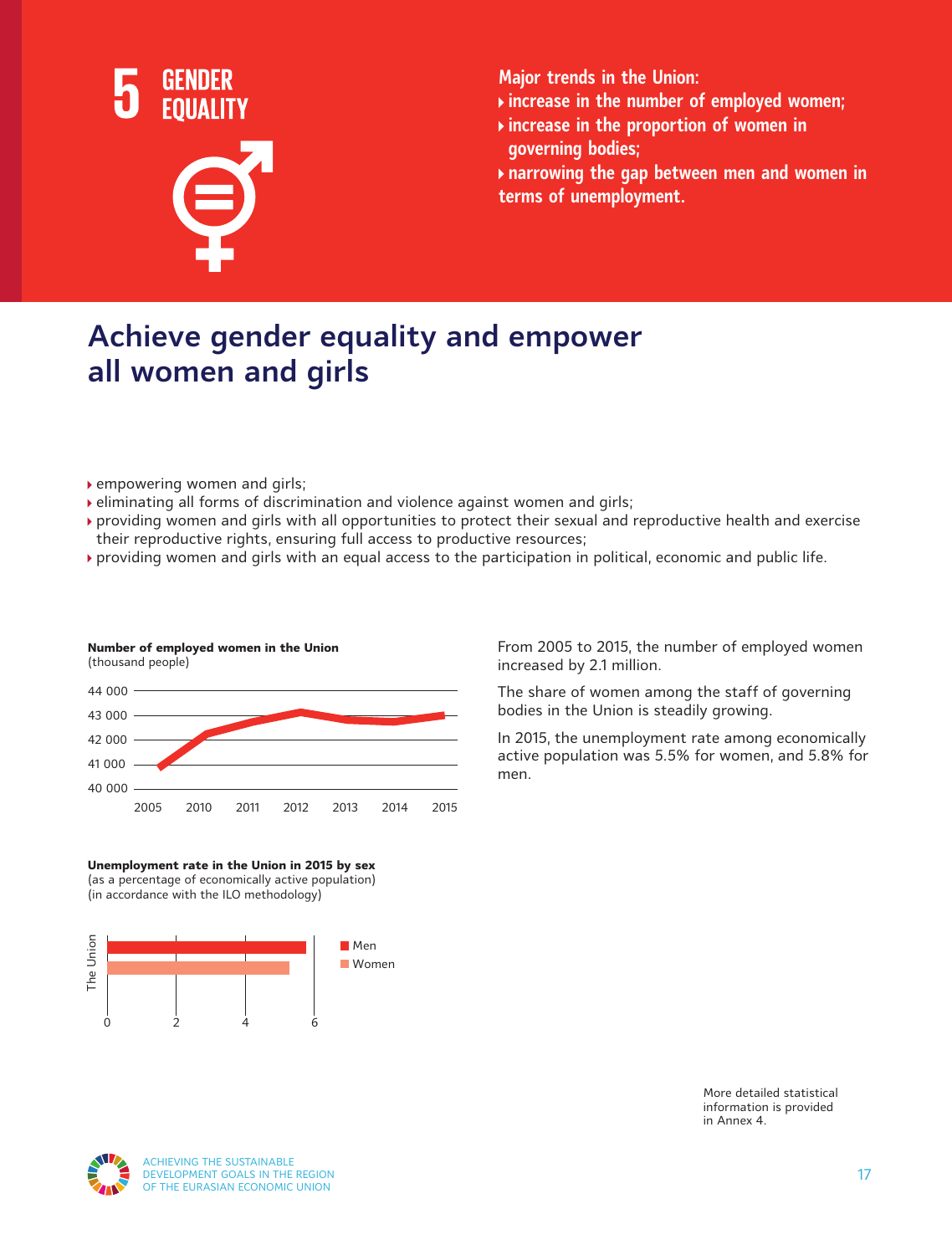# 5 GENDER EQUALITY

**Major trends in the Union:**

- increase in the number of employed women;
- increase in the proportion of women in governing bodies;
- narrowing the gap between men and women in terms of unemployment.

## Achieve gender equality and empower all women and girls

- empowering women and girls;
- eliminating all forms of discrimination and violence against women and girls;
- providing women and girls with all opportunities to protect their sexual and reproductive health and exercise their reproductive rights, ensuring full access to productive resources;
- providing women and girls with an equal access to the participation in political, economic and public life.

**Number of employed women in the Union**
(thousand people)

From 2005 to 2015, the number of employed women increased by 2.1 million.

The share of women among the staff of governing bodies in the Union is steadily growing.

In 2015, the unemployment rate among economically active population was 5.5% for women, and 5.8% for men.

**Unemployment rate in the Union in 2015 by sex**
(as a percentage of economically active population)
(in accordance with the ILO methodology)

More detailed statistical information is provided in Annex 4.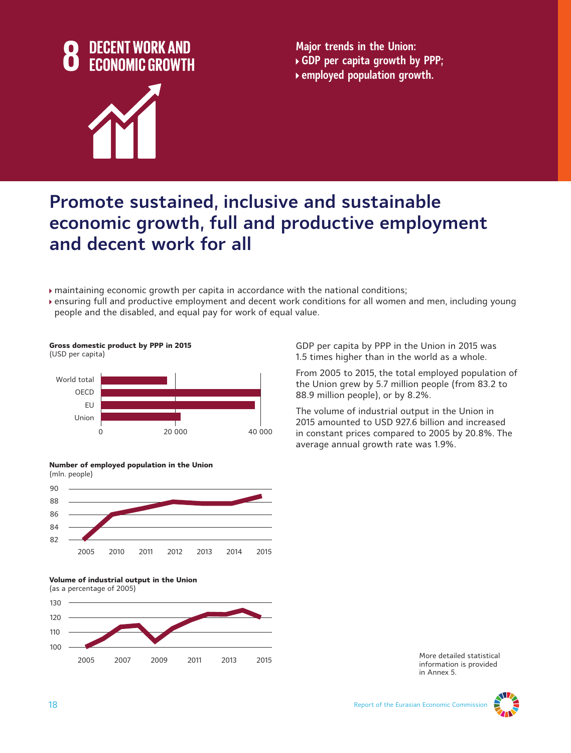# 8 DECENT WORK AND ECONOMIC GROWTH

**Major trends in the Union:**
- GDP per capita growth by PPP;
- employed population growth.

## Promote sustained, inclusive and sustainable economic growth, full and productive employment and decent work for all

- maintaining economic growth per capita in accordance with the national conditions;
- ensuring full and productive employment and decent work conditions for all women and men, including young people and the disabled, and equal pay for work of equal value.

**Gross domestic product by PPP in 2015**
(USD per capita)

World total, OECD, EU, Union

0 — 20 000 — 40 000

**Number of employed population in the Union**
(mln. people)

2005, 2010, 2011, 2012, 2013, 2014, 2015

**Volume of industrial output in the Union**
(as a percentage of 2005)

2005, 2007, 2009, 2011, 2013, 2015

GDP per capita by PPP in the Union in 2015 was 1.5 times higher than in the world as a whole.

From 2005 to 2015, the total employed population of the Union grew by 5.7 million people (from 83.2 to 88.9 million people), or by 8.2%.

The volume of industrial output in the Union in 2015 amounted to USD 927.6 billion and increased in constant prices compared to 2005 by 20.8%. The average annual growth rate was 1.9%.

More detailed statistical information is provided in Annex 5.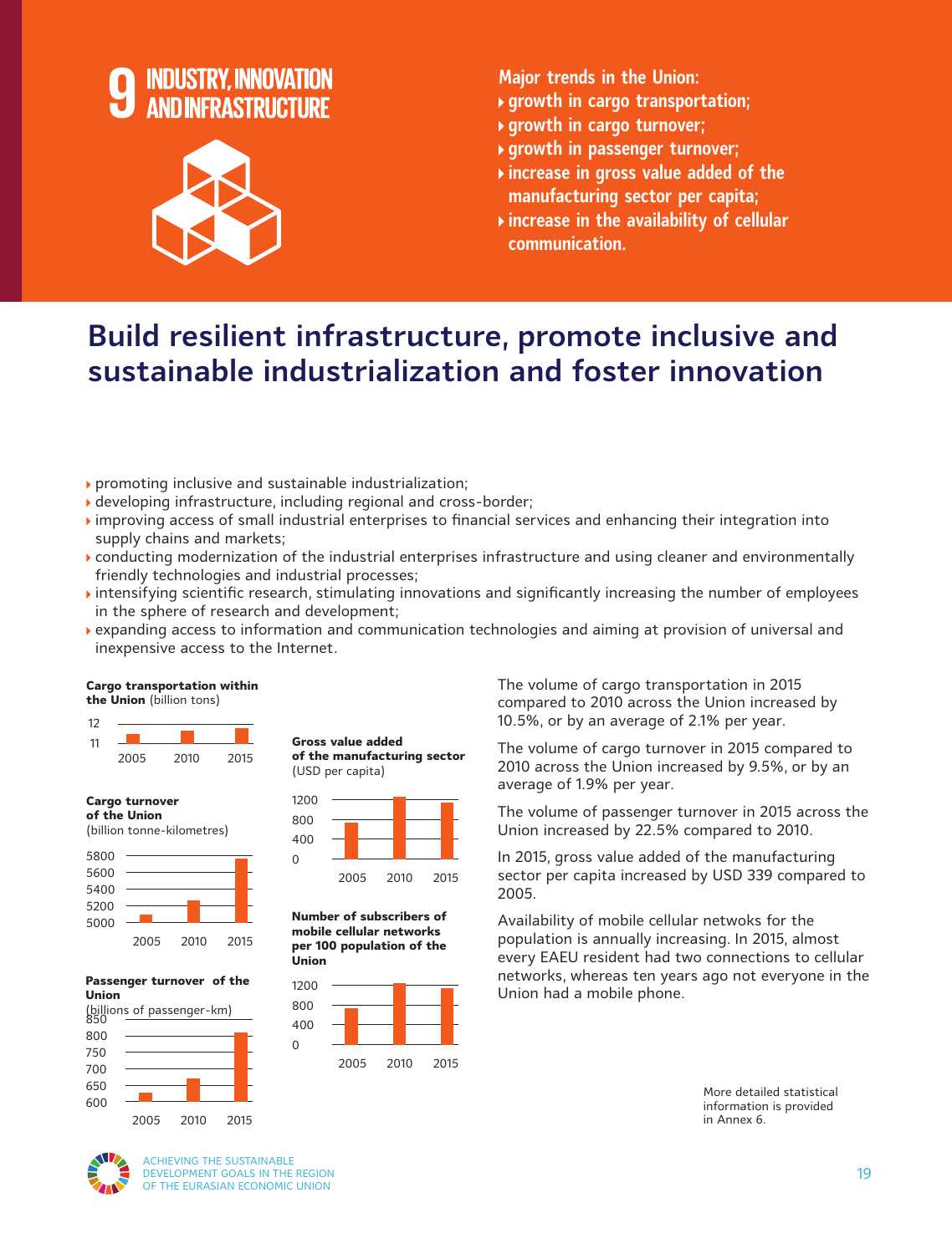# 9 INDUSTRY, INNOVATION AND INFRASTRUCTURE

Major trends in the Union:

- growth in cargo transportation;
- growth in cargo turnover;
- growth in passenger turnover;
- increase in gross value added of the manufacturing sector per capita;
- increase in the availability of cellular communication.

## Build resilient infrastructure, promote inclusive and sustainable industrialization and foster innovation

- promoting inclusive and sustainable industrialization;
- developing infrastructure, including regional and cross-border;
- improving access of small industrial enterprises to financial services and enhancing their integration into supply chains and markets;
- conducting modernization of the industrial enterprises infrastructure and using cleaner and environmentally friendly technologies and industrial processes;
- intensifying scientific research, stimulating innovations and significantly increasing the number of employees in the sphere of research and development;
- expanding access to information and communication technologies and aiming at provision of universal and inexpensive access to the Internet.

**Cargo transportation within the Union** (billion tons)

**Cargo turnover of the Union** (billion tonne-kilometres)

**Passenger turnover of the Union** (billions of passenger-km)

**Gross value added of the manufacturing sector** (USD per capita)

**Number of subscribers of mobile cellular networks per 100 population of the Union**

The volume of cargo transportation in 2015 compared to 2010 across the Union increased by 10.5%, or by an average of 2.1% per year.

The volume of cargo turnover in 2015 compared to 2010 across the Union increased by 9.5%, or by an average of 1.9% per year.

The volume of passenger turnover in 2015 across the Union increased by 22.5% compared to 2010.

In 2015, gross value added of the manufacturing sector per capita increased by USD 339 compared to 2005.

Availability of mobile cellular netwoks for the population is annually increasing. In 2015, almost every EAEU resident had two connections to cellular networks, whereas ten years ago not everyone in the Union had a mobile phone.

More detailed statistical information is provided in Annex 6.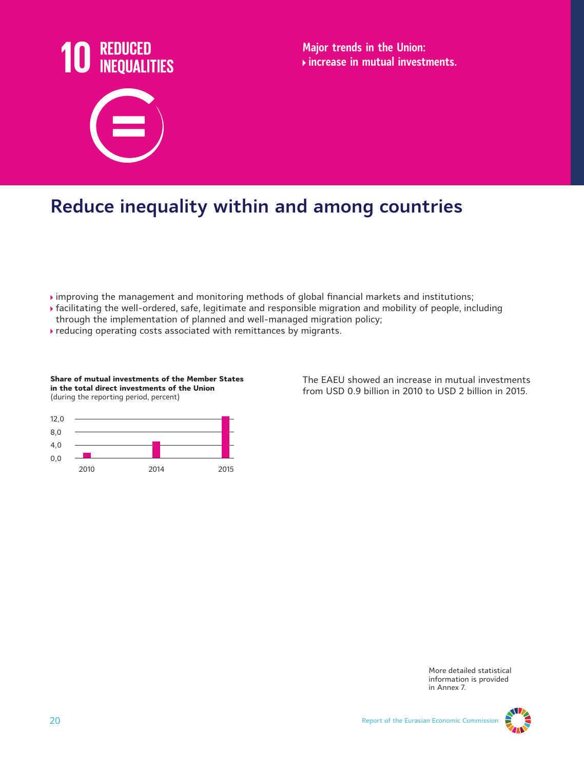# 10 REDUCED INEQUALITIES

**Major trends in the Union:**
- **increase in mutual investments.**

## Reduce inequality within and among countries

- improving the management and monitoring methods of global financial markets and institutions;
- facilitating the well-ordered, safe, legitimate and responsible migration and mobility of people, including through the implementation of planned and well-managed migration policy;
- reducing operating costs associated with remittances by migrants.

**Share of mutual investments of the Member States in the total direct investments of the Union**
(during the reporting period, percent)

The EAEU showed an increase in mutual investments from USD 0.9 billion in 2010 to USD 2 billion in 2015.

More detailed statistical information is provided in Annex 7.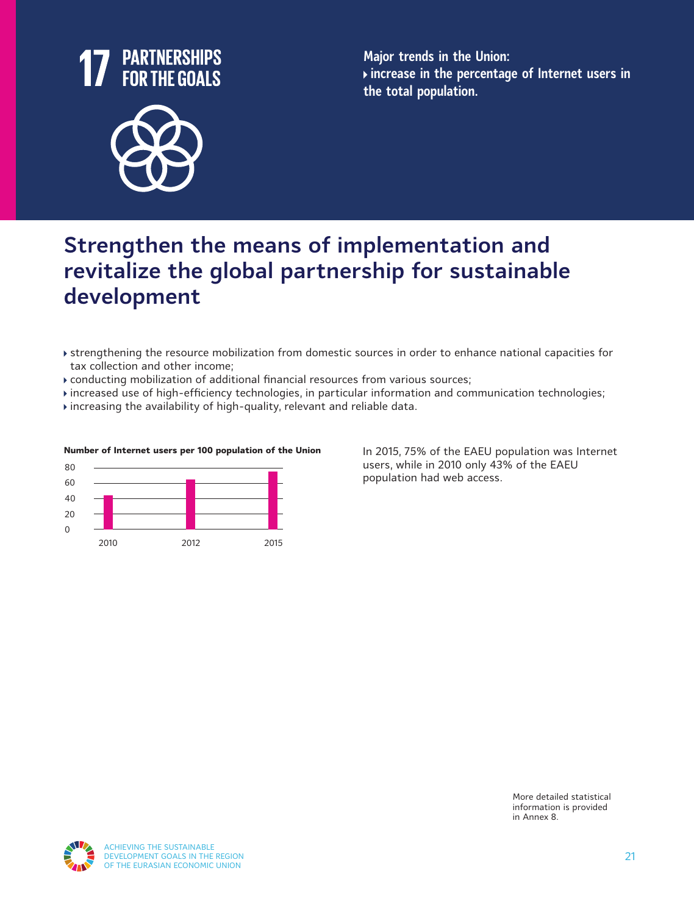# 17 PARTNERSHIPS FOR THE GOALS

**Major trends in the Union:**

- **increase in the percentage of Internet users in the total population.**

## Strengthen the means of implementation and revitalize the global partnership for sustainable development

- strengthening the resource mobilization from domestic sources in order to enhance national capacities for tax collection and other income;
- conducting mobilization of additional financial resources from various sources;
- increased use of high-efficiency technologies, in particular information and communication technologies;
- increasing the availability of high-quality, relevant and reliable data.

**Number of Internet users per 100 population of the Union**

In 2015, 75% of the EAEU population was Internet users, while in 2010 only 43% of the EAEU population had web access.

More detailed statistical information is provided in Annex 8.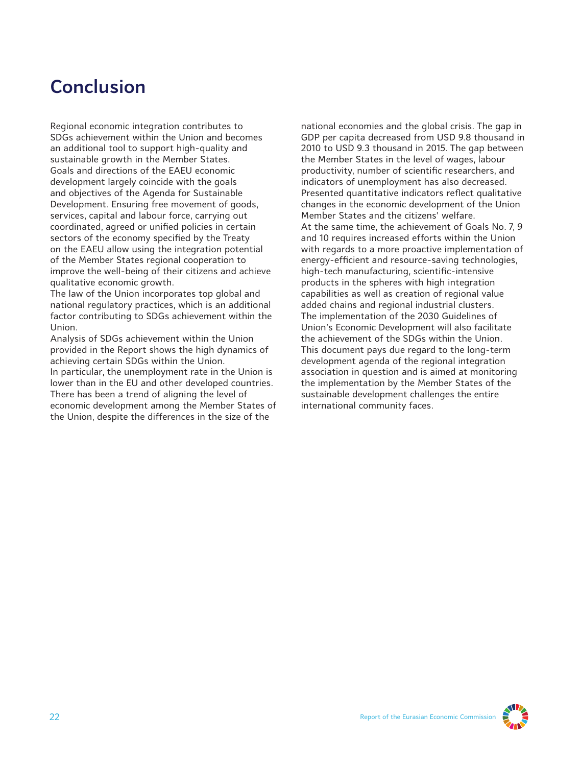# Conclusion

Regional economic integration contributes to SDGs achievement within the Union and becomes an additional tool to support high-quality and sustainable growth in the Member States.

Goals and directions of the EAEU economic development largely coincide with the goals and objectives of the Agenda for Sustainable Development. Ensuring free movement of goods, services, capital and labour force, carrying out coordinated, agreed or unified policies in certain sectors of the economy specified by the Treaty on the EAEU allow using the integration potential of the Member States regional cooperation to improve the well-being of their citizens and achieve qualitative economic growth.

The law of the Union incorporates top global and national regulatory practices, which is an additional factor contributing to SDGs achievement within the Union.

Analysis of SDGs achievement within the Union provided in the Report shows the high dynamics of achieving certain SDGs within the Union.

In particular, the unemployment rate in the Union is lower than in the EU and other developed countries. There has been a trend of aligning the level of economic development among the Member States of the Union, despite the differences in the size of the national economies and the global crisis. The gap in GDP per capita decreased from USD 9.8 thousand in 2010 to USD 9.3 thousand in 2015. The gap between the Member States in the level of wages, labour productivity, number of scientific researchers, and indicators of unemployment has also decreased. Presented quantitative indicators reflect qualitative changes in the economic development of the Union Member States and the citizens' welfare.

At the same time, the achievement of Goals No. 7, 9 and 10 requires increased efforts within the Union with regards to a more proactive implementation of energy-efficient and resource-saving technologies, high-tech manufacturing, scientific-intensive products in the spheres with high integration capabilities as well as creation of regional value added chains and regional industrial clusters.

The implementation of the 2030 Guidelines of Union's Economic Development will also facilitate the achievement of the SDGs within the Union.

This document pays due regard to the long-term development agenda of the regional integration association in question and is aimed at monitoring the implementation by the Member States of the sustainable development challenges the entire international community faces.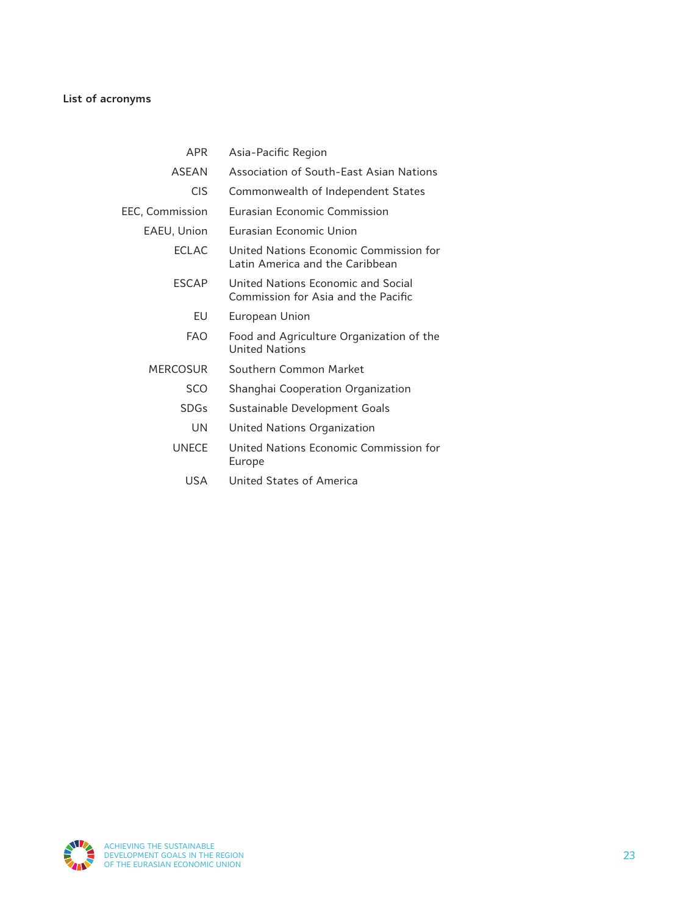## List of acronyms

| | |
|---|---|
| APR | Asia-Pacific Region |
| ASEAN | Association of South-East Asian Nations |
| CIS | Commonwealth of Independent States |
| EEC, Commission | Eurasian Economic Commission |
| EAEU, Union | Eurasian Economic Union |
| ECLAC | United Nations Economic Commission for Latin America and the Caribbean |
| ESCAP | United Nations Economic and Social Commission for Asia and the Pacific |
| EU | European Union |
| FAO | Food and Agriculture Organization of the United Nations |
| MERCOSUR | Southern Common Market |
| SCO | Shanghai Cooperation Organization |
| SDGs | Sustainable Development Goals |
| UN | United Nations Organization |
| UNECE | United Nations Economic Commission for Europe |
| USA | United States of America |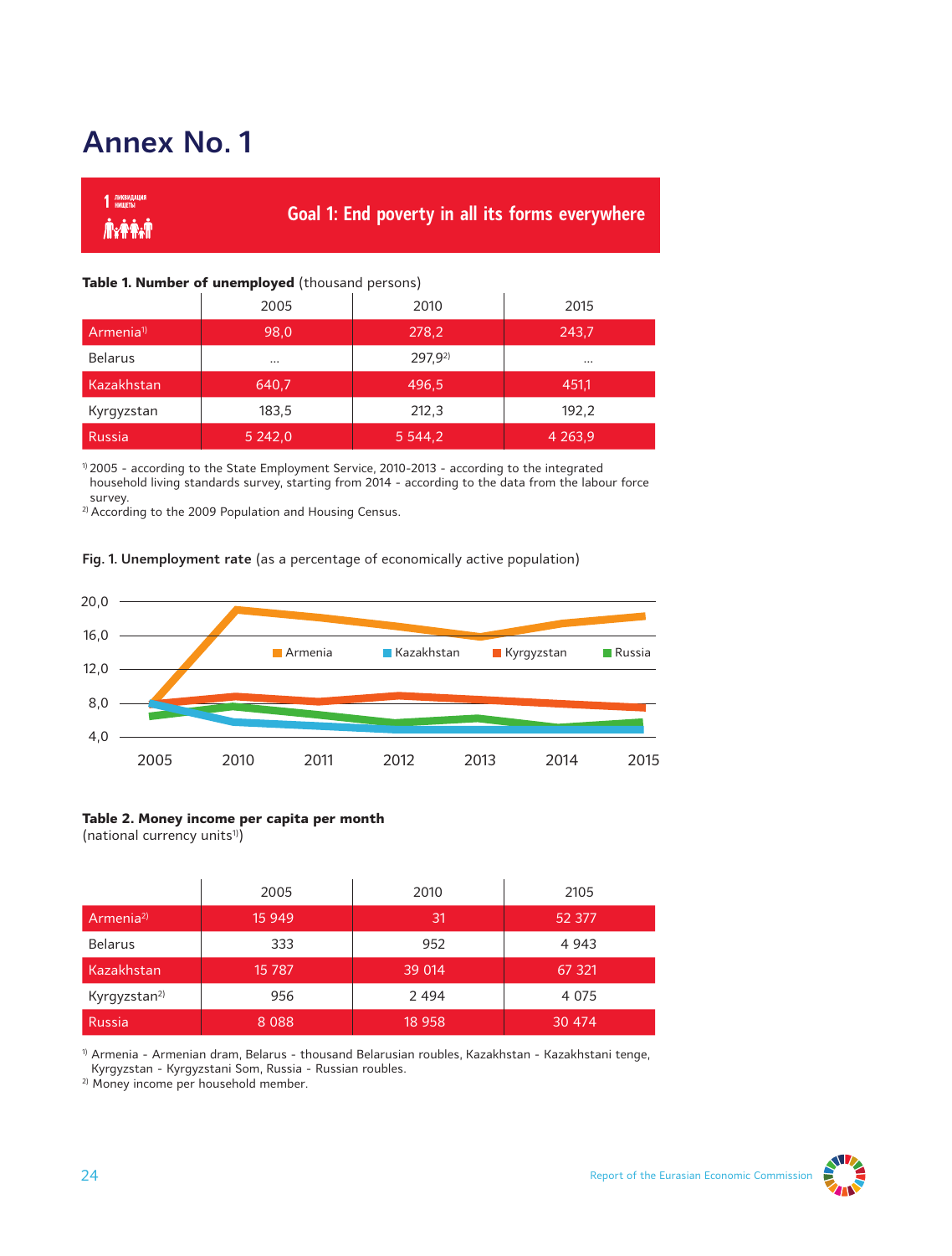# Annex No. 1

Goal 1: End poverty in all its forms everywhere

**Table 1. Number of unemployed** (thousand persons)

| | 2005 | 2010 | 2015 |
|---|---|---|---|
| Armenia[1] | 98,0 | 278,2 | 243,7 |
| Belarus | … | 297,9[2] | … |
| Kazakhstan | 640,7 | 496,5 | 451,1 |
| Kyrgyzstan | 183,5 | 212,3 | 192,2 |
| Russia | 5 242,0 | 5 544,2 | 4 263,9 |

[1] 2005 - according to the State Employment Service, 2010-2013 - according to the integrated household living standards survey, starting from 2014 - according to the data from the labour force survey.
[2] According to the 2009 Population and Housing Census.

**Fig. 1. Unemployment rate** (as a percentage of economically active population)

20,0
16,0
12,0
8,0
4,0

Armenia Kazakhstan Kyrgyzstan Russia

2005 2010 2011 2012 2013 2014 2015

**Table 2. Money income per capita per month**
(national currency units[1])

| | 2005 | 2010 | 2105 |
|---|---|---|---|
| Armenia[2] | 15 949 | 31 | 52 377 |
| Belarus | 333 | 952 | 4 943 |
| Kazakhstan | 15 787 | 39 014 | 67 321 |
| Kyrgyzstan[2] | 956 | 2 494 | 4 075 |
| Russia | 8 088 | 18 958 | 30 474 |

[1] Armenia - Armenian dram, Belarus - thousand Belarusian roubles, Kazakhstan - Kazakhstani tenge, Kyrgyzstan - Kyrgyzstani Som, Russia - Russian roubles.
[2] Money income per household member.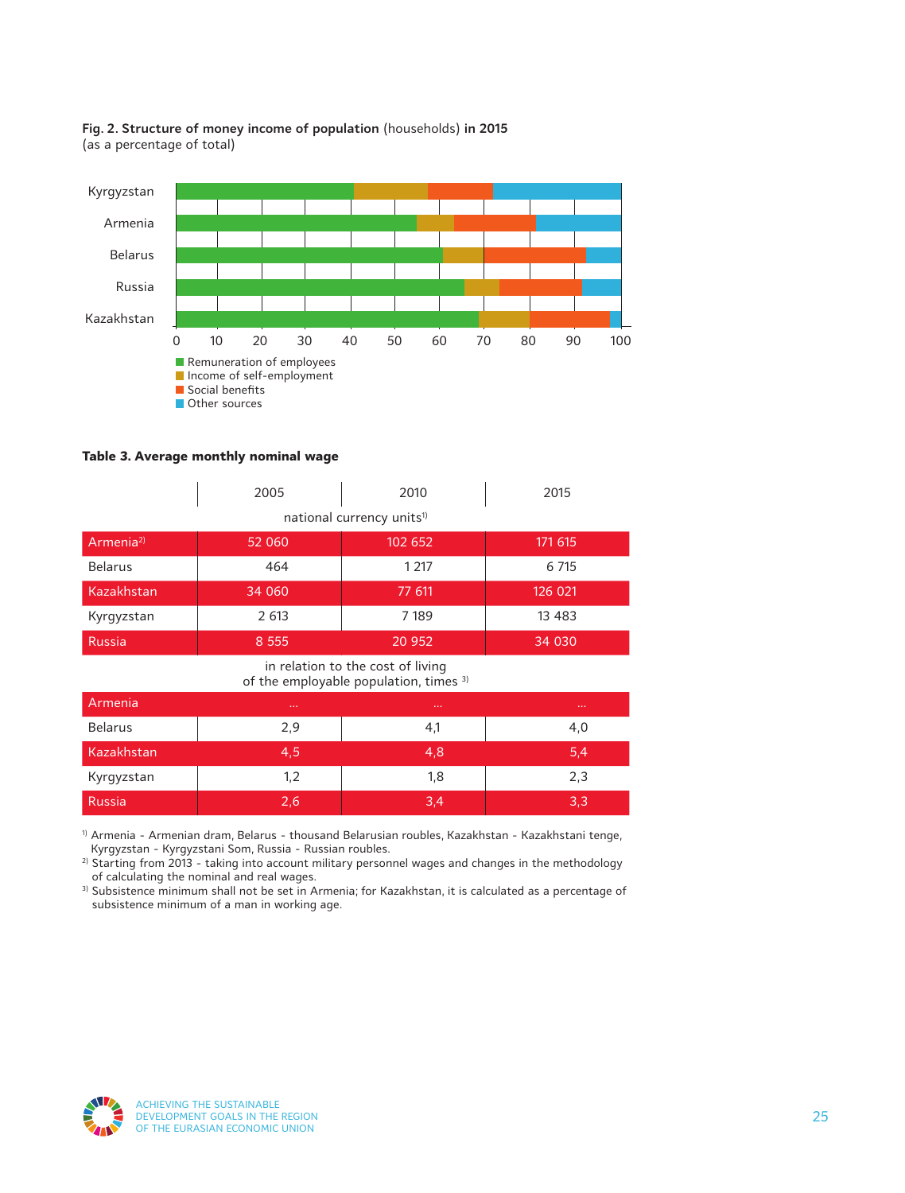**Fig. 2. Structure of money income of population** (households) **in 2015**
(as a percentage of total)

Kyrgyzstan, Armenia, Belarus, Russia, Kazakhstan

0 10 20 30 40 50 60 70 80 90 100

- Remuneration of employees
- Income of self-employment
- Social benefits
- Other sources

**Table 3. Average monthly nominal wage**

| | 2005 | 2010 | 2015 |
|---|---|---|---|
| | national currency units[1] | | |
| Armenia[2] | 52 060 | 102 652 | 171 615 |
| Belarus | 464 | 1 217 | 6 715 |
| Kazakhstan | 34 060 | 77 611 | 126 021 |
| Kyrgyzstan | 2 613 | 7 189 | 13 483 |
| Russia | 8 555 | 20 952 | 34 030 |
| | in relation to the cost of living of the employable population, times [3] | | |
| Armenia | ... | ... | ... |
| Belarus | 2,9 | 4,1 | 4,0 |
| Kazakhstan | 4,5 | 4,8 | 5,4 |
| Kyrgyzstan | 1,2 | 1,8 | 2,3 |
| Russia | 2,6 | 3,4 | 3,3 |

[1] Armenia - Armenian dram, Belarus - thousand Belarusian roubles, Kazakhstan - Kazakhstani tenge, Kyrgyzstan - Kyrgyzstani Som, Russia - Russian roubles.
[2] Starting from 2013 - taking into account military personnel wages and changes in the methodology of calculating the nominal and real wages.
[3] Subsistence minimum shall not be set in Armenia; for Kazakhstan, it is calculated as a percentage of subsistence minimum of a man in working age.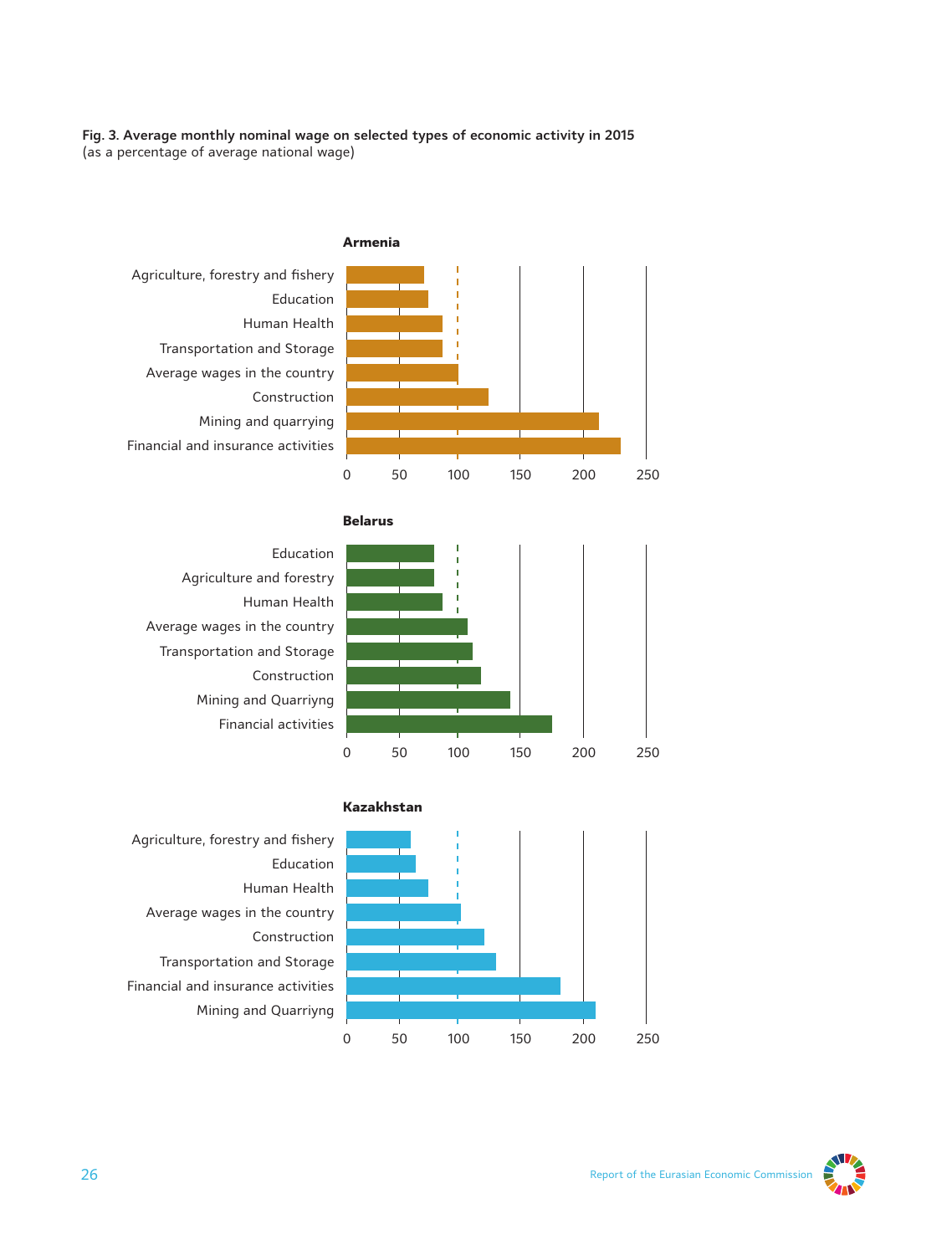**Fig. 3. Average monthly nominal wage on selected types of economic activity in 2015**
(as a percentage of average national wage)

**Armenia**

Agriculture, forestry and fishery
Education
Human Health
Transportation and Storage
Average wages in the country
Construction
Mining and quarrying
Financial and insurance activities

0 50 100 150 200 250

**Belarus**

Education
Agriculture and forestry
Human Health
Average wages in the country
Transportation and Storage
Construction
Mining and Quarriyng
Financial activities

0 50 100 150 200 250

**Kazakhstan**

Agriculture, forestry and fishery
Education
Human Health
Average wages in the country
Construction
Transportation and Storage
Financial and insurance activities
Mining and Quarriyng

0 50 100 150 200 250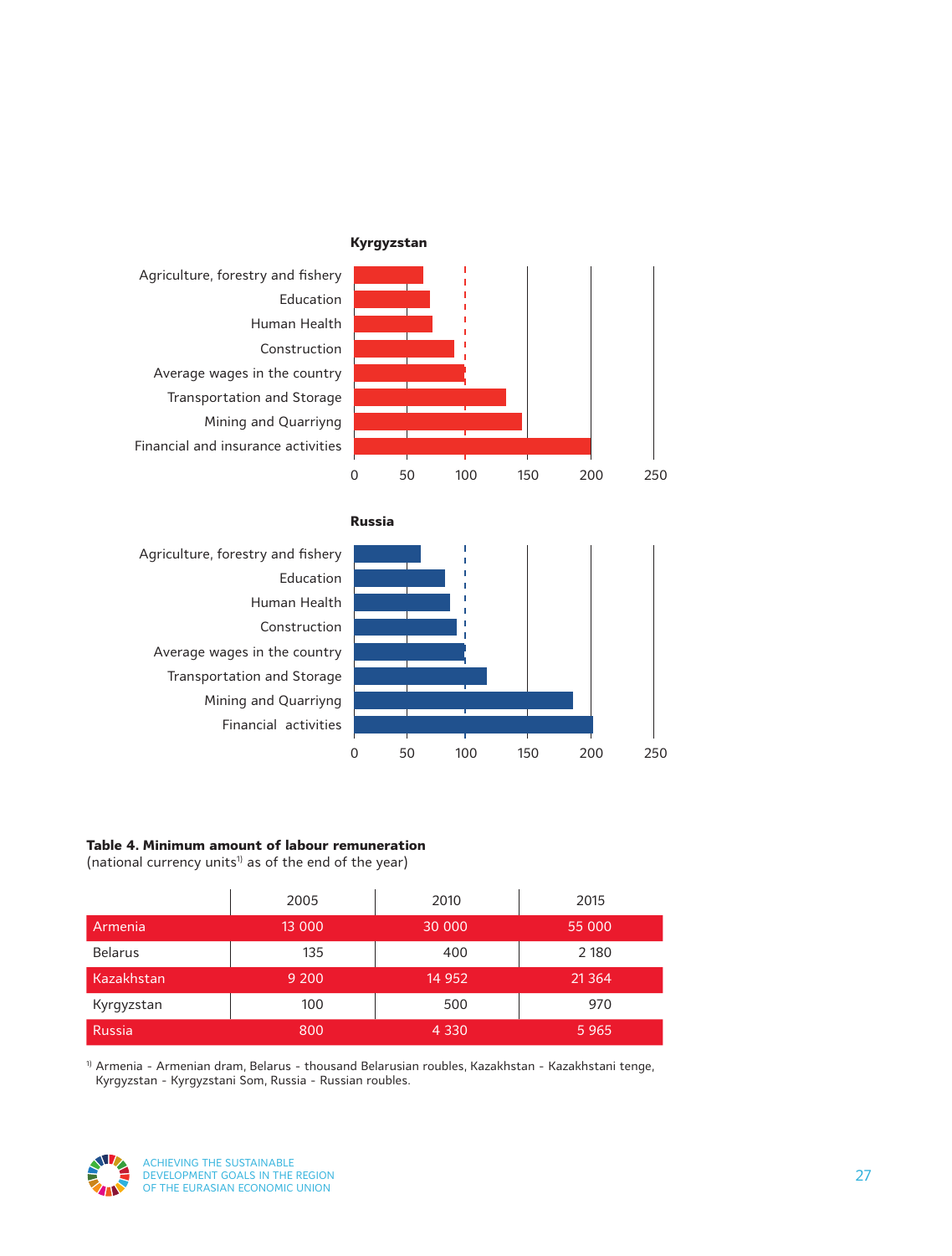**Kyrgyzstan**

Agriculture, forestry and fishery
Education
Human Health
Construction
Average wages in the country
Transportation and Storage
Mining and Quarriyng
Financial and insurance activities

0 50 100 150 200 250

**Russia**

Agriculture, forestry and fishery
Education
Human Health
Construction
Average wages in the country
Transportation and Storage
Mining and Quarriyng
Financial activities

0 50 100 150 200 250

**Table 4. Minimum amount of labour remuneration**
(national currency units[1] as of the end of the year)

| | 2005 | 2010 | 2015 |
|---|---|---|---|
| Armenia | 13 000 | 30 000 | 55 000 |
| Belarus | 135 | 400 | 2 180 |
| Kazakhstan | 9 200 | 14 952 | 21 364 |
| Kyrgyzstan | 100 | 500 | 970 |
| Russia | 800 | 4 330 | 5 965 |

[1] Armenia - Armenian dram, Belarus - thousand Belarusian roubles, Kazakhstan - Kazakhstani tenge, Kyrgyzstan - Kyrgyzstani Som, Russia - Russian roubles.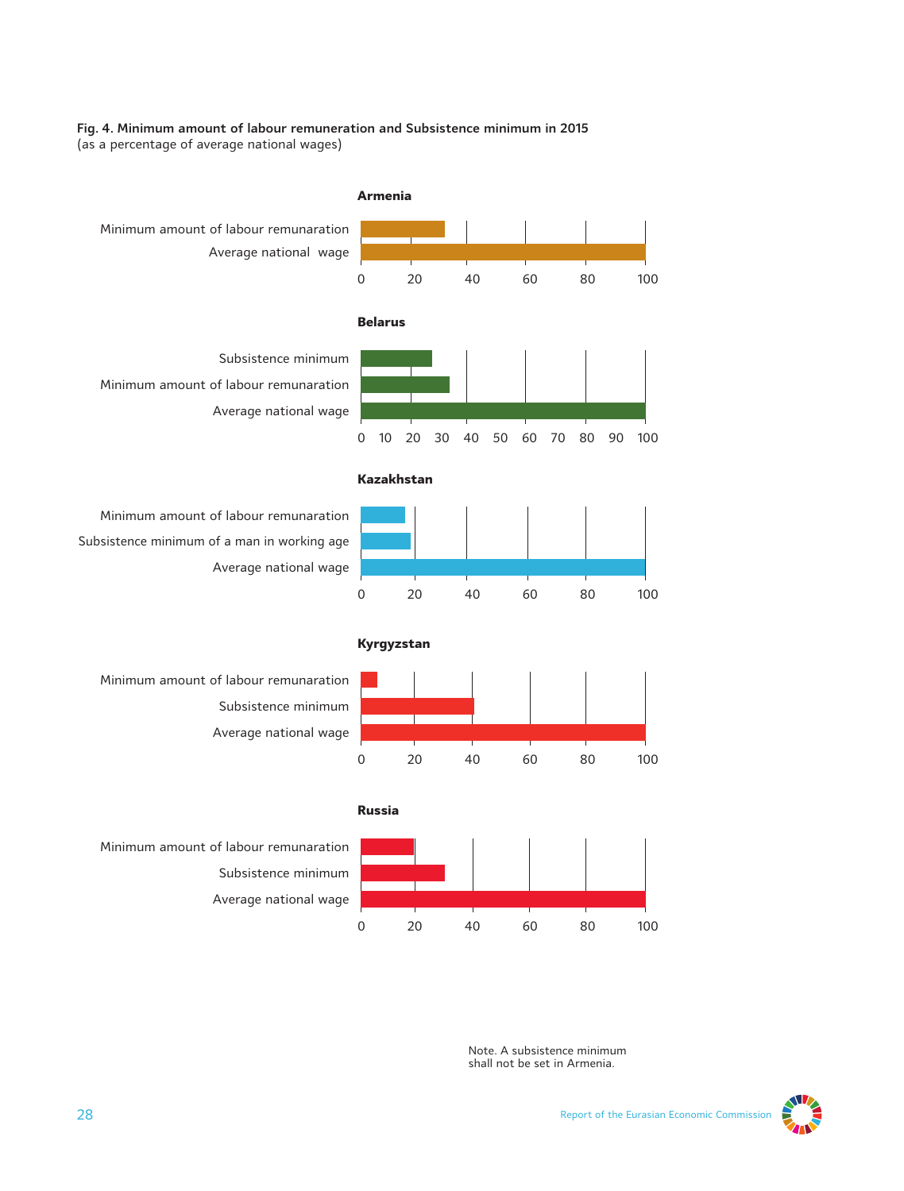**Fig. 4. Minimum amount of labour remuneration and Subsistence minimum in 2015**
(as a percentage of average national wages)

**Armenia**

Minimum amount of labour remunaration
Average national wage

0 20 40 60 80 100

**Belarus**

Subsistence minimum
Minimum amount of labour remunaration
Average national wage

0 10 20 30 40 50 60 70 80 90 100

**Kazakhstan**

Minimum amount of labour remunaration
Subsistence minimum of a man in working age
Average national wage

0 20 40 60 80 100

**Kyrgyzstan**

Minimum amount of labour remunaration
Subsistence minimum
Average national wage

0 20 40 60 80 100

**Russia**

Minimum amount of labour remunaration
Subsistence minimum
Average national wage

0 20 40 60 80 100

Note. A subsistence minimum shall not be set in Armenia.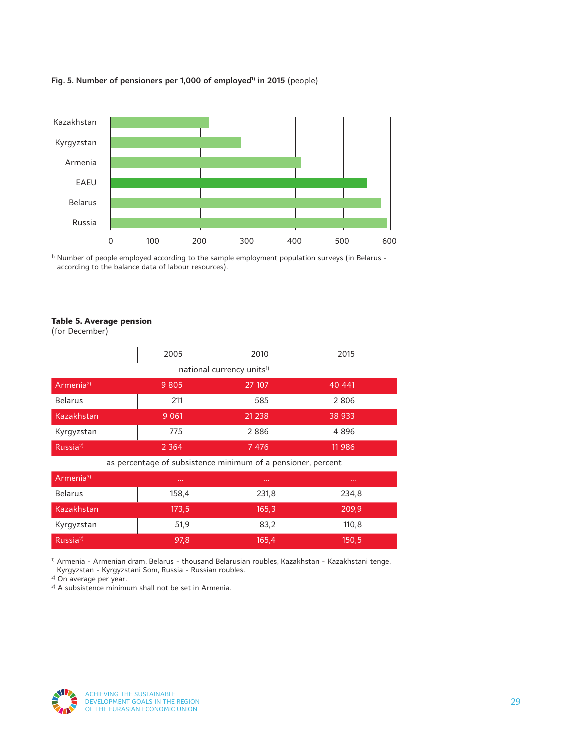**Fig. 5. Number of pensioners per 1,000 of employed[1] in 2015** (people)

[1] Number of people employed according to the sample employment population surveys (in Belarus - according to the balance data of labour resources).

**Table 5. Average pension**
(for December)

| | 2005 | 2010 | 2015 |
|---|---|---|---|
| | national currency units[1] | | |
| Armenia[2] | 9 805 | 27 107 | 40 441 |
| Belarus | 211 | 585 | 2 806 |
| Kazakhstan | 9 061 | 21 238 | 38 933 |
| Kyrgyzstan | 775 | 2 886 | 4 896 |
| Russia[2] | 2 364 | 7 476 | 11 986 |
| | as percentage of subsistence minimum of a pensioner, percent | | |
| Armenia[3] | ... | ... | ... |
| Belarus | 158,4 | 231,8 | 234,8 |
| Kazakhstan | 173,5 | 165,3 | 209,9 |
| Kyrgyzstan | 51,9 | 83,2 | 110,8 |
| Russia[2] | 97,8 | 165,4 | 150,5 |

[1] Armenia - Armenian dram, Belarus - thousand Belarusian roubles, Kazakhstan - Kazakhstani tenge, Kyrgyzstan - Kyrgyzstani Som, Russia - Russian roubles.
[2] On average per year.
[3] A subsistence minimum shall not be set in Armenia.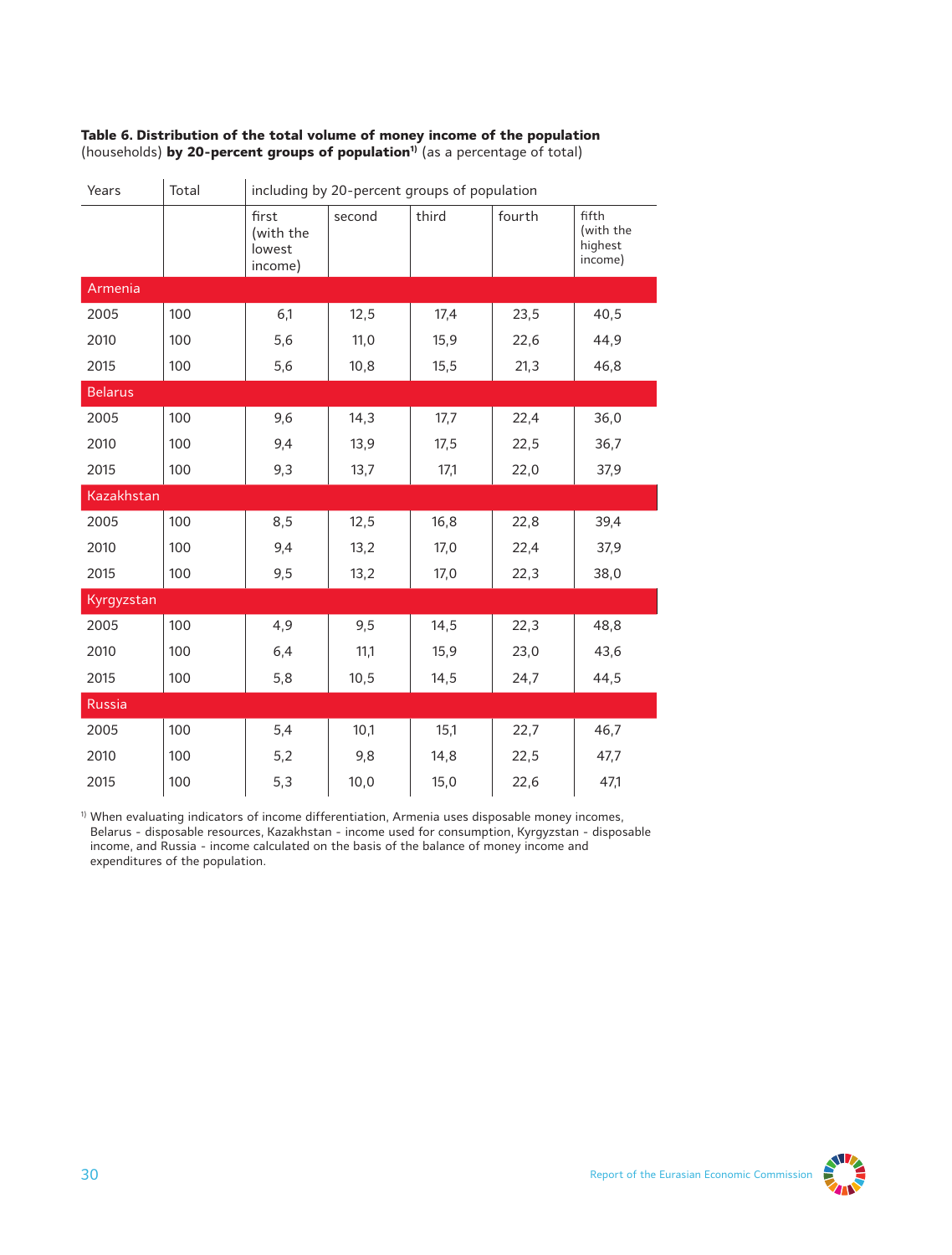**Table 6. Distribution of the total volume of money income of the population** (households) **by 20-percent groups of population**[1] (as a percentage of total)

| Years | Total | including by 20-percent groups of population | | | | |
|---|---|---|---|---|---|---|
| | | first (with the lowest income) | second | third | fourth | fifth (with the highest income) |
| **Armenia** | | | | | | |
| 2005 | 100 | 6,1 | 12,5 | 17,4 | 23,5 | 40,5 |
| 2010 | 100 | 5,6 | 11,0 | 15,9 | 22,6 | 44,9 |
| 2015 | 100 | 5,6 | 10,8 | 15,5 | 21,3 | 46,8 |
| **Belarus** | | | | | | |
| 2005 | 100 | 9,6 | 14,3 | 17,7 | 22,4 | 36,0 |
| 2010 | 100 | 9,4 | 13,9 | 17,5 | 22,5 | 36,7 |
| 2015 | 100 | 9,3 | 13,7 | 17,1 | 22,0 | 37,9 |
| **Kazakhstan** | | | | | | |
| 2005 | 100 | 8,5 | 12,5 | 16,8 | 22,8 | 39,4 |
| 2010 | 100 | 9,4 | 13,2 | 17,0 | 22,4 | 37,9 |
| 2015 | 100 | 9,5 | 13,2 | 17,0 | 22,3 | 38,0 |
| **Kyrgyzstan** | | | | | | |
| 2005 | 100 | 4,9 | 9,5 | 14,5 | 22,3 | 48,8 |
| 2010 | 100 | 6,4 | 11,1 | 15,9 | 23,0 | 43,6 |
| 2015 | 100 | 5,8 | 10,5 | 14,5 | 24,7 | 44,5 |
| **Russia** | | | | | | |
| 2005 | 100 | 5,4 | 10,1 | 15,1 | 22,7 | 46,7 |
| 2010 | 100 | 5,2 | 9,8 | 14,8 | 22,5 | 47,7 |
| 2015 | 100 | 5,3 | 10,0 | 15,0 | 22,6 | 47,1 |

[1] When evaluating indicators of income differentiation, Armenia uses disposable money incomes, Belarus - disposable resources, Kazakhstan - income used for consumption, Kyrgyzstan - disposable income, and Russia - income calculated on the basis of the balance of money income and expenditures of the population.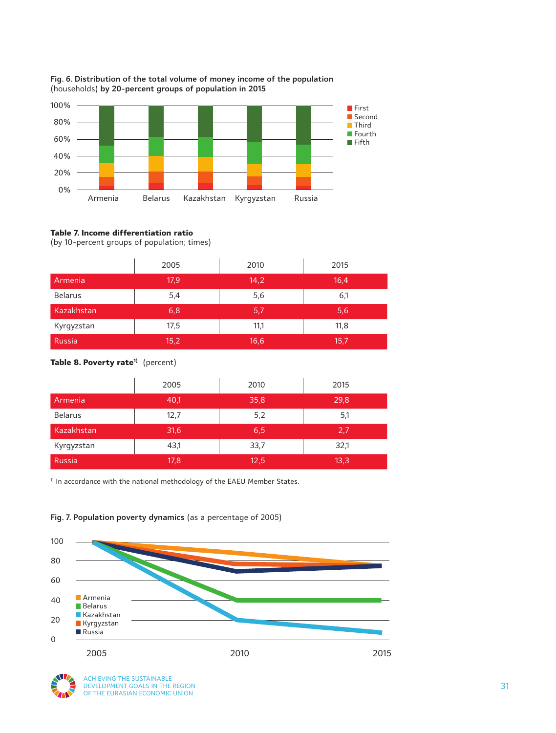**Fig. 6. Distribution of the total volume of money income of the population** (households) **by 20-percent groups of population in 2015**

**Table 7. Income differentiation ratio**
(by 10-percent groups of population; times)

| | 2005 | 2010 | 2015 |
|---|---|---|---|
| Armenia | 17,9 | 14,2 | 16,4 |
| Belarus | 5,4 | 5,6 | 6,1 |
| Kazakhstan | 6,8 | 5,7 | 5,6 |
| Kyrgyzstan | 17,5 | 11,1 | 11,8 |
| Russia | 15,2 | 16,6 | 15,7 |

**Table 8. Poverty rate[1)]** (percent)

| | 2005 | 2010 | 2015 |
|---|---|---|---|
| Armenia | 40,1 | 35,8 | 29,8 |
| Belarus | 12,7 | 5,2 | 5,1 |
| Kazakhstan | 31,6 | 6,5 | 2,7 |
| Kyrgyzstan | 43,1 | 33,7 | 32,1 |
| Russia | 17,8 | 12,5 | 13,3 |

[1)] In accordance with the national methodology of the EAEU Member States.

**Fig. 7. Population poverty dynamics** (as a percentage of 2005)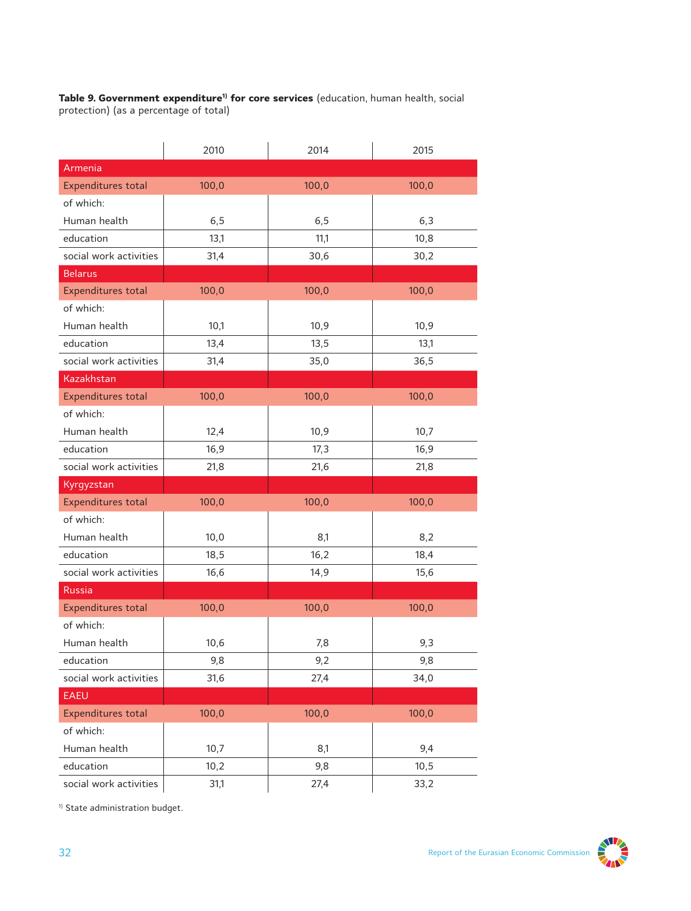**Table 9. Government expenditure[1] for core services** (education, human health, social protection) (as a percentage of total)

| | 2010 | 2014 | 2015 |
|---|---|---|---|
| Armenia | | | |
| Expenditures total | 100,0 | 100,0 | 100,0 |
| of which: | | | |
| Human health | 6,5 | 6,5 | 6,3 |
| education | 13,1 | 11,1 | 10,8 |
| social work activities | 31,4 | 30,6 | 30,2 |
| Belarus | | | |
| Expenditures total | 100,0 | 100,0 | 100,0 |
| of which: | | | |
| Human health | 10,1 | 10,9 | 10,9 |
| education | 13,4 | 13,5 | 13,1 |
| social work activities | 31,4 | 35,0 | 36,5 |
| Kazakhstan | | | |
| Expenditures total | 100,0 | 100,0 | 100,0 |
| of which: | | | |
| Human health | 12,4 | 10,9 | 10,7 |
| education | 16,9 | 17,3 | 16,9 |
| social work activities | 21,8 | 21,6 | 21,8 |
| Kyrgyzstan | | | |
| Expenditures total | 100,0 | 100,0 | 100,0 |
| of which: | | | |
| Human health | 10,0 | 8,1 | 8,2 |
| education | 18,5 | 16,2 | 18,4 |
| social work activities | 16,6 | 14,9 | 15,6 |
| Russia | | | |
| Expenditures total | 100,0 | 100,0 | 100,0 |
| of which: | | | |
| Human health | 10,6 | 7,8 | 9,3 |
| education | 9,8 | 9,2 | 9,8 |
| social work activities | 31,6 | 27,4 | 34,0 |
| EAEU | | | |
| Expenditures total | 100,0 | 100,0 | 100,0 |
| of which: | | | |
| Human health | 10,7 | 8,1 | 9,4 |
| education | 10,2 | 9,8 | 10,5 |
| social work activities | 31,1 | 27,4 | 33,2 |

[1] State administration budget.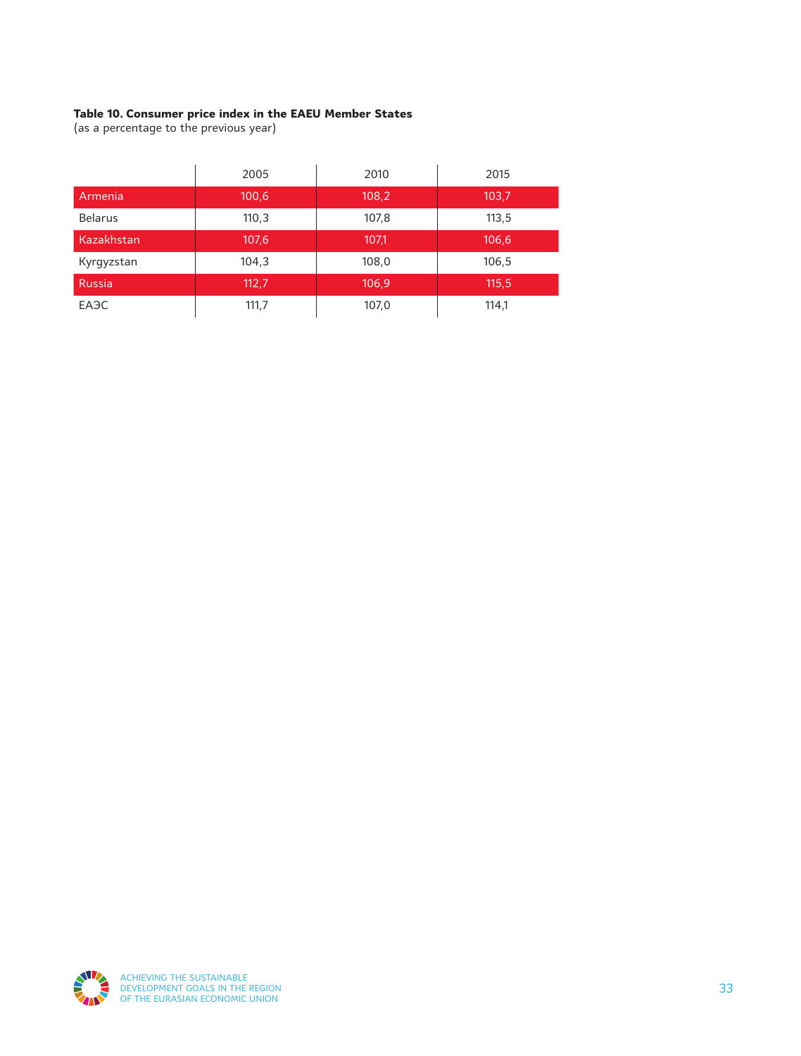**Table 10. Consumer price index in the EAEU Member States**
(as a percentage to the previous year)

| | 2005 | 2010 | 2015 |
|---|---|---|---|
| Armenia | 100,6 | 108,2 | 103,7 |
| Belarus | 110,3 | 107,8 | 113,5 |
| Kazakhstan | 107,6 | 107,1 | 106,6 |
| Kyrgyzstan | 104,3 | 108,0 | 106,5 |
| Russia | 112,7 | 106,9 | 115,5 |
| ЕАЭС | 111,7 | 107,0 | 114,1 |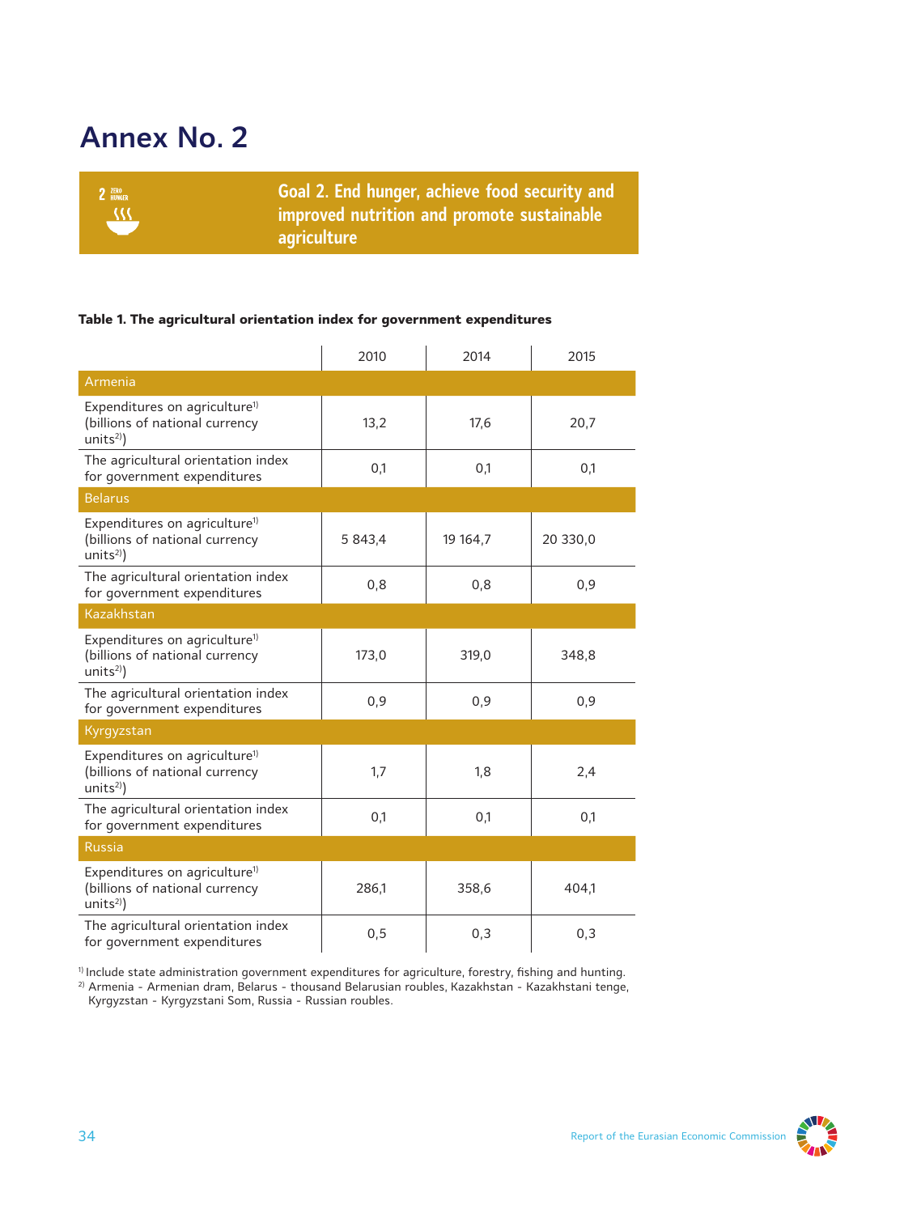# Annex No. 2

**Goal 2. End hunger, achieve food security and improved nutrition and promote sustainable agriculture**

**Table 1. The agricultural orientation index for government expenditures**

| | 2010 | 2014 | 2015 |
|---|---|---|---|
| **Armenia** | | | |
| Expenditures on agriculture[1] (billions of national currency units[2]) | 13,2 | 17,6 | 20,7 |
| The agricultural orientation index for government expenditures | 0,1 | 0,1 | 0,1 |
| **Belarus** | | | |
| Expenditures on agriculture[1] (billions of national currency units[2]) | 5 843,4 | 19 164,7 | 20 330,0 |
| The agricultural orientation index for government expenditures | 0,8 | 0,8 | 0,9 |
| **Kazakhstan** | | | |
| Expenditures on agriculture[1] (billions of national currency units[2]) | 173,0 | 319,0 | 348,8 |
| The agricultural orientation index for government expenditures | 0,9 | 0,9 | 0,9 |
| **Kyrgyzstan** | | | |
| Expenditures on agriculture[1] (billions of national currency units[2]) | 1,7 | 1,8 | 2,4 |
| The agricultural orientation index for government expenditures | 0,1 | 0,1 | 0,1 |
| **Russia** | | | |
| Expenditures on agriculture[1] (billions of national currency units[2]) | 286,1 | 358,6 | 404,1 |
| The agricultural orientation index for government expenditures | 0,5 | 0,3 | 0,3 |

[1] Include state administration government expenditures for agriculture, forestry, fishing and hunting.
[2] Armenia - Armenian dram, Belarus - thousand Belarusian roubles, Kazakhstan - Kazakhstani tenge, Kyrgyzstan - Kyrgyzstani Som, Russia - Russian roubles.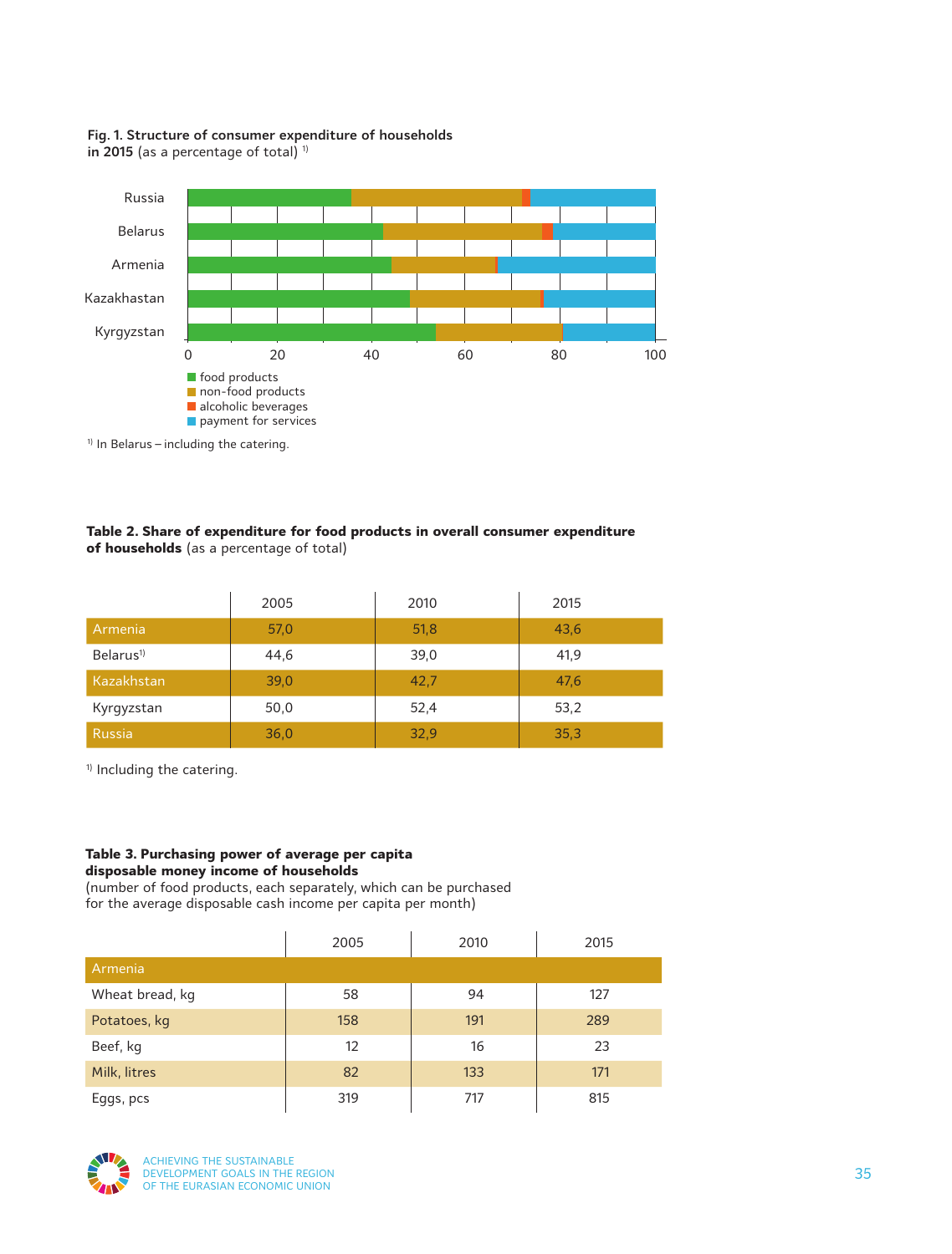**Fig. 1. Structure of consumer expenditure of households in 2015** (as a percentage of total) [1)]

Russia
Belarus
Armenia
Kazakhastan
Kyrgyzstan

0 20 40 60 80 100

- food products
- non-food products
- alcoholic beverages
- payment for services

[1)] In Belarus – including the catering.

**Table 2. Share of expenditure for food products in overall consumer expenditure of households** (as a percentage of total)

| | 2005 | 2010 | 2015 |
|---|---|---|---|
| Armenia | 57,0 | 51,8 | 43,6 |
| Belarus[1)] | 44,6 | 39,0 | 41,9 |
| Kazakhstan | 39,0 | 42,7 | 47,6 |
| Kyrgyzstan | 50,0 | 52,4 | 53,2 |
| Russia | 36,0 | 32,9 | 35,3 |

[1)] Including the catering.

**Table 3. Purchasing power of average per capita disposable money income of households**
(number of food products, each separately, which can be purchased for the average disposable cash income per capita per month)

| | 2005 | 2010 | 2015 |
|---|---|---|---|
| Armenia | | | |
| Wheat bread, kg | 58 | 94 | 127 |
| Potatoes, kg | 158 | 191 | 289 |
| Beef, kg | 12 | 16 | 23 |
| Milk, litres | 82 | 133 | 171 |
| Eggs, pcs | 319 | 717 | 815 |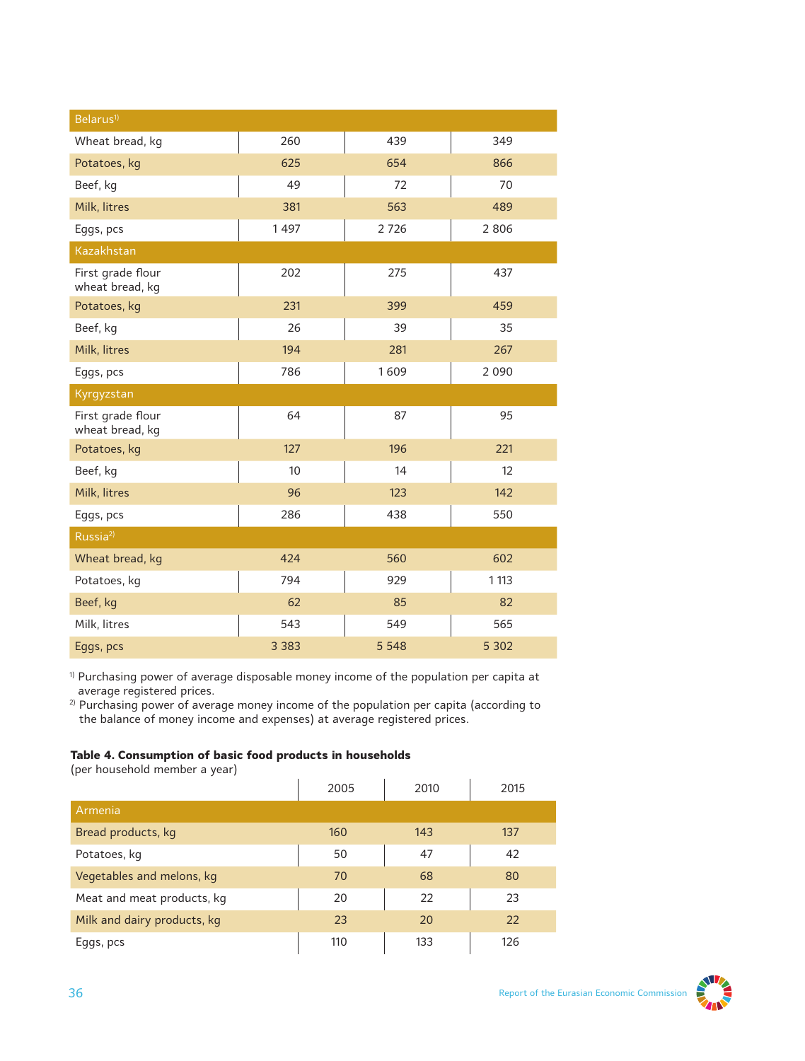| | | | |
|---|---|---|---|
| **Belarus[1)]** | | | |
| Wheat bread, kg | 260 | 439 | 349 |
| Potatoes, kg | 625 | 654 | 866 |
| Beef, kg | 49 | 72 | 70 |
| Milk, litres | 381 | 563 | 489 |
| Eggs, pcs | 1 497 | 2 726 | 2 806 |
| **Kazakhstan** | | | |
| First grade flour wheat bread, kg | 202 | 275 | 437 |
| Potatoes, kg | 231 | 399 | 459 |
| Beef, kg | 26 | 39 | 35 |
| Milk, litres | 194 | 281 | 267 |
| Eggs, pcs | 786 | 1 609 | 2 090 |
| **Kyrgyzstan** | | | |
| First grade flour wheat bread, kg | 64 | 87 | 95 |
| Potatoes, kg | 127 | 196 | 221 |
| Beef, kg | 10 | 14 | 12 |
| Milk, litres | 96 | 123 | 142 |
| Eggs, pcs | 286 | 438 | 550 |
| **Russia[2)]** | | | |
| Wheat bread, kg | 424 | 560 | 602 |
| Potatoes, kg | 794 | 929 | 1 113 |
| Beef, kg | 62 | 85 | 82 |
| Milk, litres | 543 | 549 | 565 |
| Eggs, pcs | 3 383 | 5 548 | 5 302 |

[1)] Purchasing power of average disposable money income of the population per capita at average registered prices.
[2)] Purchasing power of average money income of the population per capita (according to the balance of money income and expenses) at average registered prices.

**Table 4. Consumption of basic food products in households**
(per household member a year)

| | 2005 | 2010 | 2015 |
|---|---|---|---|
| **Armenia** | | | |
| Bread products, kg | 160 | 143 | 137 |
| Potatoes, kg | 50 | 47 | 42 |
| Vegetables and melons, kg | 70 | 68 | 80 |
| Meat and meat products, kg | 20 | 22 | 23 |
| Milk and dairy products, kg | 23 | 20 | 22 |
| Eggs, pcs | 110 | 133 | 126 |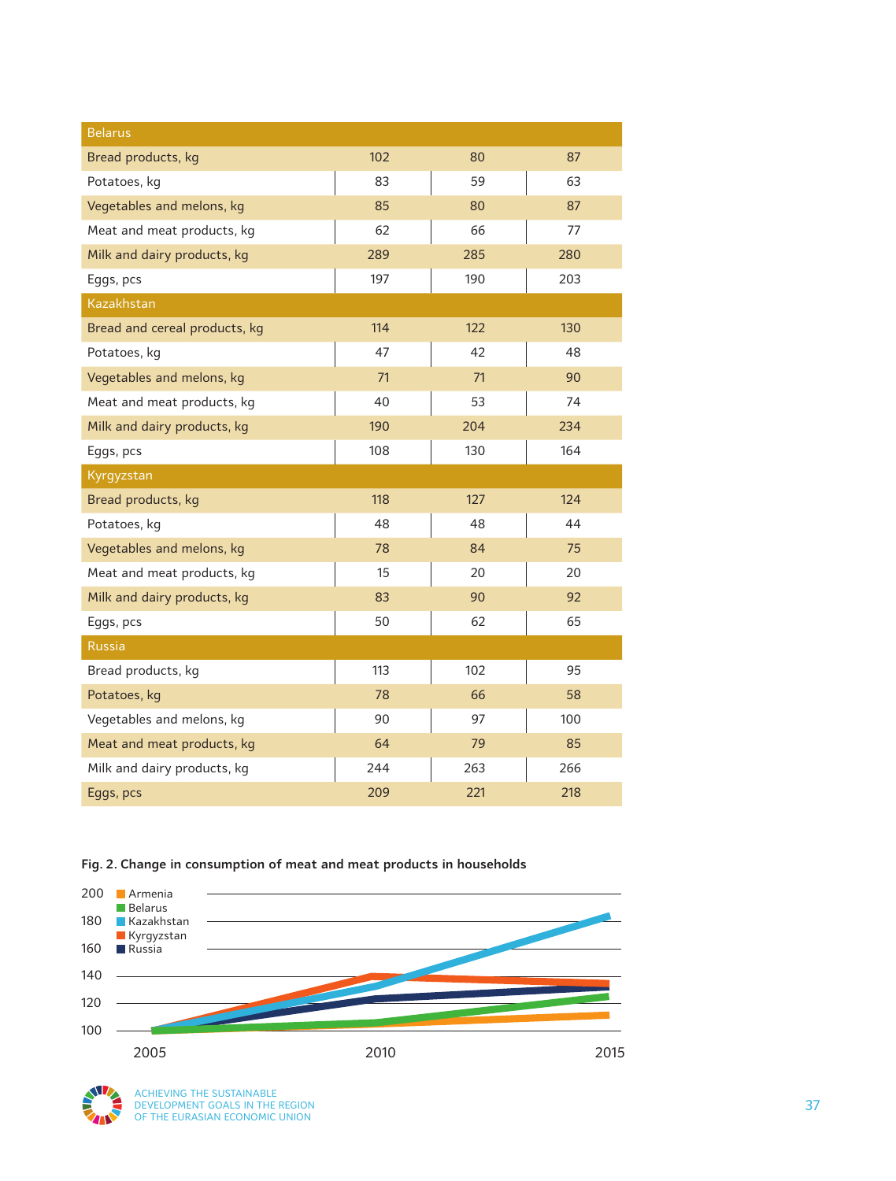| | | | |
|---|---|---|---|
| **Belarus** | | | |
| Bread products, kg | 102 | 80 | 87 |
| Potatoes, kg | 83 | 59 | 63 |
| Vegetables and melons, kg | 85 | 80 | 87 |
| Meat and meat products, kg | 62 | 66 | 77 |
| Milk and dairy products, kg | 289 | 285 | 280 |
| Eggs, pcs | 197 | 190 | 203 |
| **Kazakhstan** | | | |
| Bread and cereal products, kg | 114 | 122 | 130 |
| Potatoes, kg | 47 | 42 | 48 |
| Vegetables and melons, kg | 71 | 71 | 90 |
| Meat and meat products, kg | 40 | 53 | 74 |
| Milk and dairy products, kg | 190 | 204 | 234 |
| Eggs, pcs | 108 | 130 | 164 |
| **Kyrgyzstan** | | | |
| Bread products, kg | 118 | 127 | 124 |
| Potatoes, kg | 48 | 48 | 44 |
| Vegetables and melons, kg | 78 | 84 | 75 |
| Meat and meat products, kg | 15 | 20 | 20 |
| Milk and dairy products, kg | 83 | 90 | 92 |
| Eggs, pcs | 50 | 62 | 65 |
| **Russia** | | | |
| Bread products, kg | 113 | 102 | 95 |
| Potatoes, kg | 78 | 66 | 58 |
| Vegetables and melons, kg | 90 | 97 | 100 |
| Meat and meat products, kg | 64 | 79 | 85 |
| Milk and dairy products, kg | 244 | 263 | 266 |
| Eggs, pcs | 209 | 221 | 218 |

**Fig. 2. Change in consumption of meat and meat products in households**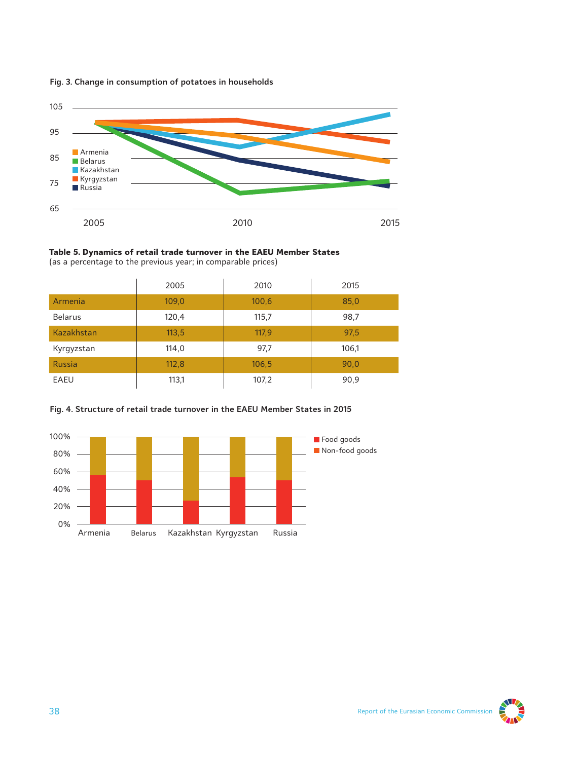**Fig. 3. Change in consumption of potatoes in households**

**Table 5. Dynamics of retail trade turnover in the EAEU Member States**
(as a percentage to the previous year; in comparable prices)

| | 2005 | 2010 | 2015 |
|---|---|---|---|
| Armenia | 109,0 | 100,6 | 85,0 |
| Belarus | 120,4 | 115,7 | 98,7 |
| Kazakhstan | 113,5 | 117,9 | 97,5 |
| Kyrgyzstan | 114,0 | 97,7 | 106,1 |
| Russia | 112,8 | 106,5 | 90,0 |
| EAEU | 113,1 | 107,2 | 90,9 |

**Fig. 4. Structure of retail trade turnover in the EAEU Member States in 2015**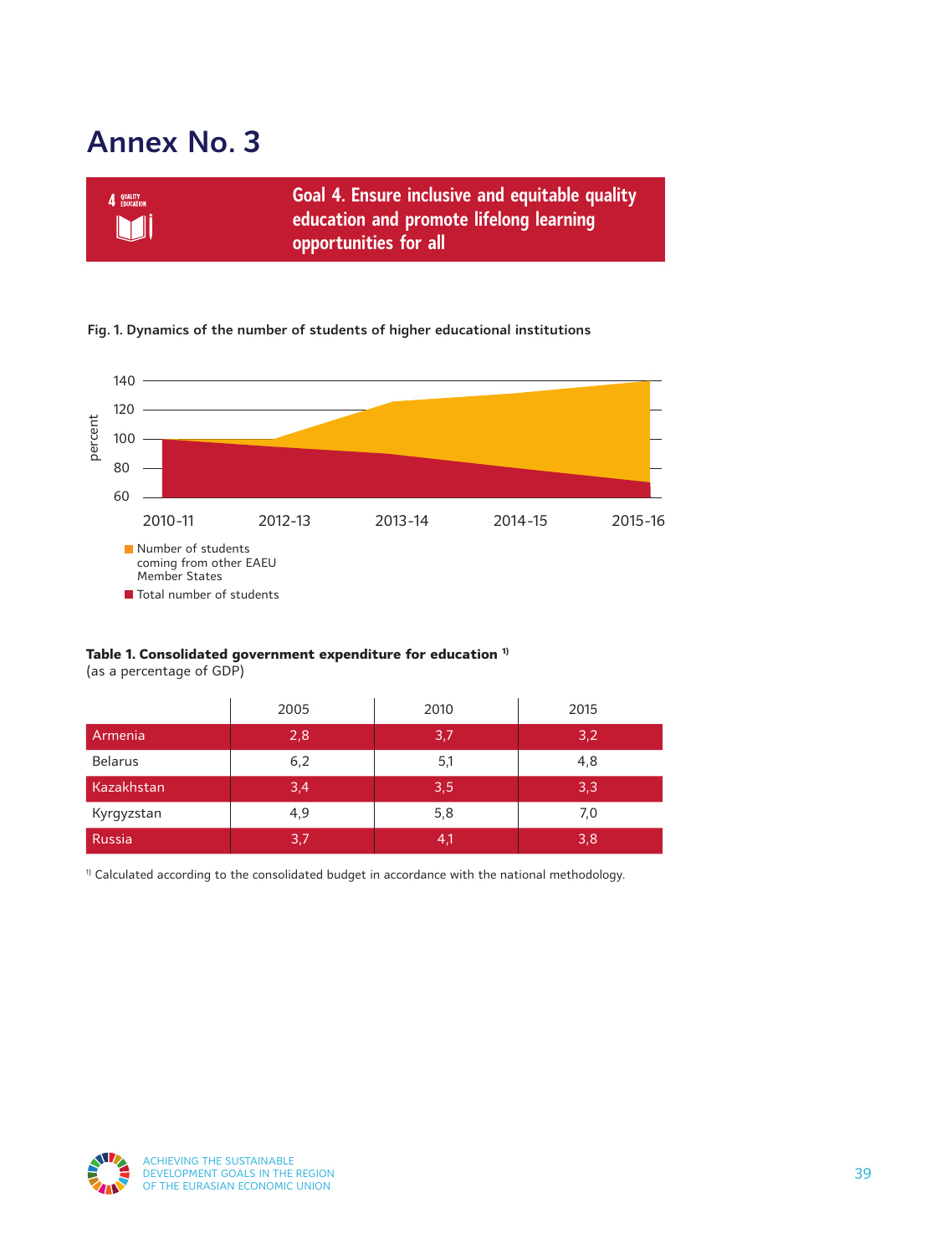# Annex No. 3

## Goal 4. Ensure inclusive and equitable quality education and promote lifelong learning opportunities for all

**Fig. 1. Dynamics of the number of students of higher educational institutions**

percent

140
120
100
80
60

2010-11 | 2012-13 | 2013-14 | 2014-15 | 2015-16

- Number of students coming from other EAEU Member States
- Total number of students

**Table 1. Consolidated government expenditure for education [1)]**
(as a percentage of GDP)

| | 2005 | 2010 | 2015 |
|---|---|---|---|
| Armenia | 2,8 | 3,7 | 3,2 |
| Belarus | 6,2 | 5,1 | 4,8 |
| Kazakhstan | 3,4 | 3,5 | 3,3 |
| Kyrgyzstan | 4,9 | 5,8 | 7,0 |
| Russia | 3,7 | 4,1 | 3,8 |

[1)] Calculated according to the consolidated budget in accordance with the national methodology.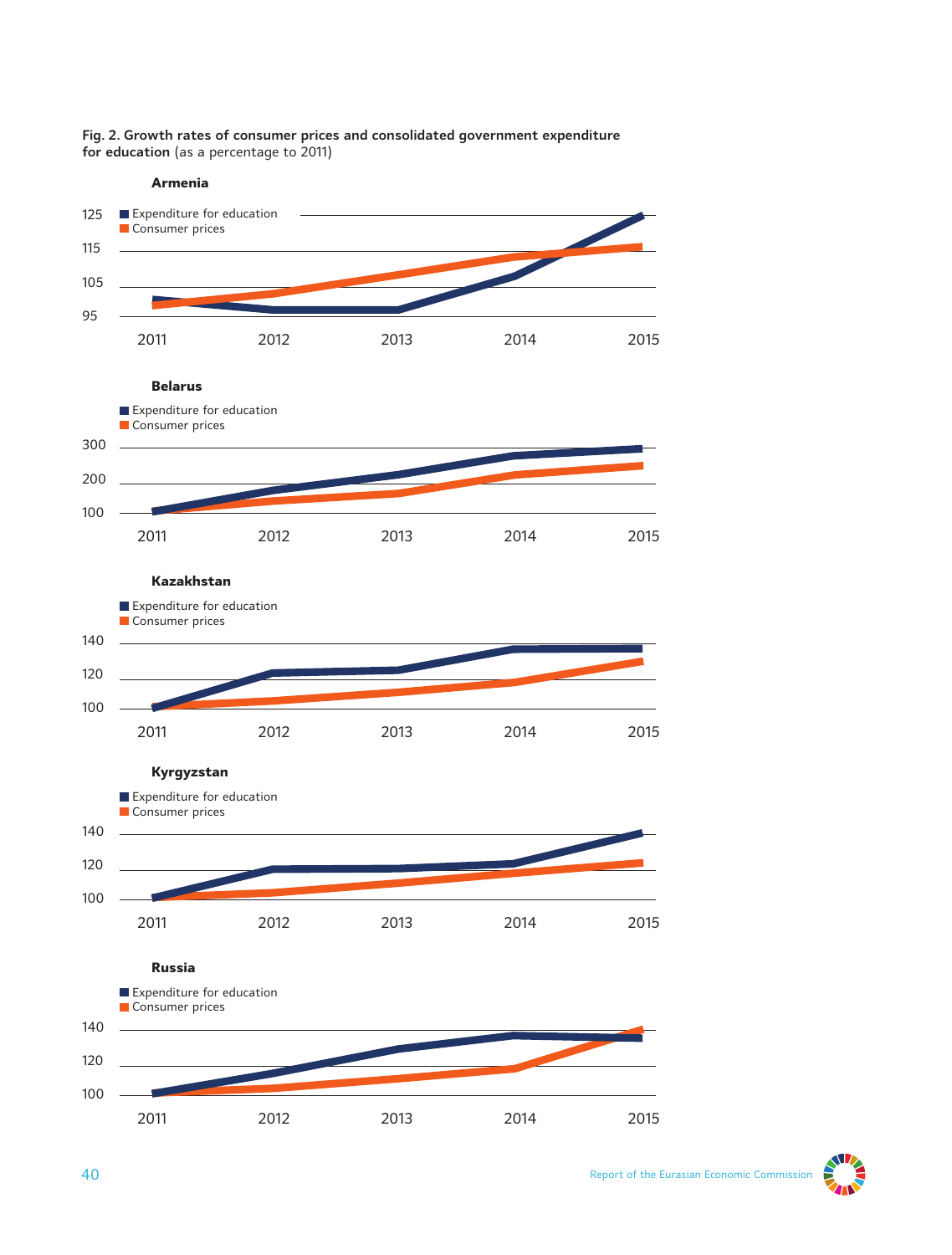**Fig. 2. Growth rates of consumer prices and consolidated government expenditure for education** (as a percentage to 2011)

**Armenia**

- Expenditure for education
- Consumer prices

125, 115, 105, 95

2011, 2012, 2013, 2014, 2015

**Belarus**

- Expenditure for education
- Consumer prices

300, 200, 100

2011, 2012, 2013, 2014, 2015

**Kazakhstan**

- Expenditure for education
- Consumer prices

140, 120, 100

2011, 2012, 2013, 2014, 2015

**Kyrgyzstan**

- Expenditure for education
- Consumer prices

140, 120, 100

2011, 2012, 2013, 2014, 2015

**Russia**

- Expenditure for education
- Consumer prices

140, 120, 100

2011, 2012, 2013, 2014, 2015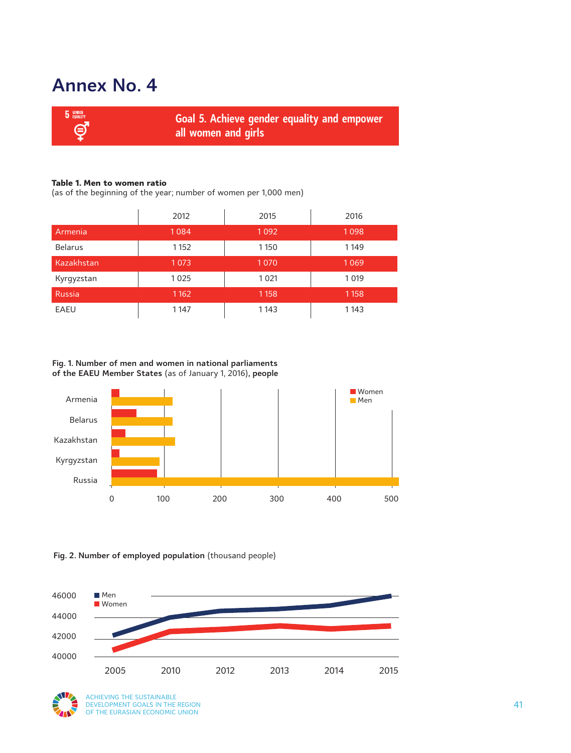# Annex No. 4

**Goal 5. Achieve gender equality and empower all women and girls**

**Table 1. Men to women ratio**
(as of the beginning of the year; number of women per 1,000 men)

| | 2012 | 2015 | 2016 |
|---|---|---|---|
| Armenia | 1 084 | 1 092 | 1 098 |
| Belarus | 1 152 | 1 150 | 1 149 |
| Kazakhstan | 1 073 | 1 070 | 1 069 |
| Kyrgyzstan | 1 025 | 1 021 | 1 019 |
| Russia | 1 162 | 1 158 | 1 158 |
| EAEU | 1 147 | 1 143 | 1 143 |

**Fig. 1. Number of men and women in national parliaments of the EAEU Member States** (as of January 1, 2016), **people**

**Fig. 2. Number of employed population** (thousand people)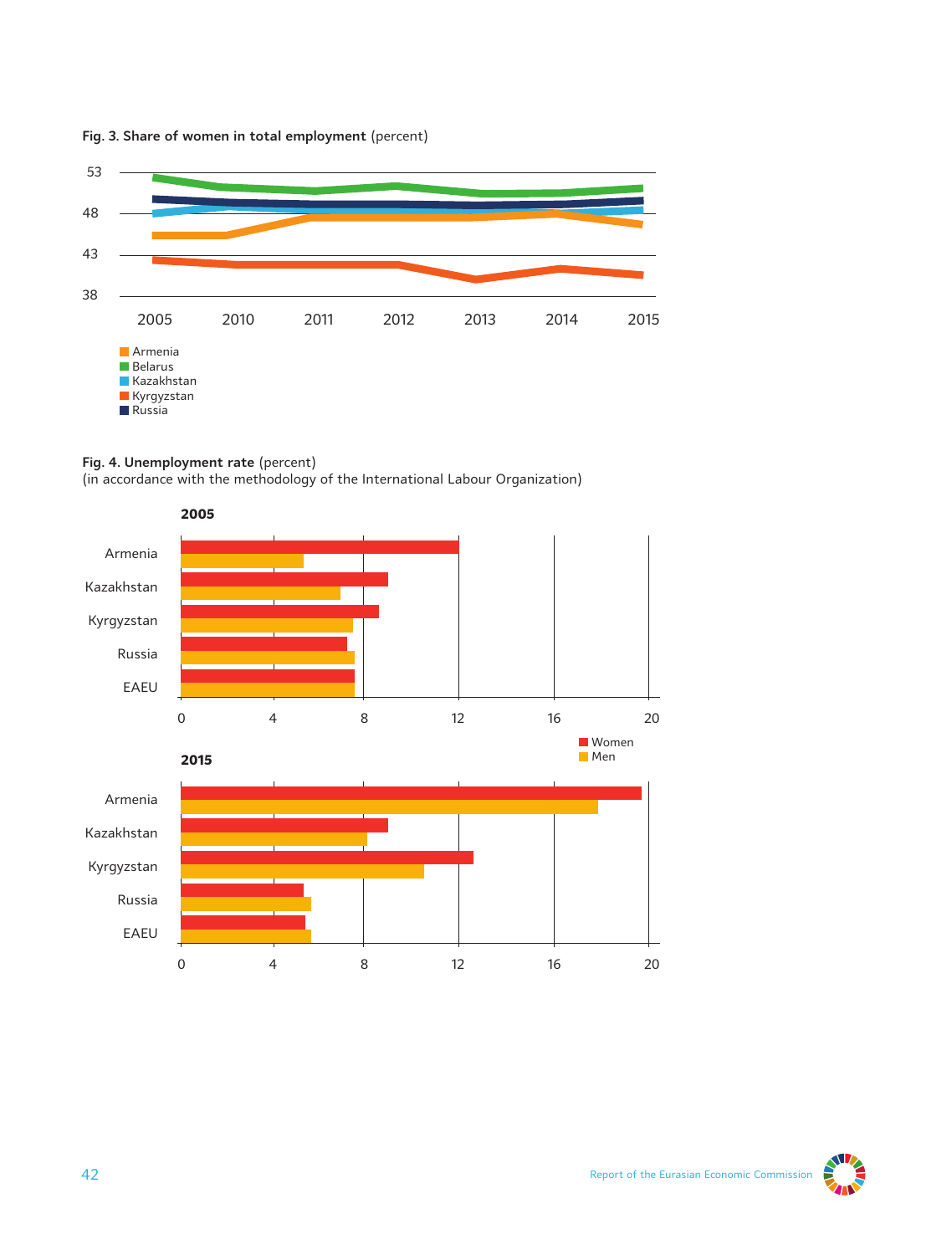**Fig. 3. Share of women in total employment** (percent)

Armenia
Belarus
Kazakhstan
Kyrgyzstan
Russia

**Fig. 4. Unemployment rate** (percent)
(in accordance with the methodology of the International Labour Organization)

**2005**

**2015**

Women
Men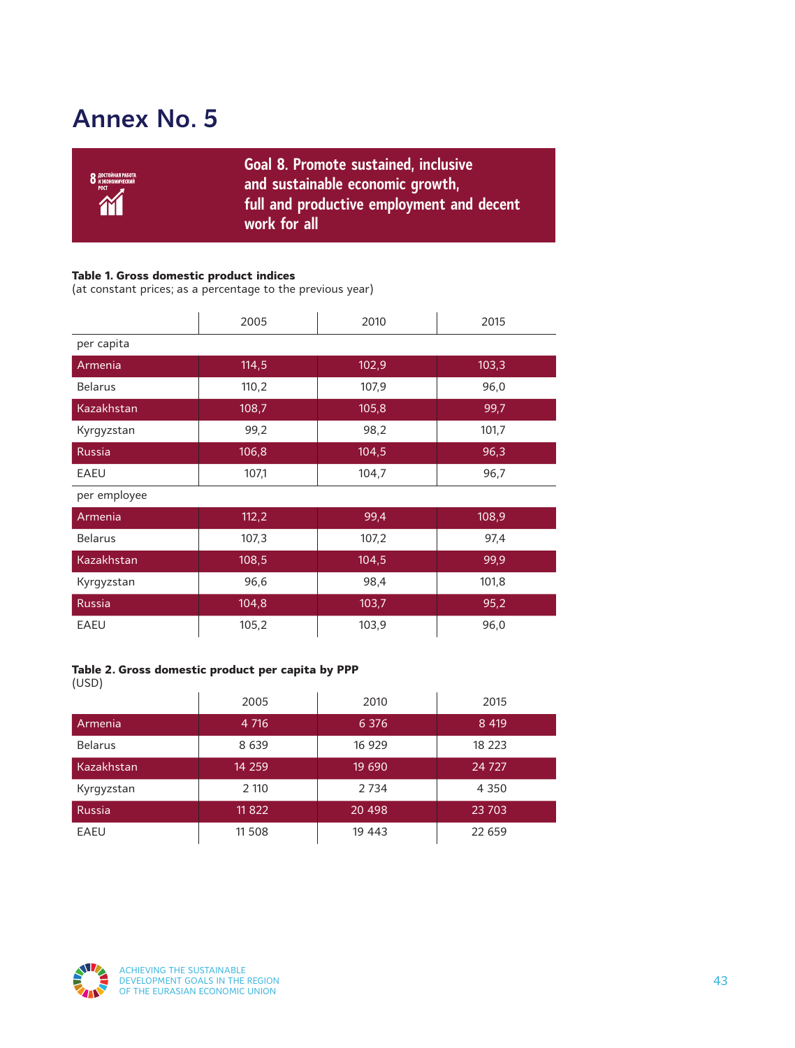# Annex No. 5

**Goal 8. Promote sustained, inclusive and sustainable economic growth, full and productive employment and decent work for all**

**Table 1. Gross domestic product indices**
(at constant prices; as a percentage to the previous year)

| | 2005 | 2010 | 2015 |
|---|---|---|---|
| per capita | | | |
| Armenia | 114,5 | 102,9 | 103,3 |
| Belarus | 110,2 | 107,9 | 96,0 |
| Kazakhstan | 108,7 | 105,8 | 99,7 |
| Kyrgyzstan | 99,2 | 98,2 | 101,7 |
| Russia | 106,8 | 104,5 | 96,3 |
| EAEU | 107,1 | 104,7 | 96,7 |
| per employee | | | |
| Armenia | 112,2 | 99,4 | 108,9 |
| Belarus | 107,3 | 107,2 | 97,4 |
| Kazakhstan | 108,5 | 104,5 | 99,9 |
| Kyrgyzstan | 96,6 | 98,4 | 101,8 |
| Russia | 104,8 | 103,7 | 95,2 |
| EAEU | 105,2 | 103,9 | 96,0 |

**Table 2. Gross domestic product per capita by PPP**
(USD)

| | 2005 | 2010 | 2015 |
|---|---|---|---|
| Armenia | 4 716 | 6 376 | 8 419 |
| Belarus | 8 639 | 16 929 | 18 223 |
| Kazakhstan | 14 259 | 19 690 | 24 727 |
| Kyrgyzstan | 2 110 | 2 734 | 4 350 |
| Russia | 11 822 | 20 498 | 23 703 |
| EAEU | 11 508 | 19 443 | 22 659 |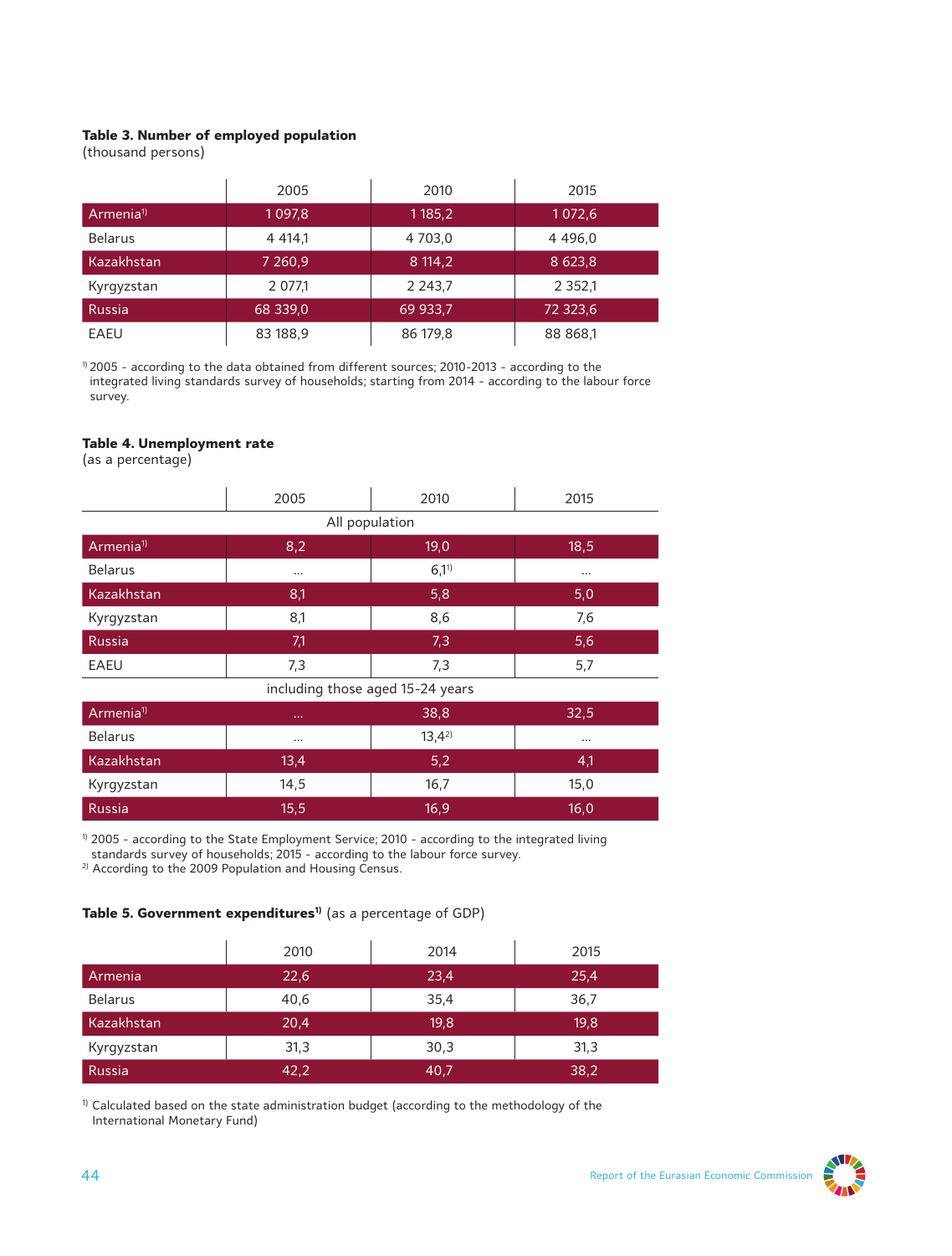**Table 3. Number of employed population**
(thousand persons)

| | 2005 | 2010 | 2015 |
|---|---|---|---|
| Armenia[1] | 1 097,8 | 1 185,2 | 1 072,6 |
| Belarus | 4 414,1 | 4 703,0 | 4 496,0 |
| Kazakhstan | 7 260,9 | 8 114,2 | 8 623,8 |
| Kyrgyzstan | 2 077,1 | 2 243,7 | 2 352,1 |
| Russia | 68 339,0 | 69 933,7 | 72 323,6 |
| EAEU | 83 188,9 | 86 179,8 | 88 868,1 |

[1] 2005 - according to the data obtained from different sources; 2010-2013 - according to the integrated living standards survey of households; starting from 2014 - according to the labour force survey.

**Table 4. Unemployment rate**
(as a percentage)

| | 2005 | 2010 | 2015 |
|---|---|---|---|
| All population | | | |
| Armenia[1] | 8,2 | 19,0 | 18,5 |
| Belarus | ... | 6,1[1] | ... |
| Kazakhstan | 8,1 | 5,8 | 5,0 |
| Kyrgyzstan | 8,1 | 8,6 | 7,6 |
| Russia | 7,1 | 7,3 | 5,6 |
| EAEU | 7,3 | 7,3 | 5,7 |
| including those aged 15-24 years | | | |
| Armenia[1] | ... | 38,8 | 32,5 |
| Belarus | ... | 13,4[2] | ... |
| Kazakhstan | 13,4 | 5,2 | 4,1 |
| Kyrgyzstan | 14,5 | 16,7 | 15,0 |
| Russia | 15,5 | 16,9 | 16,0 |

[1] 2005 - according to the State Employment Service; 2010 - according to the integrated living standards survey of households; 2015 - according to the labour force survey.
[2] According to the 2009 Population and Housing Census.

**Table 5. Government expenditures[1]** (as a percentage of GDP)

| | 2010 | 2014 | 2015 |
|---|---|---|---|
| Armenia | 22,6 | 23,4 | 25,4 |
| Belarus | 40,6 | 35,4 | 36,7 |
| Kazakhstan | 20,4 | 19,8 | 19,8 |
| Kyrgyzstan | 31,3 | 30,3 | 31,3 |
| Russia | 42,2 | 40,7 | 38,2 |

[1] Calculated based on the state administration budget (according to the methodology of the International Monetary Fund)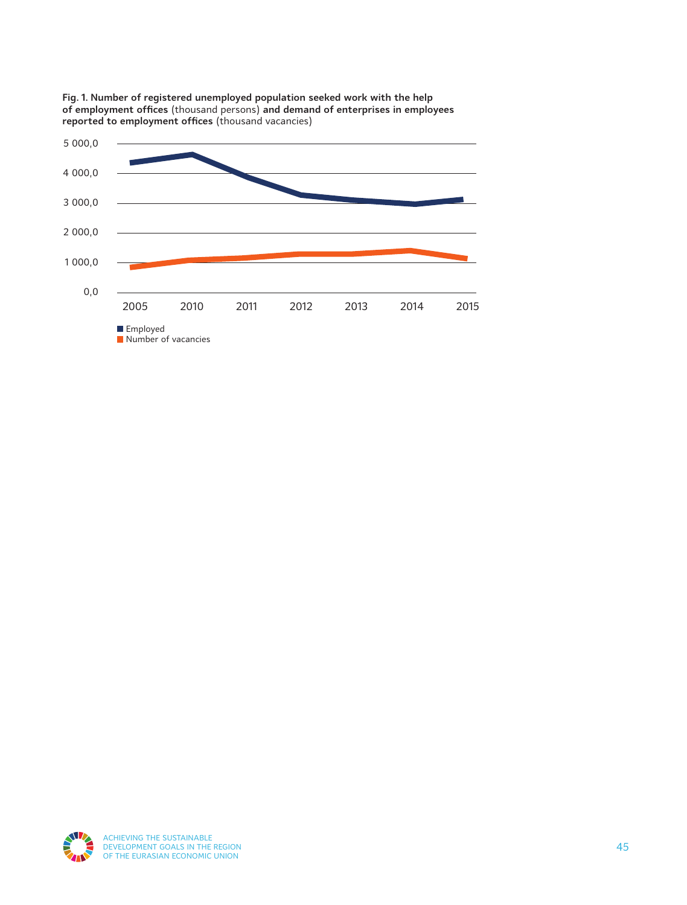**Fig. 1. Number of registered unemployed population seeked work with the help of employment offices** (thousand persons) **and demand of enterprises in employees reported to employment offices** (thousand vacancies)

5 000,0
4 000,0
3 000,0
2 000,0
1 000,0
0,0

2005 2010 2011 2012 2013 2014 2015

Employed
Number of vacancies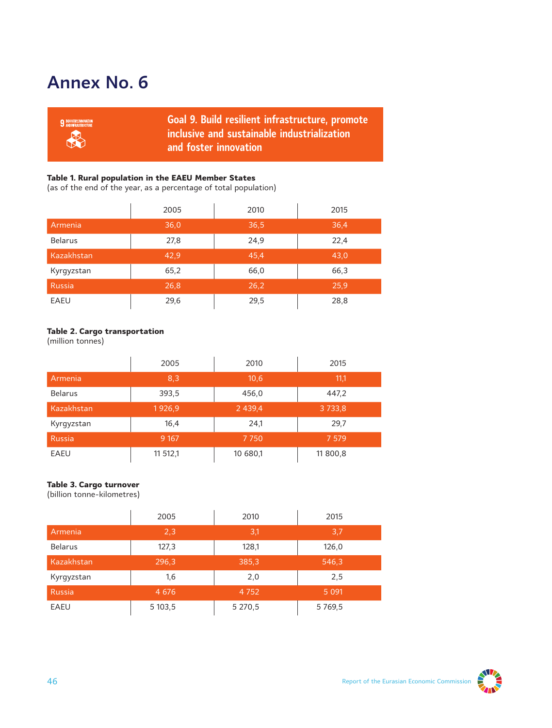# Annex No. 6

## Goal 9. Build resilient infrastructure, promote inclusive and sustainable industrialization and foster innovation

**Table 1. Rural population in the EAEU Member States**
(as of the end of the year, as a percentage of total population)

| | 2005 | 2010 | 2015 |
|---|---|---|---|
| Armenia | 36,0 | 36,5 | 36,4 |
| Belarus | 27,8 | 24,9 | 22,4 |
| Kazakhstan | 42,9 | 45,4 | 43,0 |
| Kyrgyzstan | 65,2 | 66,0 | 66,3 |
| Russia | 26,8 | 26,2 | 25,9 |
| EAEU | 29,6 | 29,5 | 28,8 |

**Table 2. Cargo transportation**
(million tonnes)

| | 2005 | 2010 | 2015 |
|---|---|---|---|
| Armenia | 8,3 | 10,6 | 11,1 |
| Belarus | 393,5 | 456,0 | 447,2 |
| Kazakhstan | 1 926,9 | 2 439,4 | 3 733,8 |
| Kyrgyzstan | 16,4 | 24,1 | 29,7 |
| Russia | 9 167 | 7 750 | 7 579 |
| EAEU | 11 512,1 | 10 680,1 | 11 800,8 |

**Table 3. Cargo turnover**
(billion tonne-kilometres)

| | 2005 | 2010 | 2015 |
|---|---|---|---|
| Armenia | 2,3 | 3,1 | 3,7 |
| Belarus | 127,3 | 128,1 | 126,0 |
| Kazakhstan | 296,3 | 385,3 | 546,3 |
| Kyrgyzstan | 1,6 | 2,0 | 2,5 |
| Russia | 4 676 | 4 752 | 5 091 |
| EAEU | 5 103,5 | 5 270,5 | 5 769,5 |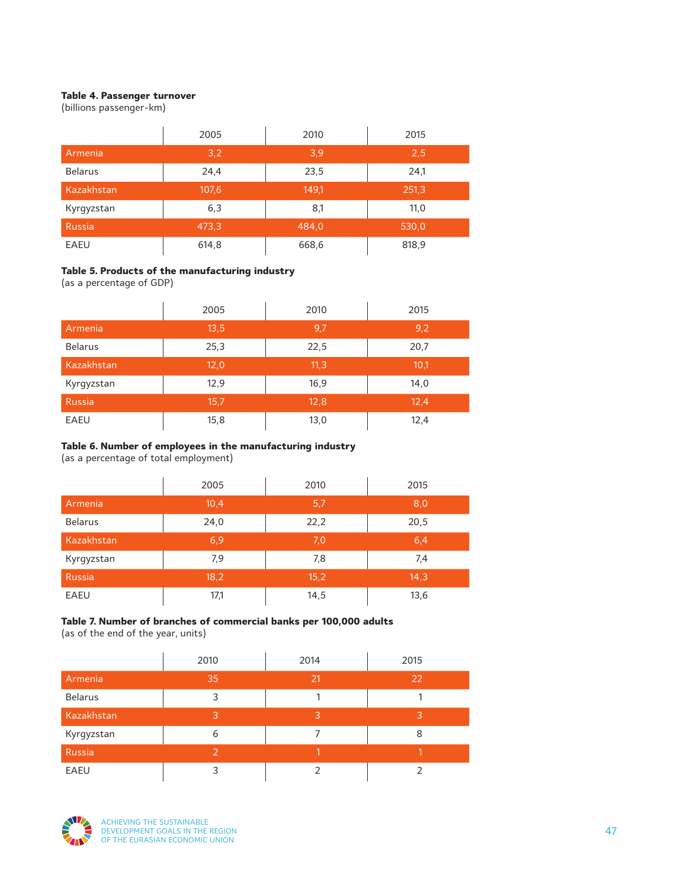**Table 4. Passenger turnover**
(billions passenger-km)

| | 2005 | 2010 | 2015 |
|---|---|---|---|
| Armenia | 3,2 | 3,9 | 2,5 |
| Belarus | 24,4 | 23,5 | 24,1 |
| Kazakhstan | 107,6 | 149,1 | 251,3 |
| Kyrgyzstan | 6,3 | 8,1 | 11,0 |
| Russia | 473,3 | 484,0 | 530,0 |
| EAEU | 614,8 | 668,6 | 818,9 |

**Table 5. Products of the manufacturing industry**
(as a percentage of GDP)

| | 2005 | 2010 | 2015 |
|---|---|---|---|
| Armenia | 13,5 | 9,7 | 9,2 |
| Belarus | 25,3 | 22,5 | 20,7 |
| Kazakhstan | 12,0 | 11,3 | 10,1 |
| Kyrgyzstan | 12,9 | 16,9 | 14,0 |
| Russia | 15,7 | 12,8 | 12,4 |
| EAEU | 15,8 | 13,0 | 12,4 |

**Table 6. Number of employees in the manufacturing industry**
(as a percentage of total employment)

| | 2005 | 2010 | 2015 |
|---|---|---|---|
| Armenia | 10,4 | 5,7 | 8,0 |
| Belarus | 24,0 | 22,2 | 20,5 |
| Kazakhstan | 6,9 | 7,0 | 6,4 |
| Kyrgyzstan | 7,9 | 7,8 | 7,4 |
| Russia | 18,2 | 15,2 | 14,3 |
| EAEU | 17,1 | 14,5 | 13,6 |

**Table 7. Number of branches of commercial banks per 100,000 adults**
(as of the end of the year, units)

| | 2010 | 2014 | 2015 |
|---|---|---|---|
| Armenia | 35 | 21 | 22 |
| Belarus | 3 | 1 | 1 |
| Kazakhstan | 3 | 3 | 3 |
| Kyrgyzstan | 6 | 7 | 8 |
| Russia | 2 | 1 | 1 |
| EAEU | 3 | 2 | 2 |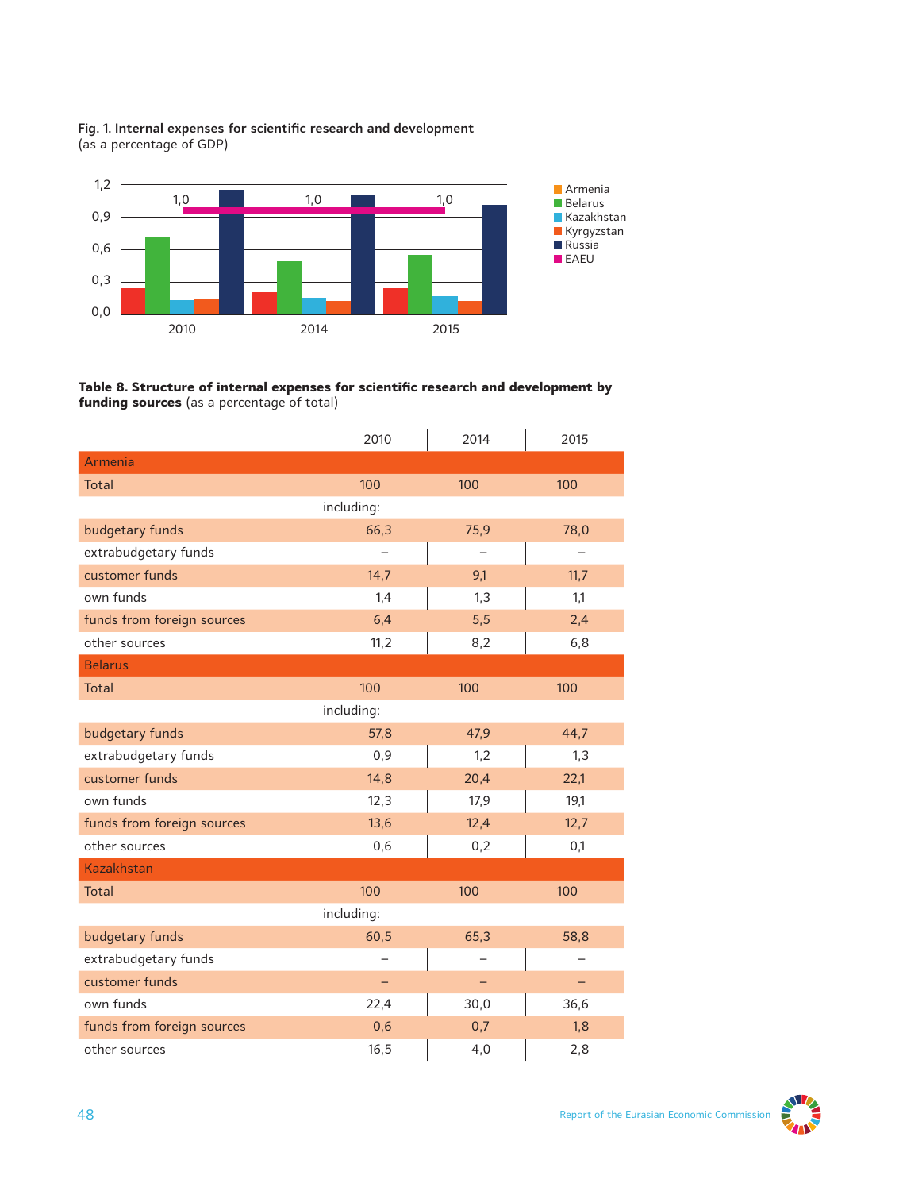**Fig. 1. Internal expenses for scientific research and development**
(as a percentage of GDP)

**Table 8. Structure of internal expenses for scientific research and development by funding sources** (as a percentage of total)

| | 2010 | 2014 | 2015 |
|---|---|---|---|
| **Armenia** | | | |
| Total | 100 | 100 | 100 |
| including: | | | |
| budgetary funds | 66,3 | 75,9 | 78,0 |
| extrabudgetary funds | – | – | – |
| customer funds | 14,7 | 9,1 | 11,7 |
| own funds | 1,4 | 1,3 | 1,1 |
| funds from foreign sources | 6,4 | 5,5 | 2,4 |
| other sources | 11,2 | 8,2 | 6,8 |
| **Belarus** | | | |
| Total | 100 | 100 | 100 |
| including: | | | |
| budgetary funds | 57,8 | 47,9 | 44,7 |
| extrabudgetary funds | 0,9 | 1,2 | 1,3 |
| customer funds | 14,8 | 20,4 | 22,1 |
| own funds | 12,3 | 17,9 | 19,1 |
| funds from foreign sources | 13,6 | 12,4 | 12,7 |
| other sources | 0,6 | 0,2 | 0,1 |
| **Kazakhstan** | | | |
| Total | 100 | 100 | 100 |
| including: | | | |
| budgetary funds | 60,5 | 65,3 | 58,8 |
| extrabudgetary funds | – | – | – |
| customer funds | – | – | – |
| own funds | 22,4 | 30,0 | 36,6 |
| funds from foreign sources | 0,6 | 0,7 | 1,8 |
| other sources | 16,5 | 4,0 | 2,8 |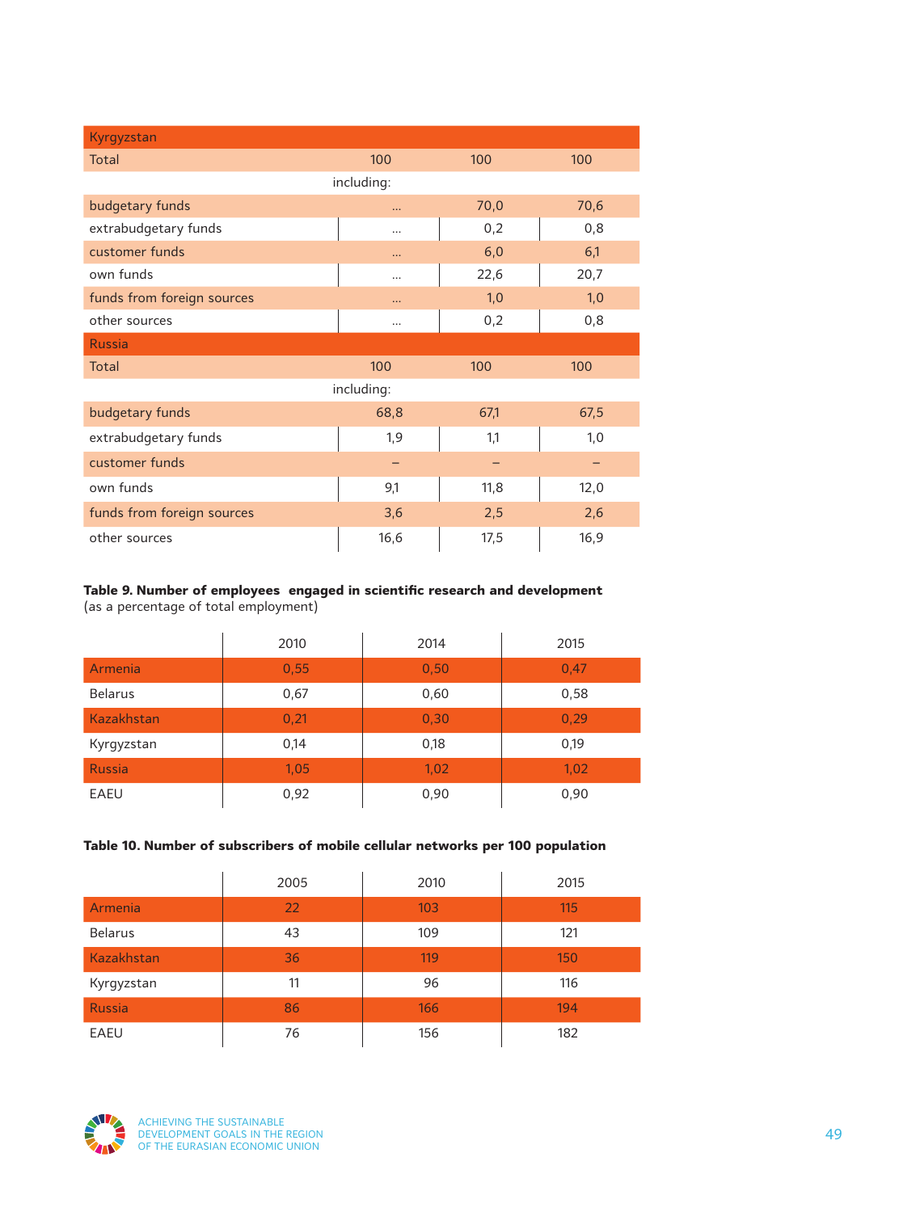| | | | |
|---|---|---|---|
| **Kyrgyzstan** | | | |
| Total | 100 | 100 | 100 |
| including: | | | |
| budgetary funds | ... | 70,0 | 70,6 |
| extrabudgetary funds | ... | 0,2 | 0,8 |
| customer funds | ... | 6,0 | 6,1 |
| own funds | ... | 22,6 | 20,7 |
| funds from foreign sources | ... | 1,0 | 1,0 |
| other sources | ... | 0,2 | 0,8 |
| **Russia** | | | |
| Total | 100 | 100 | 100 |
| including: | | | |
| budgetary funds | 68,8 | 67,1 | 67,5 |
| extrabudgetary funds | 1,9 | 1,1 | 1,0 |
| customer funds | – | – | – |
| own funds | 9,1 | 11,8 | 12,0 |
| funds from foreign sources | 3,6 | 2,5 | 2,6 |
| other sources | 16,6 | 17,5 | 16,9 |

**Table 9. Number of employees engaged in scientific research and development**
(as a percentage of total employment)

| | 2010 | 2014 | 2015 |
|---|---|---|---|
| Armenia | 0,55 | 0,50 | 0,47 |
| Belarus | 0,67 | 0,60 | 0,58 |
| Kazakhstan | 0,21 | 0,30 | 0,29 |
| Kyrgyzstan | 0,14 | 0,18 | 0,19 |
| Russia | 1,05 | 1,02 | 1,02 |
| EAEU | 0,92 | 0,90 | 0,90 |

**Table 10. Number of subscribers of mobile cellular networks per 100 population**

| | 2005 | 2010 | 2015 |
|---|---|---|---|
| Armenia | 22 | 103 | 115 |
| Belarus | 43 | 109 | 121 |
| Kazakhstan | 36 | 119 | 150 |
| Kyrgyzstan | 11 | 96 | 116 |
| Russia | 86 | 166 | 194 |
| EAEU | 76 | 156 | 182 |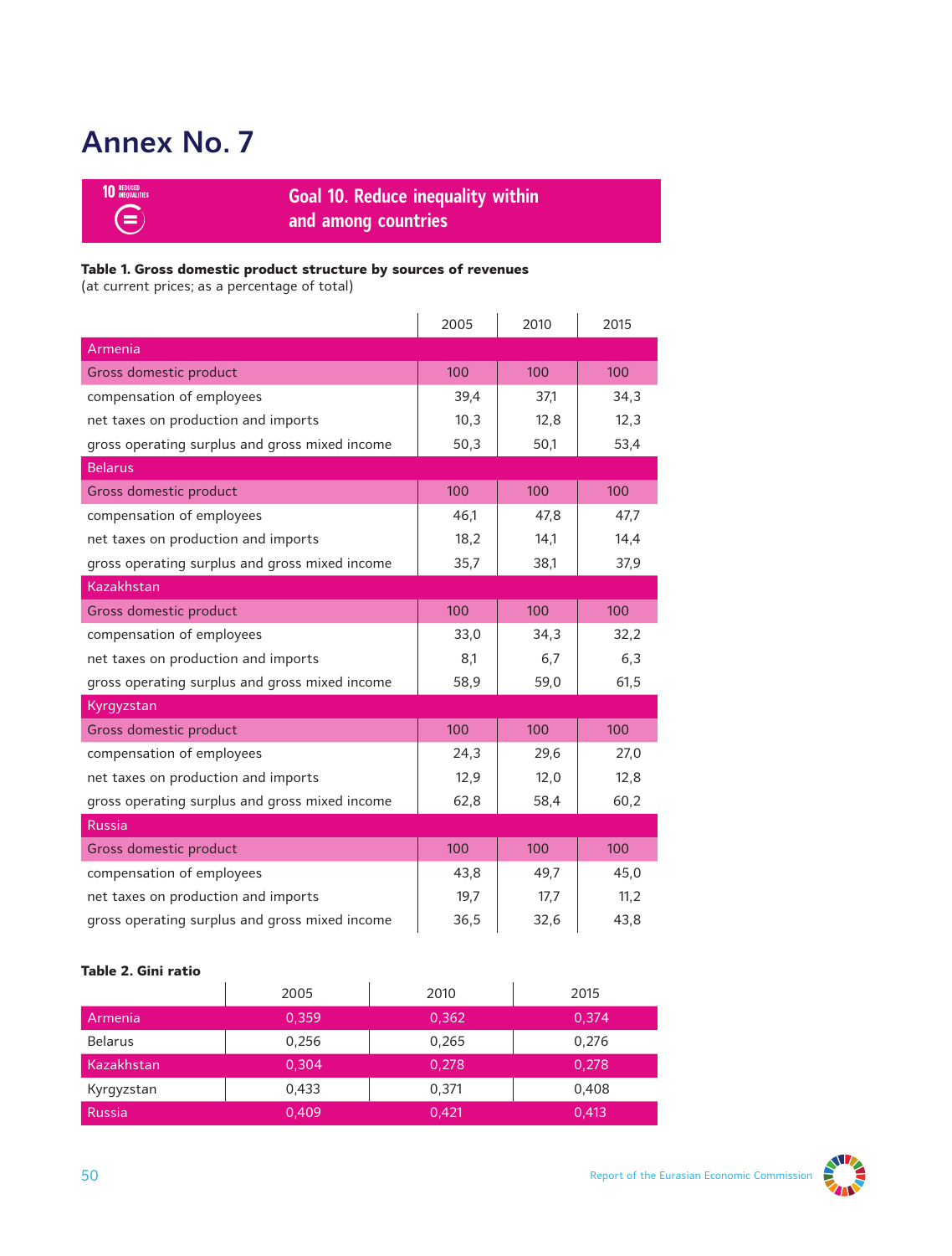# Annex No. 7

## Goal 10. Reduce inequality within and among countries

**Table 1. Gross domestic product structure by sources of revenues**
(at current prices; as a percentage of total)

| | 2005 | 2010 | 2015 |
|---|---|---|---|
| **Armenia** | | | |
| Gross domestic product | 100 | 100 | 100 |
| compensation of employees | 39,4 | 37,1 | 34,3 |
| net taxes on production and imports | 10,3 | 12,8 | 12,3 |
| gross operating surplus and gross mixed income | 50,3 | 50,1 | 53,4 |
| **Belarus** | | | |
| Gross domestic product | 100 | 100 | 100 |
| compensation of employees | 46,1 | 47,8 | 47,7 |
| net taxes on production and imports | 18,2 | 14,1 | 14,4 |
| gross operating surplus and gross mixed income | 35,7 | 38,1 | 37,9 |
| **Kazakhstan** | | | |
| Gross domestic product | 100 | 100 | 100 |
| compensation of employees | 33,0 | 34,3 | 32,2 |
| net taxes on production and imports | 8,1 | 6,7 | 6,3 |
| gross operating surplus and gross mixed income | 58,9 | 59,0 | 61,5 |
| **Kyrgyzstan** | | | |
| Gross domestic product | 100 | 100 | 100 |
| compensation of employees | 24,3 | 29,6 | 27,0 |
| net taxes on production and imports | 12,9 | 12,0 | 12,8 |
| gross operating surplus and gross mixed income | 62,8 | 58,4 | 60,2 |
| **Russia** | | | |
| Gross domestic product | 100 | 100 | 100 |
| compensation of employees | 43,8 | 49,7 | 45,0 |
| net taxes on production and imports | 19,7 | 17,7 | 11,2 |
| gross operating surplus and gross mixed income | 36,5 | 32,6 | 43,8 |

**Table 2. Gini ratio**

| | 2005 | 2010 | 2015 |
|---|---|---|---|
| Armenia | 0,359 | 0,362 | 0,374 |
| Belarus | 0,256 | 0,265 | 0,276 |
| Kazakhstan | 0,304 | 0,278 | 0,278 |
| Kyrgyzstan | 0,433 | 0,371 | 0,408 |
| Russia | 0,409 | 0,421 | 0,413 |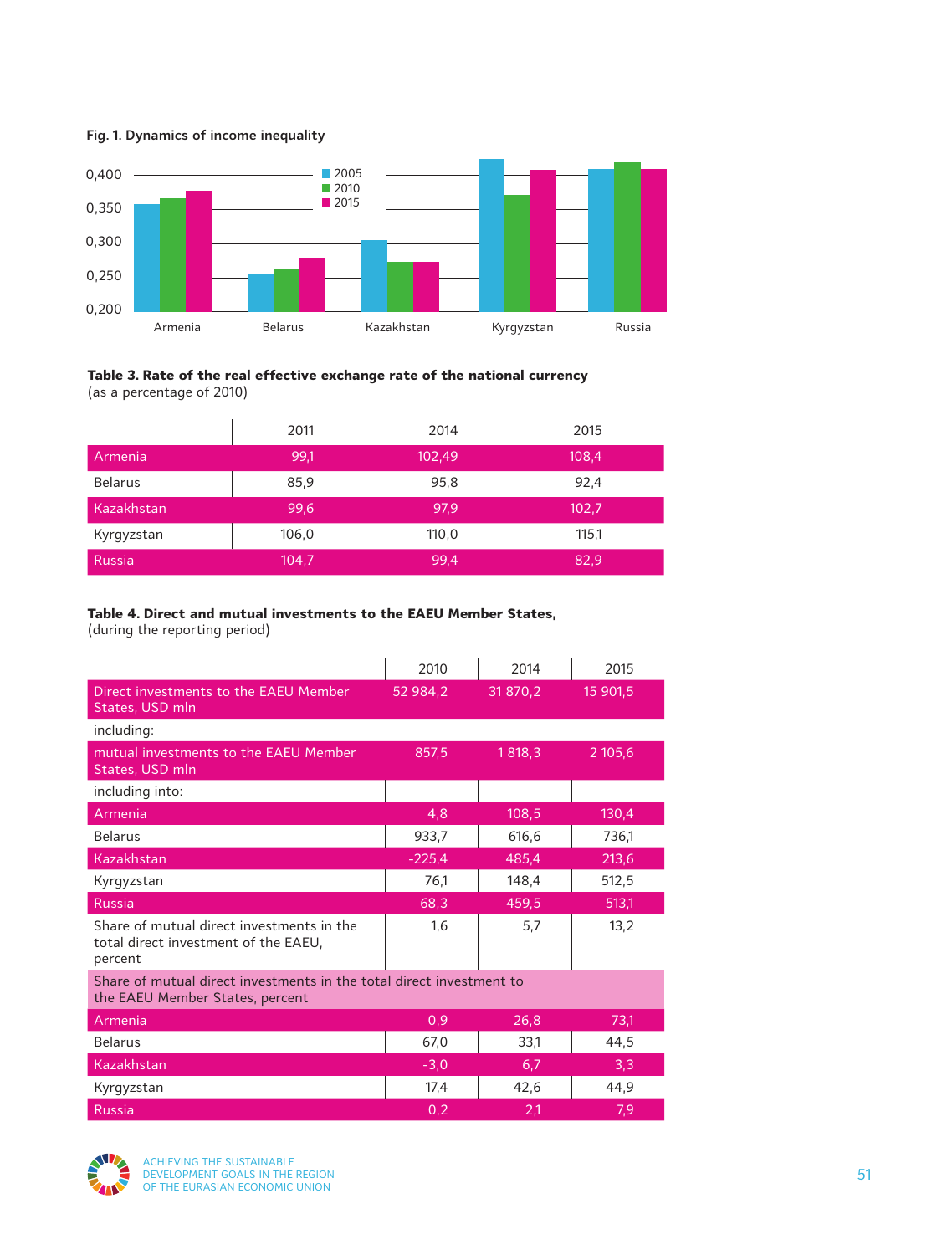**Fig. 1. Dynamics of income inequality**

**Table 3. Rate of the real effective exchange rate of the national currency**
(as a percentage of 2010)

| | 2011 | 2014 | 2015 |
|---|---|---|---|
| Armenia | 99,1 | 102,49 | 108,4 |
| Belarus | 85,9 | 95,8 | 92,4 |
| Kazakhstan | 99,6 | 97,9 | 102,7 |
| Kyrgyzstan | 106,0 | 110,0 | 115,1 |
| Russia | 104,7 | 99,4 | 82,9 |

**Table 4. Direct and mutual investments to the EAEU Member States,**
(during the reporting period)

| | 2010 | 2014 | 2015 |
|---|---|---|---|
| Direct investments to the EAEU Member States, USD mln | 52 984,2 | 31 870,2 | 15 901,5 |
| including: | | | |
| mutual investments to the EAEU Member States, USD mln | 857,5 | 1 818,3 | 2 105,6 |
| including into: | | | |
| Armenia | 4,8 | 108,5 | 130,4 |
| Belarus | 933,7 | 616,6 | 736,1 |
| Kazakhstan | -225,4 | 485,4 | 213,6 |
| Kyrgyzstan | 76,1 | 148,4 | 512,5 |
| Russia | 68,3 | 459,5 | 513,1 |
| Share of mutual direct investments in the total direct investment of the EAEU, percent | 1,6 | 5,7 | 13,2 |
| Share of mutual direct investments in the total direct investment to the EAEU Member States, percent | | | |
| Armenia | 0,9 | 26,8 | 73,1 |
| Belarus | 67,0 | 33,1 | 44,5 |
| Kazakhstan | -3,0 | 6,7 | 3,3 |
| Kyrgyzstan | 17,4 | 42,6 | 44,9 |
| Russia | 0,2 | 2,1 | 7,9 |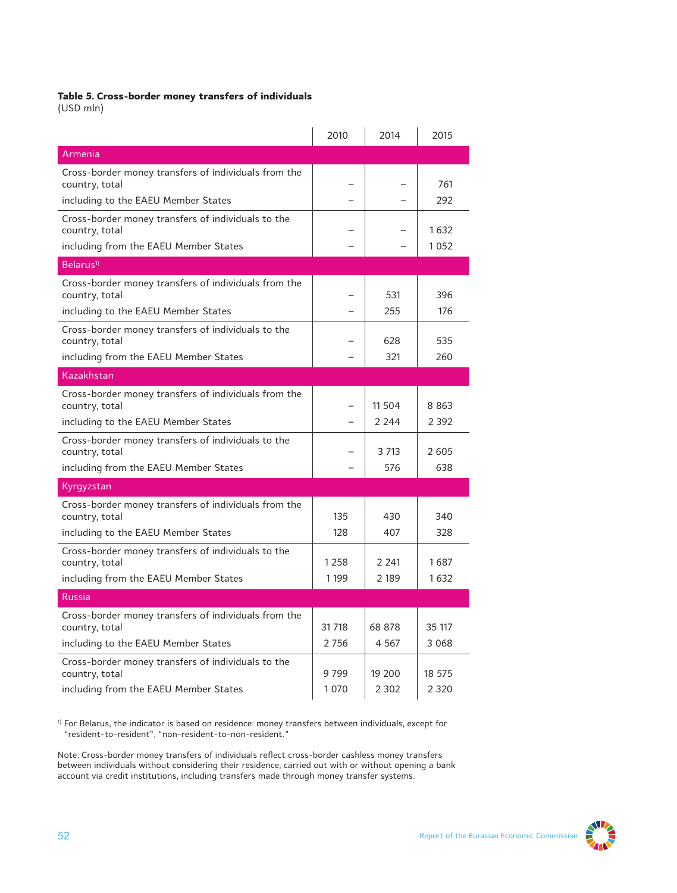**Table 5. Cross-border money transfers of individuals**
(USD mln)

| | 2010 | 2014 | 2015 |
|---|---|---|---|
| **Armenia** | | | |
| Cross-border money transfers of individuals from the country, total | – | – | 761 |
| including to the EAEU Member States | – | – | 292 |
| Cross-border money transfers of individuals to the country, total | – | – | 1 632 |
| including from the EAEU Member States | – | – | 1 052 |
| **Belarus**[1] | | | |
| Cross-border money transfers of individuals from the country, total | – | 531 | 396 |
| including to the EAEU Member States | – | 255 | 176 |
| Cross-border money transfers of individuals to the country, total | – | 628 | 535 |
| including from the EAEU Member States | – | 321 | 260 |
| **Kazakhstan** | | | |
| Cross-border money transfers of individuals from the country, total | – | 11 504 | 8 863 |
| including to the EAEU Member States | – | 2 244 | 2 392 |
| Cross-border money transfers of individuals to the country, total | – | 3 713 | 2 605 |
| including from the EAEU Member States | – | 576 | 638 |
| **Kyrgyzstan** | | | |
| Cross-border money transfers of individuals from the country, total | 135 | 430 | 340 |
| including to the EAEU Member States | 128 | 407 | 328 |
| Cross-border money transfers of individuals to the country, total | 1 258 | 2 241 | 1 687 |
| including from the EAEU Member States | 1 199 | 2 189 | 1 632 |
| **Russia** | | | |
| Cross-border money transfers of individuals from the country, total | 31 718 | 68 878 | 35 117 |
| including to the EAEU Member States | 2 756 | 4 567 | 3 068 |
| Cross-border money transfers of individuals to the country, total | 9 799 | 19 200 | 18 575 |
| including from the EAEU Member States | 1 070 | 2 302 | 2 320 |

[1] For Belarus, the indicator is based on residence: money transfers between individuals, except for "resident-to-resident", "non-resident-to-non-resident."

Note: Cross-border money transfers of individuals reflect cross-border cashless money transfers between individuals without considering their residence, carried out with or without opening a bank account via credit institutions, including transfers made through money transfer systems.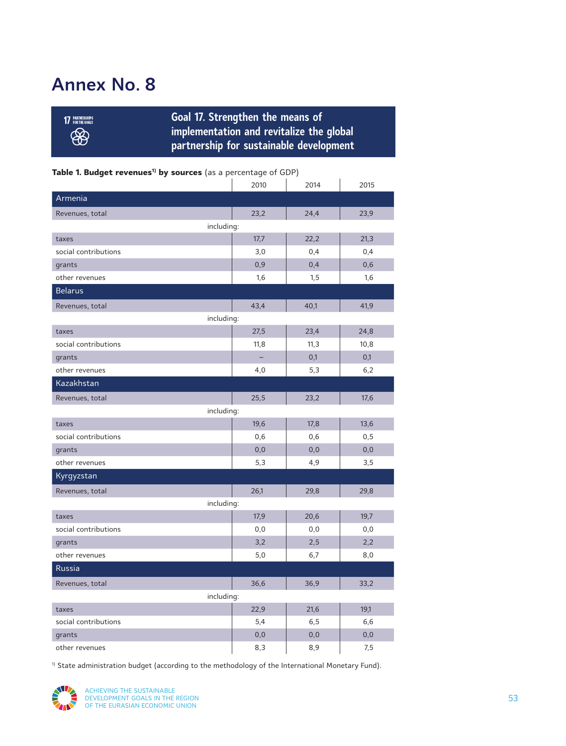# Annex No. 8

## Goal 17. Strengthen the means of implementation and revitalize the global partnership for sustainable development

**Table 1. Budget revenues[1] by sources** (as a percentage of GDP)

| | 2010 | 2014 | 2015 |
|---|---|---|---|
| **Armenia** | | | |
| Revenues, total | 23,2 | 24,4 | 23,9 |
| including: | | | |
| taxes | 17,7 | 22,2 | 21,3 |
| social contributions | 3,0 | 0,4 | 0,4 |
| grants | 0,9 | 0,4 | 0,6 |
| other revenues | 1,6 | 1,5 | 1,6 |
| **Belarus** | | | |
| Revenues, total | 43,4 | 40,1 | 41,9 |
| including: | | | |
| taxes | 27,5 | 23,4 | 24,8 |
| social contributions | 11,8 | 11,3 | 10,8 |
| grants | – | 0,1 | 0,1 |
| other revenues | 4,0 | 5,3 | 6,2 |
| **Kazakhstan** | | | |
| Revenues, total | 25,5 | 23,2 | 17,6 |
| including: | | | |
| taxes | 19,6 | 17,8 | 13,6 |
| social contributions | 0,6 | 0,6 | 0,5 |
| grants | 0,0 | 0,0 | 0,0 |
| other revenues | 5,3 | 4,9 | 3,5 |
| **Kyrgyzstan** | | | |
| Revenues, total | 26,1 | 29,8 | 29,8 |
| including: | | | |
| taxes | 17,9 | 20,6 | 19,7 |
| social contributions | 0,0 | 0,0 | 0,0 |
| grants | 3,2 | 2,5 | 2,2 |
| other revenues | 5,0 | 6,7 | 8,0 |
| **Russia** | | | |
| Revenues, total | 36,6 | 36,9 | 33,2 |
| including: | | | |
| taxes | 22,9 | 21,6 | 19,1 |
| social contributions | 5,4 | 6,5 | 6,6 |
| grants | 0,0 | 0,0 | 0,0 |
| other revenues | 8,3 | 8,9 | 7,5 |

[1] State administration budget (according to the methodology of the International Monetary Fund).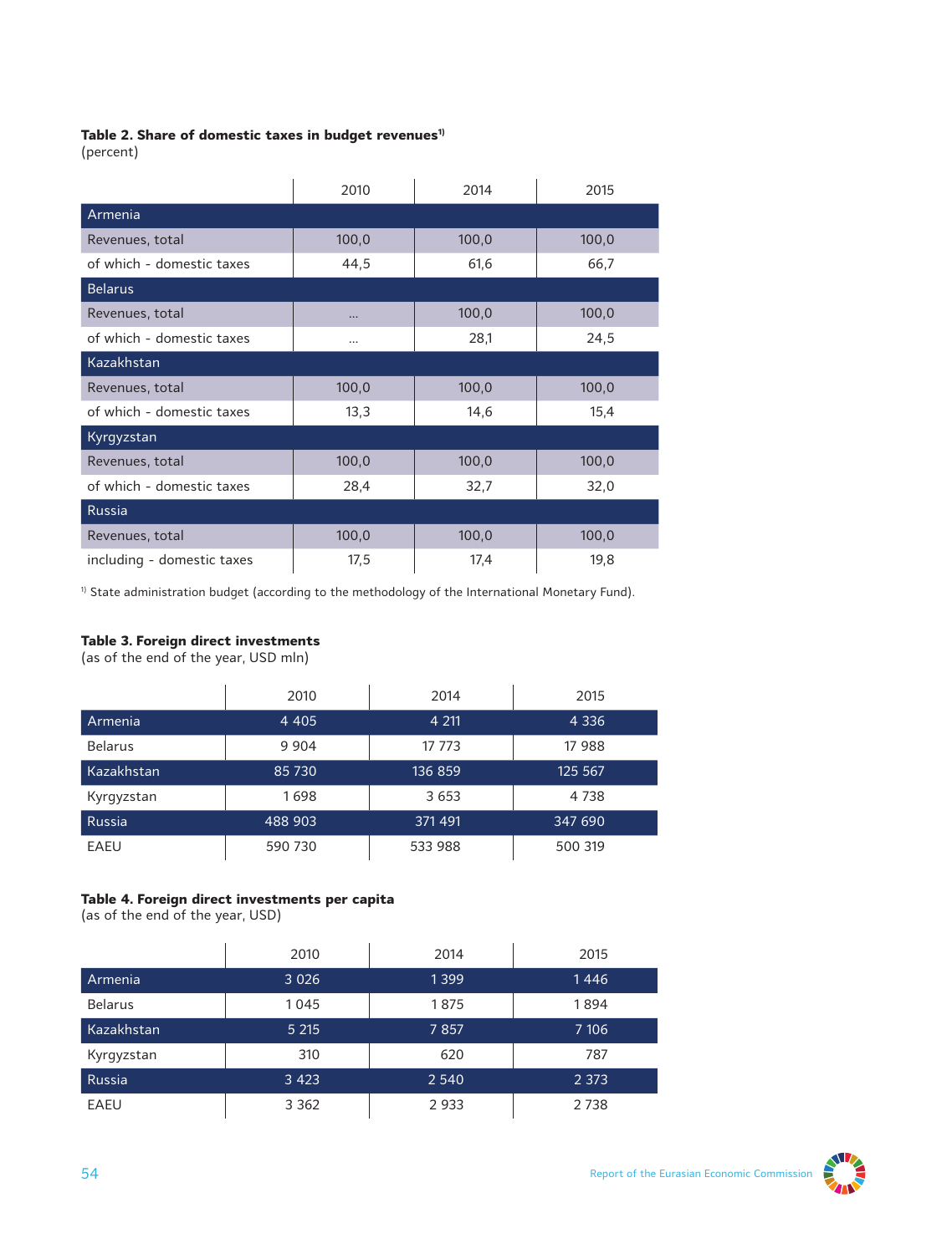**Table 2. Share of domestic taxes in budget revenues[1)]**
(percent)

| | 2010 | 2014 | 2015 |
|---|---|---|---|
| Armenia | | | |
| Revenues, total | 100,0 | 100,0 | 100,0 |
| of which - domestic taxes | 44,5 | 61,6 | 66,7 |
| Belarus | | | |
| Revenues, total | ... | 100,0 | 100,0 |
| of which - domestic taxes | ... | 28,1 | 24,5 |
| Kazakhstan | | | |
| Revenues, total | 100,0 | 100,0 | 100,0 |
| of which - domestic taxes | 13,3 | 14,6 | 15,4 |
| Kyrgyzstan | | | |
| Revenues, total | 100,0 | 100,0 | 100,0 |
| of which - domestic taxes | 28,4 | 32,7 | 32,0 |
| Russia | | | |
| Revenues, total | 100,0 | 100,0 | 100,0 |
| including - domestic taxes | 17,5 | 17,4 | 19,8 |

[1)] State administration budget (according to the methodology of the International Monetary Fund).

**Table 3. Foreign direct investments**
(as of the end of the year, USD mln)

| | 2010 | 2014 | 2015 |
|---|---|---|---|
| Armenia | 4 405 | 4 211 | 4 336 |
| Belarus | 9 904 | 17 773 | 17 988 |
| Kazakhstan | 85 730 | 136 859 | 125 567 |
| Kyrgyzstan | 1 698 | 3 653 | 4 738 |
| Russia | 488 903 | 371 491 | 347 690 |
| EAEU | 590 730 | 533 988 | 500 319 |

**Table 4. Foreign direct investments per capita**
(as of the end of the year, USD)

| | 2010 | 2014 | 2015 |
|---|---|---|---|
| Armenia | 3 026 | 1 399 | 1 446 |
| Belarus | 1 045 | 1 875 | 1 894 |
| Kazakhstan | 5 215 | 7 857 | 7 106 |
| Kyrgyzstan | 310 | 620 | 787 |
| Russia | 3 423 | 2 540 | 2 373 |
| EAEU | 3 362 | 2 933 | 2 738 |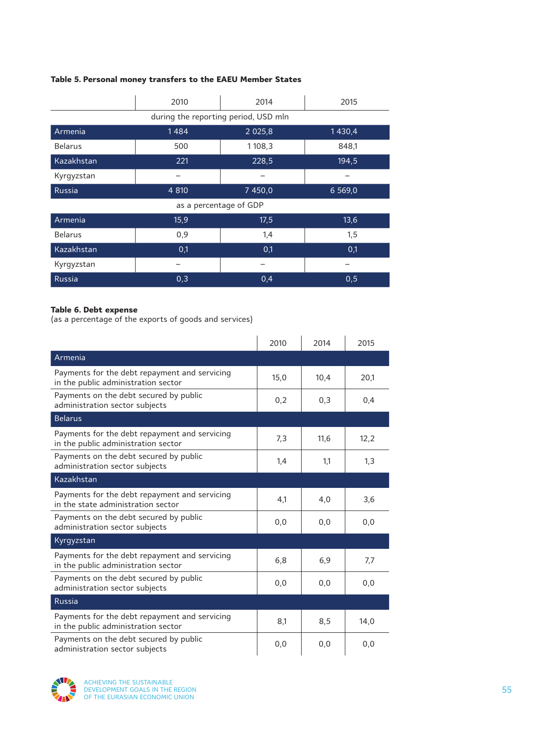**Table 5. Personal money transfers to the EAEU Member States**

| | 2010 | 2014 | 2015 |
|---|---|---|---|
| during the reporting period, USD mln | | | |
| Armenia | 1 484 | 2 025,8 | 1 430,4 |
| Belarus | 500 | 1 108,3 | 848,1 |
| Kazakhstan | 221 | 228,5 | 194,5 |
| Kyrgyzstan | – | – | – |
| Russia | 4 810 | 7 450,0 | 6 569,0 |
| as a percentage of GDP | | | |
| Armenia | 15,9 | 17,5 | 13,6 |
| Belarus | 0,9 | 1,4 | 1,5 |
| Kazakhstan | 0,1 | 0,1 | 0,1 |
| Kyrgyzstan | – | – | – |
| Russia | 0,3 | 0,4 | 0,5 |

**Table 6. Debt expense**
(as a percentage of the exports of goods and services)

| | 2010 | 2014 | 2015 |
|---|---|---|---|
| **Armenia** | | | |
| Payments for the debt repayment and servicing in the public administration sector | 15,0 | 10,4 | 20,1 |
| Payments on the debt secured by public administration sector subjects | 0,2 | 0,3 | 0,4 |
| **Belarus** | | | |
| Payments for the debt repayment and servicing in the public administration sector | 7,3 | 11,6 | 12,2 |
| Payments on the debt secured by public administration sector subjects | 1,4 | 1,1 | 1,3 |
| **Kazakhstan** | | | |
| Payments for the debt repayment and servicing in the state administration sector | 4,1 | 4,0 | 3,6 |
| Payments on the debt secured by public administration sector subjects | 0,0 | 0,0 | 0,0 |
| **Kyrgyzstan** | | | |
| Payments for the debt repayment and servicing in the public administration sector | 6,8 | 6,9 | 7,7 |
| Payments on the debt secured by public administration sector subjects | 0,0 | 0,0 | 0,0 |
| **Russia** | | | |
| Payments for the debt repayment and servicing in the public administration sector | 8,1 | 8,5 | 14,0 |
| Payments on the debt secured by public administration sector subjects | 0,0 | 0,0 | 0,0 |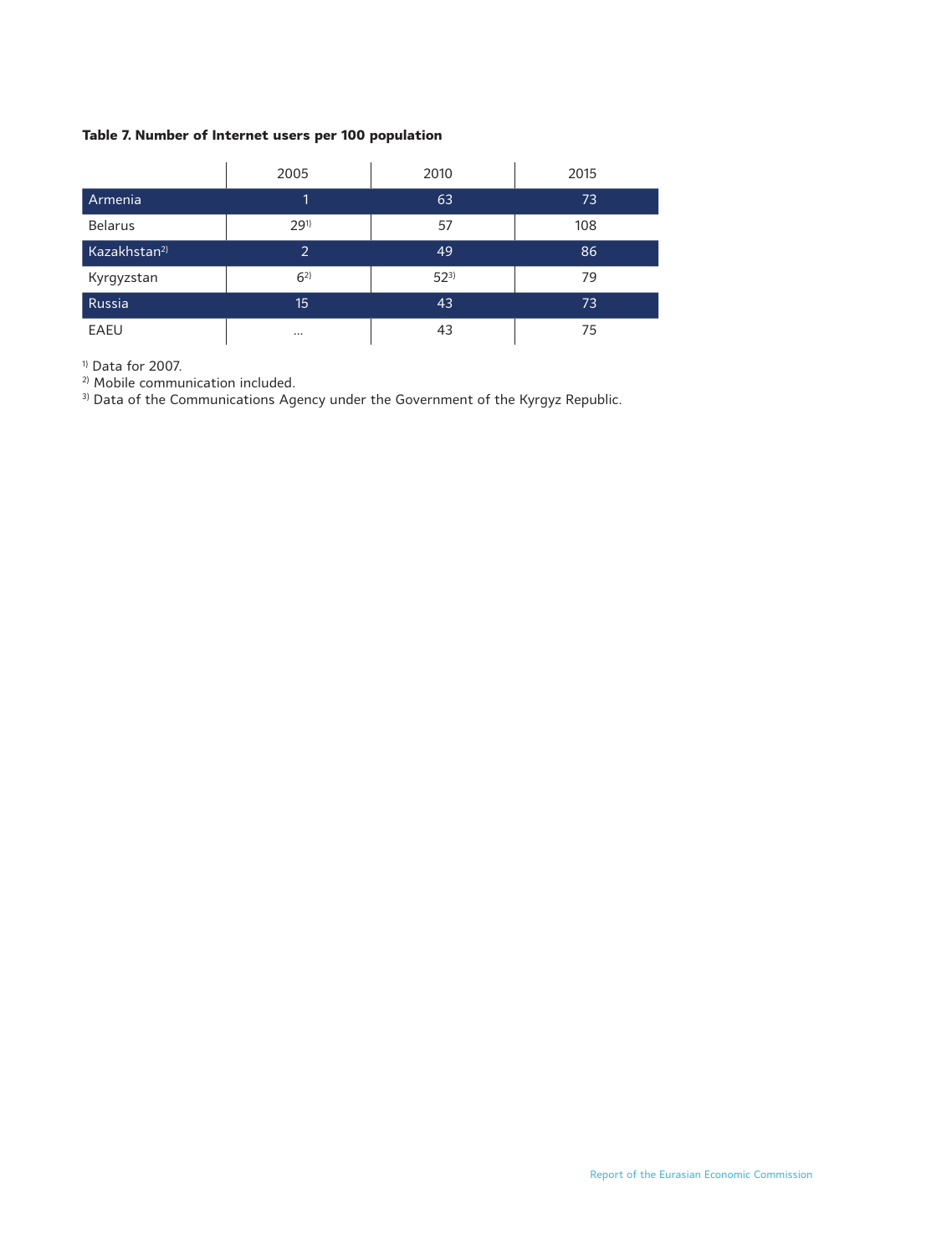**Table 7. Number of Internet users per 100 population**

| | 2005 | 2010 | 2015 |
|---|---|---|---|
| Armenia | 1 | 63 | 73 |
| Belarus | 29[1] | 57 | 108 |
| Kazakhstan[2] | 2 | 49 | 86 |
| Kyrgyzstan | 6[2] | 52[3] | 79 |
| Russia | 15 | 43 | 73 |
| EAEU | ... | 43 | 75 |

[1] Data for 2007.
[2] Mobile communication included.
[3] Data of the Communications Agency under the Government of the Kyrgyz Republic.